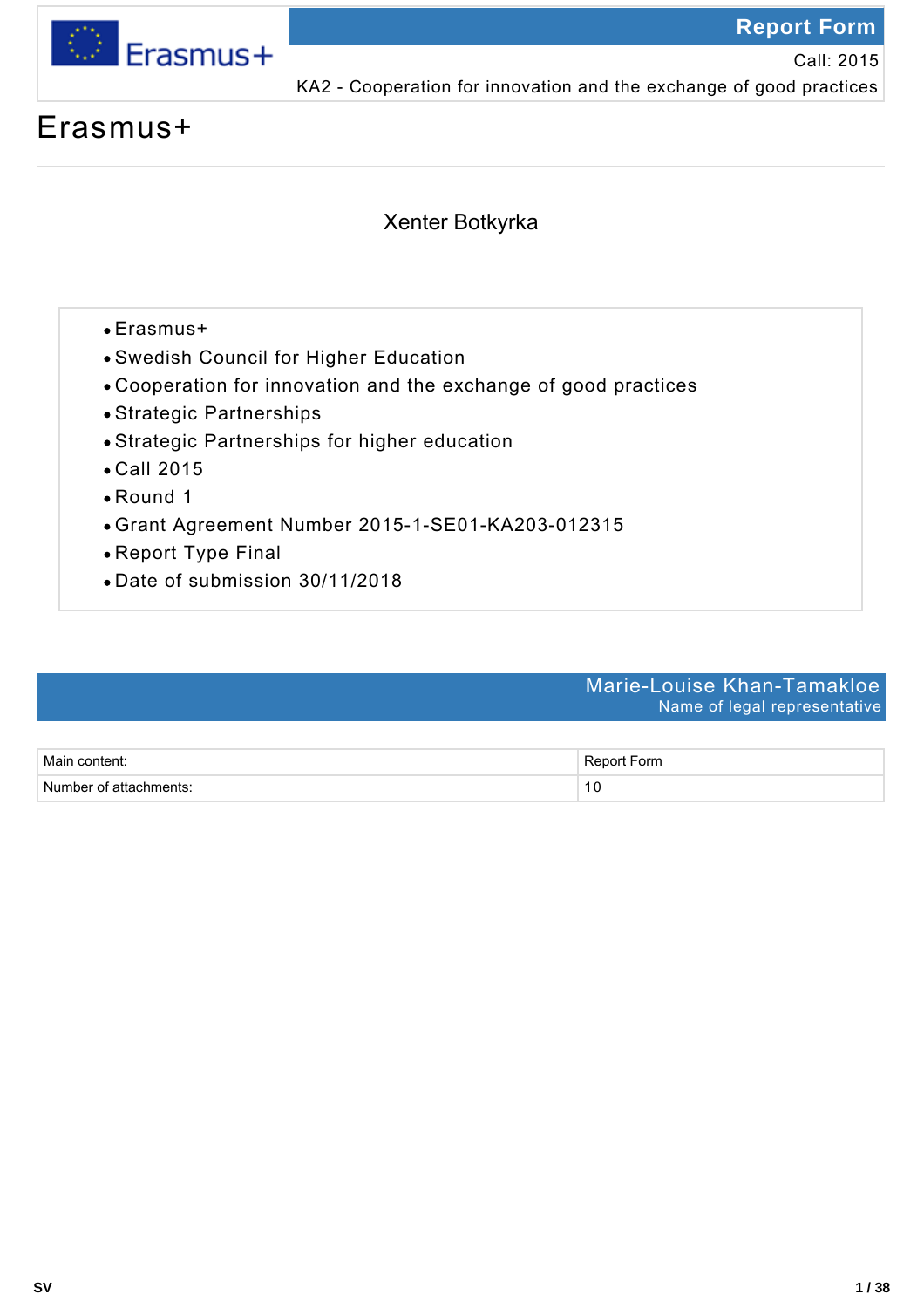Report Form

Call: 2015

KA2 - Cooperation for innovation and the exchange of good practices

# Erasmus+

Xenter Botkyrka

- Erasmus+
- Swedish Council for Higher Education
- Cooperation for innovation and the exchange of good practices
- Strategic Partnerships
- Strategic Partnerships for higher education
- Call 2015
- Round 1
- Grant Agreement Number 2015-1-SE01-KA203-012315
- Report Type Final
- Date of submission 30/11/2018

Marie-Louise Khan-Tamakloe
Name of legal representative

| Main content: | Report Form |
|---|---|
| Number of attachments: | 10 |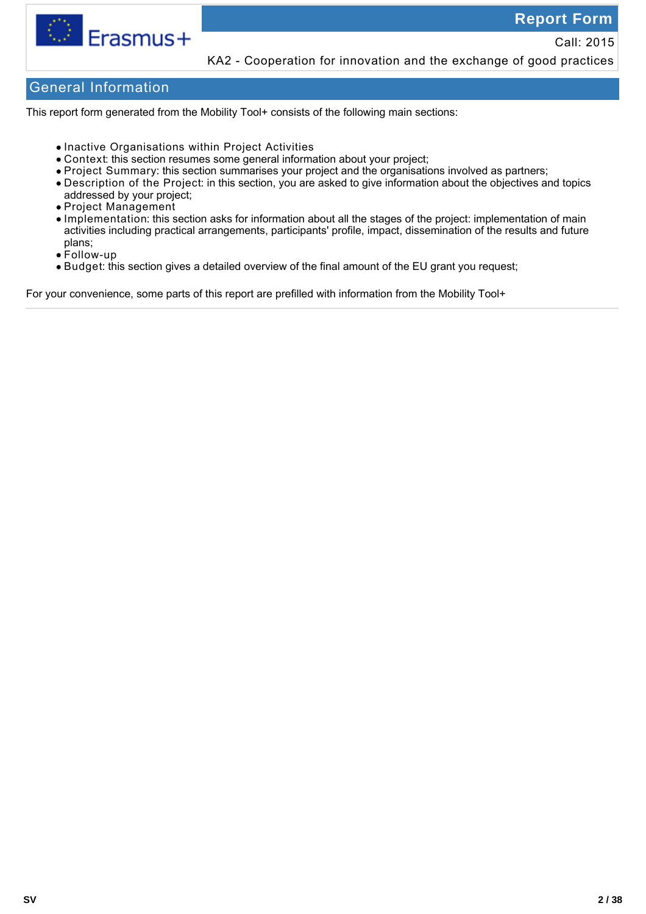# General Information

This report form generated from the Mobility Tool+ consists of the following main sections:

- Inactive Organisations within Project Activities
- Context: this section resumes some general information about your project;
- Project Summary: this section summarises your project and the organisations involved as partners;
- Description of the Project: in this section, you are asked to give information about the objectives and topics addressed by your project;
- Project Management
- Implementation: this section asks for information about all the stages of the project: implementation of main activities including practical arrangements, participants' profile, impact, dissemination of the results and future plans;
- Follow-up
- Budget: this section gives a detailed overview of the final amount of the EU grant you request;

For your convenience, some parts of this report are prefilled with information from the Mobility Tool+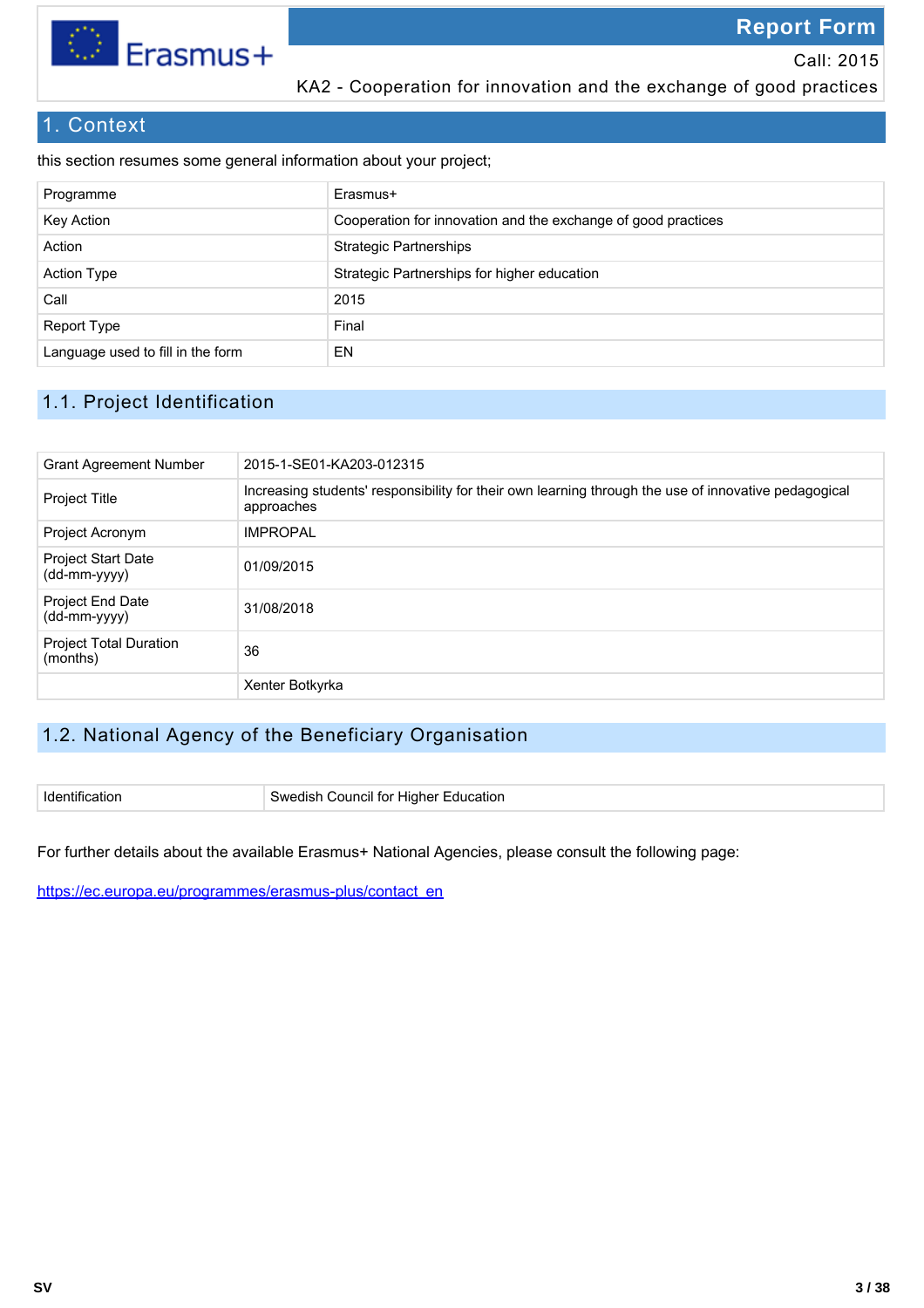# Report Form

Call: 2015

KA2 - Cooperation for innovation and the exchange of good practices

## 1. Context

this section resumes some general information about your project;

| | |
|---|---|
| Programme | Erasmus+ |
| Key Action | Cooperation for innovation and the exchange of good practices |
| Action | Strategic Partnerships |
| Action Type | Strategic Partnerships for higher education |
| Call | 2015 |
| Report Type | Final |
| Language used to fill in the form | EN |

### 1.1. Project Identification

| | |
|---|---|
| Grant Agreement Number | 2015-1-SE01-KA203-012315 |
| Project Title | Increasing students' responsibility for their own learning through the use of innovative pedagogical approaches |
| Project Acronym | IMPROPAL |
| Project Start Date (dd-mm-yyyy) | 01/09/2015 |
| Project End Date (dd-mm-yyyy) | 31/08/2018 |
| Project Total Duration (months) | 36 |
| | Xenter Botkyrka |

### 1.2. National Agency of the Beneficiary Organisation

| | |
|---|---|
| Identification | Swedish Council for Higher Education |

For further details about the available Erasmus+ National Agencies, please consult the following page:

https://ec.europa.eu/programmes/erasmus-plus/contact_en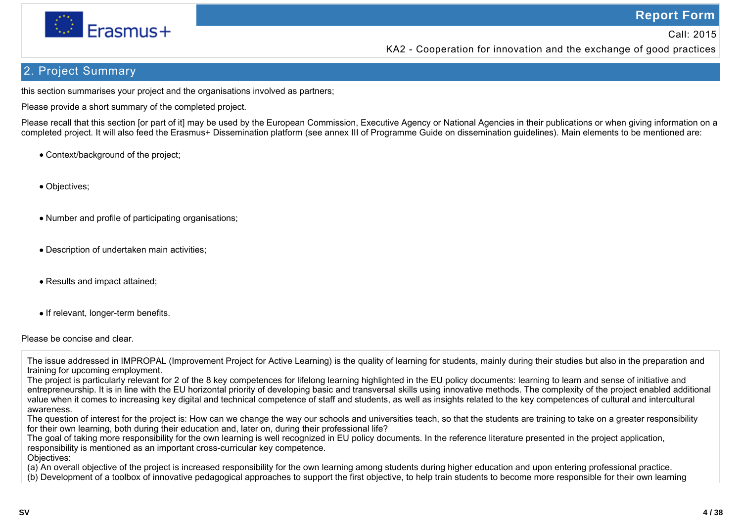## 2. Project Summary

this section summarises your project and the organisations involved as partners;

Please provide a short summary of the completed project.

Please recall that this section [or part of it] may be used by the European Commission, Executive Agency or National Agencies in their publications or when giving information on a completed project. It will also feed the Erasmus+ Dissemination platform (see annex III of Programme Guide on dissemination guidelines). Main elements to be mentioned are:

- Context/background of the project;
- Objectives;
- Number and profile of participating organisations;
- Description of undertaken main activities;
- Results and impact attained;
- If relevant, longer-term benefits.

Please be concise and clear.

The issue addressed in IMPROPAL (Improvement Project for Active Learning) is the quality of learning for students, mainly during their studies but also in the preparation and training for upcoming employment.
The project is particularly relevant for 2 of the 8 key competences for lifelong learning highlighted in the EU policy documents: learning to learn and sense of initiative and entrepreneurship. It is in line with the EU horizontal priority of developing basic and transversal skills using innovative methods. The complexity of the project enabled additional value when it comes to increasing key digital and technical competence of staff and students, as well as insights related to the key competences of cultural and intercultural awareness.
The question of interest for the project is: How can we change the way our schools and universities teach, so that the students are training to take on a greater responsibility for their own learning, both during their education and, later on, during their professional life?
The goal of taking more responsibility for the own learning is well recognized in EU policy documents. In the reference literature presented in the project application, responsibility is mentioned as an important cross-curricular key competence.
Objectives:
(a) An overall objective of the project is increased responsibility for the own learning among students during higher education and upon entering professional practice.
(b) Development of a toolbox of innovative pedagogical approaches to support the first objective, to help train students to become more responsible for their own learning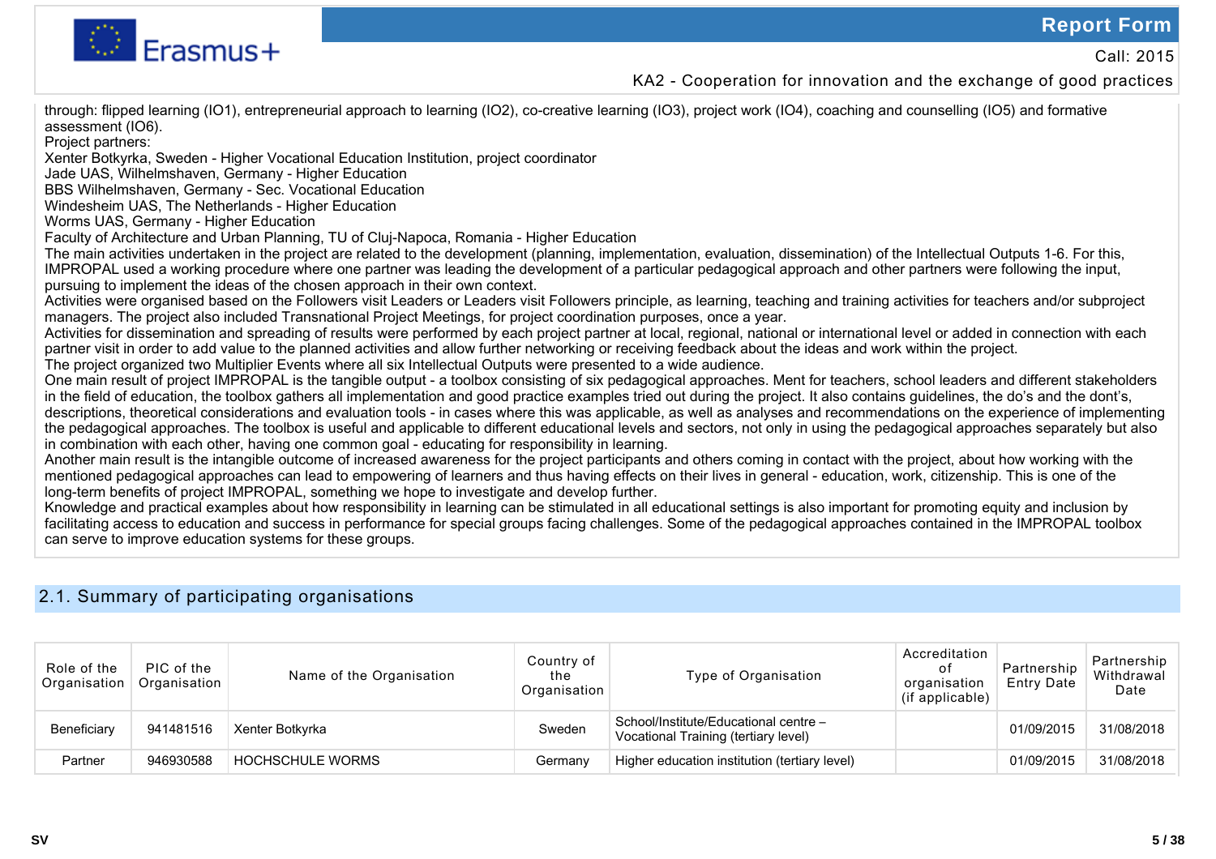through: flipped learning (IO1), entrepreneurial approach to learning (IO2), co-creative learning (IO3), project work (IO4), coaching and counselling (IO5) and formative assessment (IO6).
Project partners:
Xenter Botkyrka, Sweden - Higher Vocational Education Institution, project coordinator
Jade UAS, Wilhelmshaven, Germany - Higher Education
BBS Wilhelmshaven, Germany - Sec. Vocational Education
Windesheim UAS, The Netherlands - Higher Education
Worms UAS, Germany - Higher Education
Faculty of Architecture and Urban Planning, TU of Cluj-Napoca, Romania - Higher Education
The main activities undertaken in the project are related to the development (planning, implementation, evaluation, dissemination) of the Intellectual Outputs 1-6. For this, IMPROPAL used a working procedure where one partner was leading the development of a particular pedagogical approach and other partners were following the input, pursuing to implement the ideas of the chosen approach in their own context.
Activities were organised based on the Followers visit Leaders or Leaders visit Followers principle, as learning, teaching and training activities for teachers and/or subproject managers. The project also included Transnational Project Meetings, for project coordination purposes, once a year.
Activities for dissemination and spreading of results were performed by each project partner at local, regional, national or international level or added in connection with each partner visit in order to add value to the planned activities and allow further networking or receiving feedback about the ideas and work within the project.
The project organized two Multiplier Events where all six Intellectual Outputs were presented to a wide audience.
One main result of project IMPROPAL is the tangible output - a toolbox consisting of six pedagogical approaches. Ment for teachers, school leaders and different stakeholders in the field of education, the toolbox gathers all implementation and good practice examples tried out during the project. It also contains guidelines, the do's and the dont's, descriptions, theoretical considerations and evaluation tools - in cases where this was applicable, as well as analyses and recommendations on the experience of implementing the pedagogical approaches. The toolbox is useful and applicable to different educational levels and sectors, not only in using the pedagogical approaches separately but also in combination with each other, having one common goal - educating for responsibility in learning.
Another main result is the intangible outcome of increased awareness for the project participants and others coming in contact with the project, about how working with the mentioned pedagogical approaches can lead to empowering of learners and thus having effects on their lives in general - education, work, citizenship. This is one of the long-term benefits of project IMPROPAL, something we hope to investigate and develop further.
Knowledge and practical examples about how responsibility in learning can be stimulated in all educational settings is also important for promoting equity and inclusion by facilitating access to education and success in performance for special groups facing challenges. Some of the pedagogical approaches contained in the IMPROPAL toolbox can serve to improve education systems for these groups.

## 2.1. Summary of participating organisations

| Role of the Organisation | PIC of the Organisation | Name of the Organisation | Country of the Organisation | Type of Organisation | Accreditation of organisation (if applicable) | Partnership Entry Date | Partnership Withdrawal Date |
|---|---|---|---|---|---|---|---|
| Beneficiary | 941481516 | Xenter Botkyrka | Sweden | School/Institute/Educational centre – Vocational Training (tertiary level) | | 01/09/2015 | 31/08/2018 |
| Partner | 946930588 | HOCHSCHULE WORMS | Germany | Higher education institution (tertiary level) | | 01/09/2015 | 31/08/2018 |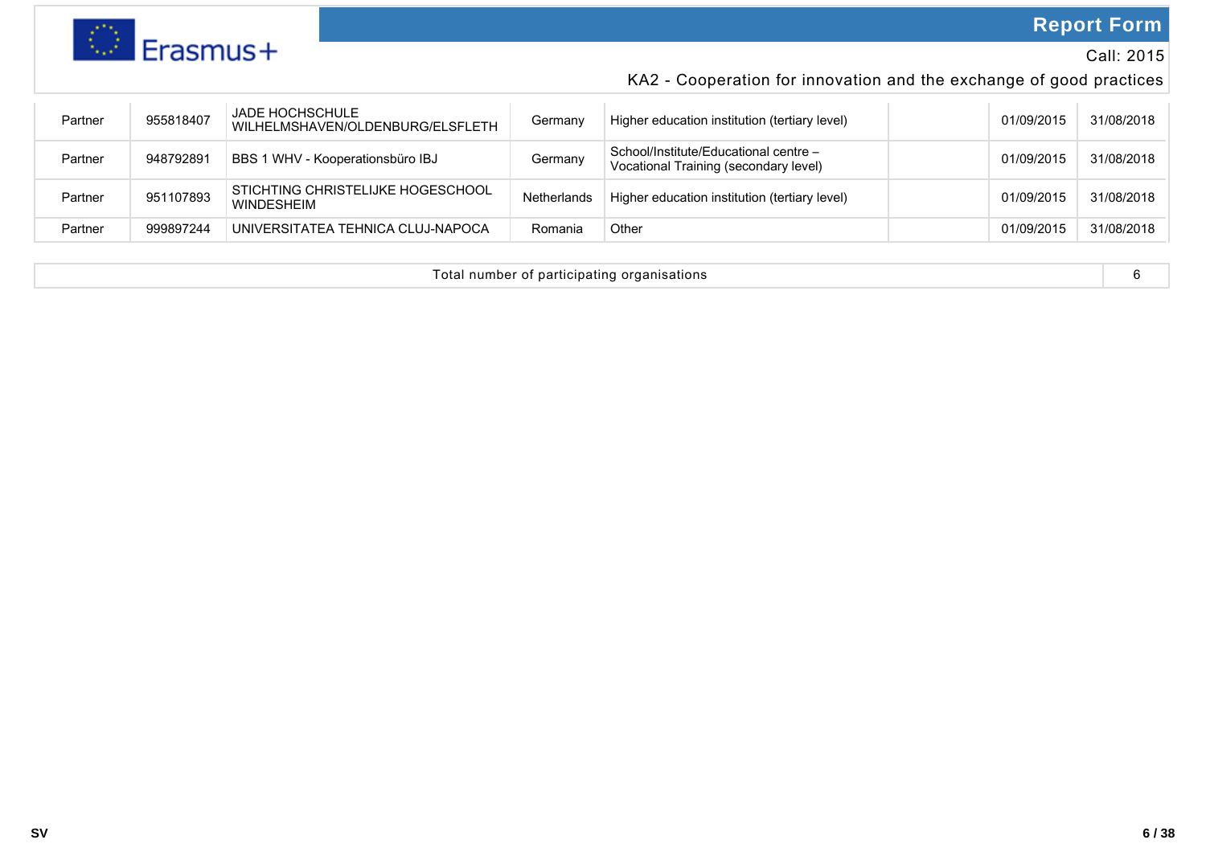| | | | | | | | |
|---|---|---|---|---|---|---|---|
| Partner | 955818407 | JADE HOCHSCHULE WILHELMSHAVEN/OLDENBURG/ELSFLETH | Germany | Higher education institution (tertiary level) | | 01/09/2015 | 31/08/2018 |
| Partner | 948792891 | BBS 1 WHV - Kooperationsbüro IBJ | Germany | School/Institute/Educational centre – Vocational Training (secondary level) | | 01/09/2015 | 31/08/2018 |
| Partner | 951107893 | STICHTING CHRISTELIJKE HOGESCHOOL WINDESHEIM | Netherlands | Higher education institution (tertiary level) | | 01/09/2015 | 31/08/2018 |
| Partner | 999897244 | UNIVERSITATEA TEHNICA CLUJ-NAPOCA | Romania | Other | | 01/09/2015 | 31/08/2018 |

| | |
|---|---|
| Total number of participating organisations | 6 |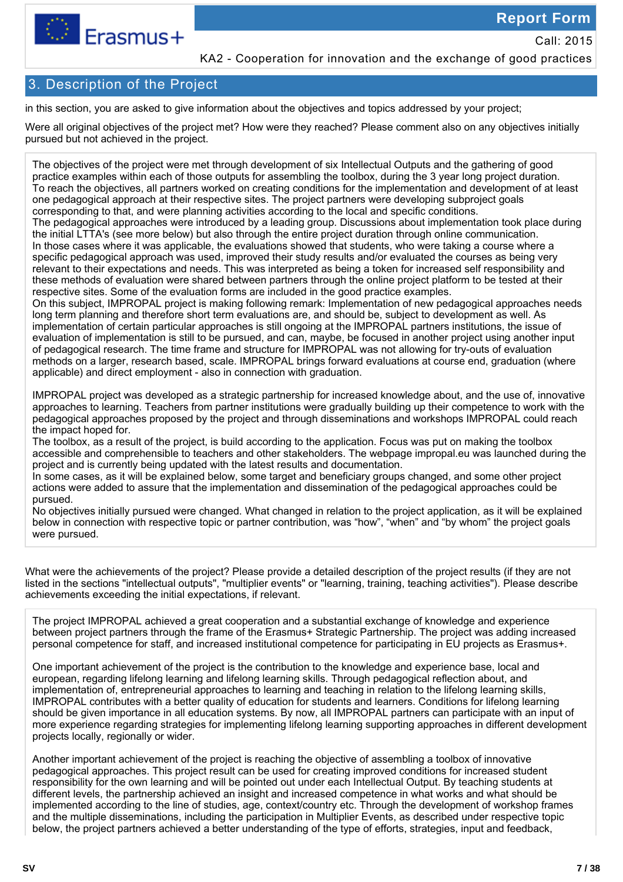## 3. Description of the Project

in this section, you are asked to give information about the objectives and topics addressed by your project;

Were all original objectives of the project met? How were they reached? Please comment also on any objectives initially pursued but not achieved in the project.

The objectives of the project were met through development of six Intellectual Outputs and the gathering of good practice examples within each of those outputs for assembling the toolbox, during the 3 year long project duration.
To reach the objectives, all partners worked on creating conditions for the implementation and development of at least one pedagogical approach at their respective sites. The project partners were developing subproject goals corresponding to that, and were planning activities according to the local and specific conditions.
The pedagogical approaches were introduced by a leading group. Discussions about implementation took place during the initial LTTA's (see more below) but also through the entire project duration through online communication.
In those cases where it was applicable, the evaluations showed that students, who were taking a course where a specific pedagogical approach was used, improved their study results and/or evaluated the courses as being very relevant to their expectations and needs. This was interpreted as being a token for increased self responsibility and these methods of evaluation were shared between partners through the online project platform to be tested at their respective sites. Some of the evaluation forms are included in the good practice examples.
On this subject, IMPROPAL project is making following remark: Implementation of new pedagogical approaches needs long term planning and therefore short term evaluations are, and should be, subject to development as well. As implementation of certain particular approaches is still ongoing at the IMPROPAL partners institutions, the issue of evaluation of implementation is still to be pursued, and can, maybe, be focused in another project using another input of pedagogical research. The time frame and structure for IMPROPAL was not allowing for try-outs of evaluation methods on a larger, research based, scale. IMPROPAL brings forward evaluations at course end, graduation (where applicable) and direct employment - also in connection with graduation.

IMPROPAL project was developed as a strategic partnership for increased knowledge about, and the use of, innovative approaches to learning. Teachers from partner institutions were gradually building up their competence to work with the pedagogical approaches proposed by the project and through disseminations and workshops IMPROPAL could reach the impact hoped for.
The toolbox, as a result of the project, is build according to the application. Focus was put on making the toolbox accessible and comprehensible to teachers and other stakeholders. The webpage impropal.eu was launched during the project and is currently being updated with the latest results and documentation.
In some cases, as it will be explained below, some target and beneficiary groups changed, and some other project actions were added to assure that the implementation and dissemination of the pedagogical approaches could be pursued.
No objectives initially pursued were changed. What changed in relation to the project application, as it will be explained below in connection with respective topic or partner contribution, was “how”, “when” and “by whom” the project goals were pursued.

What were the achievements of the project? Please provide a detailed description of the project results (if they are not listed in the sections "intellectual outputs", "multiplier events" or "learning, training, teaching activities"). Please describe achievements exceeding the initial expectations, if relevant.

The project IMPROPAL achieved a great cooperation and a substantial exchange of knowledge and experience between project partners through the frame of the Erasmus+ Strategic Partnership. The project was adding increased personal competence for staff, and increased institutional competence for participating in EU projects as Erasmus+.

One important achievement of the project is the contribution to the knowledge and experience base, local and european, regarding lifelong learning and lifelong learning skills. Through pedagogical reflection about, and implementation of, entrepreneurial approaches to learning and teaching in relation to the lifelong learning skills, IMPROPAL contributes with a better quality of education for students and learners. Conditions for lifelong learning should be given importance in all education systems. By now, all IMPROPAL partners can participate with an input of more experience regarding strategies for implementing lifelong learning supporting approaches in different development projects locally, regionally or wider.

Another important achievement of the project is reaching the objective of assembling a toolbox of innovative pedagogical approaches. This project result can be used for creating improved conditions for increased student responsibility for the own learning and will be pointed out under each Intellectual Output. By teaching students at different levels, the partnership achieved an insight and increased competence in what works and what should be implemented according to the line of studies, age, context/country etc. Through the development of workshop frames and the multiple disseminations, including the participation in Multiplier Events, as described under respective topic below, the project partners achieved a better understanding of the type of efforts, strategies, input and feedback,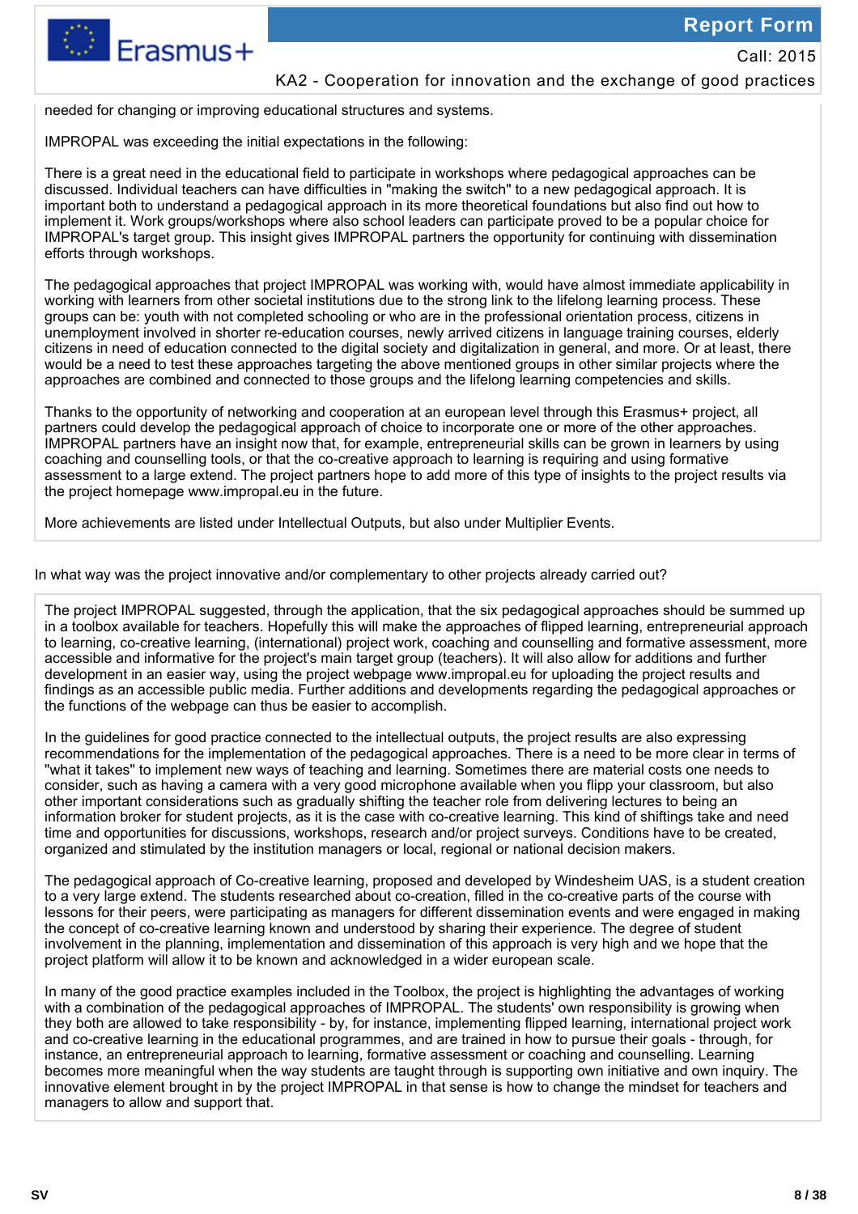needed for changing or improving educational structures and systems.

IMPROPAL was exceeding the initial expectations in the following:

There is a great need in the educational field to participate in workshops where pedagogical approaches can be discussed. Individual teachers can have difficulties in "making the switch" to a new pedagogical approach. It is important both to understand a pedagogical approach in its more theoretical foundations but also find out how to implement it. Work groups/workshops where also school leaders can participate proved to be a popular choice for IMPROPAL's target group. This insight gives IMPROPAL partners the opportunity for continuing with dissemination efforts through workshops.

The pedagogical approaches that project IMPROPAL was working with, would have almost immediate applicability in working with learners from other societal institutions due to the strong link to the lifelong learning process. These groups can be: youth with not completed schooling or who are in the professional orientation process, citizens in unemployment involved in shorter re-education courses, newly arrived citizens in language training courses, elderly citizens in need of education connected to the digital society and digitalization in general, and more. Or at least, there would be a need to test these approaches targeting the above mentioned groups in other similar projects where the approaches are combined and connected to those groups and the lifelong learning competencies and skills.

Thanks to the opportunity of networking and cooperation at an european level through this Erasmus+ project, all partners could develop the pedagogical approach of choice to incorporate one or more of the other approaches. IMPROPAL partners have an insight now that, for example, entrepreneurial skills can be grown in learners by using coaching and counselling tools, or that the co-creative approach to learning is requiring and using formative assessment to a large extend. The project partners hope to add more of this type of insights to the project results via the project homepage www.impropal.eu in the future.

More achievements are listed under Intellectual Outputs, but also under Multiplier Events.

In what way was the project innovative and/or complementary to other projects already carried out?

The project IMPROPAL suggested, through the application, that the six pedagogical approaches should be summed up in a toolbox available for teachers. Hopefully this will make the approaches of flipped learning, entrepreneurial approach to learning, co-creative learning, (international) project work, coaching and counselling and formative assessment, more accessible and informative for the project's main target group (teachers). It will also allow for additions and further development in an easier way, using the project webpage www.impropal.eu for uploading the project results and findings as an accessible public media. Further additions and developments regarding the pedagogical approaches or the functions of the webpage can thus be easier to accomplish.

In the guidelines for good practice connected to the intellectual outputs, the project results are also expressing recommendations for the implementation of the pedagogical approaches. There is a need to be more clear in terms of "what it takes" to implement new ways of teaching and learning. Sometimes there are material costs one needs to consider, such as having a camera with a very good microphone available when you flip your classroom, but also other important considerations such as gradually shifting the teacher role from delivering lectures to being an information broker for student projects, as it is the case with co-creative learning. This kind of shiftings take and need time and opportunities for discussions, workshops, research and/or project surveys. Conditions have to be created, organized and stimulated by the institution managers or local, regional or national decision makers.

The pedagogical approach of Co-creative learning, proposed and developed by Windesheim UAS, is a student creation to a very large extend. The students researched about co-creation, filled in the co-creative parts of the course with lessons for their peers, were participating as managers for different dissemination events and were engaged in making the concept of co-creative learning known and understood by sharing their experience. The degree of student involvement in the planning, implementation and dissemination of this approach is very high and we hope that the project platform will allow it to be known and acknowledged in a wider european scale.

In many of the good practice examples included in the Toolbox, the project is highlighting the advantages of working with a combination of the pedagogical approaches of IMPROPAL. The students' own responsibility is growing when they both are allowed to take responsibility - by, for instance, implementing flipped learning, international project work and co-creative learning in the educational programmes, and are trained in how to pursue their goals - through, for instance, an entrepreneurial approach to learning, formative assessment or coaching and counselling. Learning becomes more meaningful when the way students are taught through is supporting own initiative and own inquiry. The innovative element brought in by the project IMPROPAL in that sense is how to change the mindset for teachers and managers to allow and support that.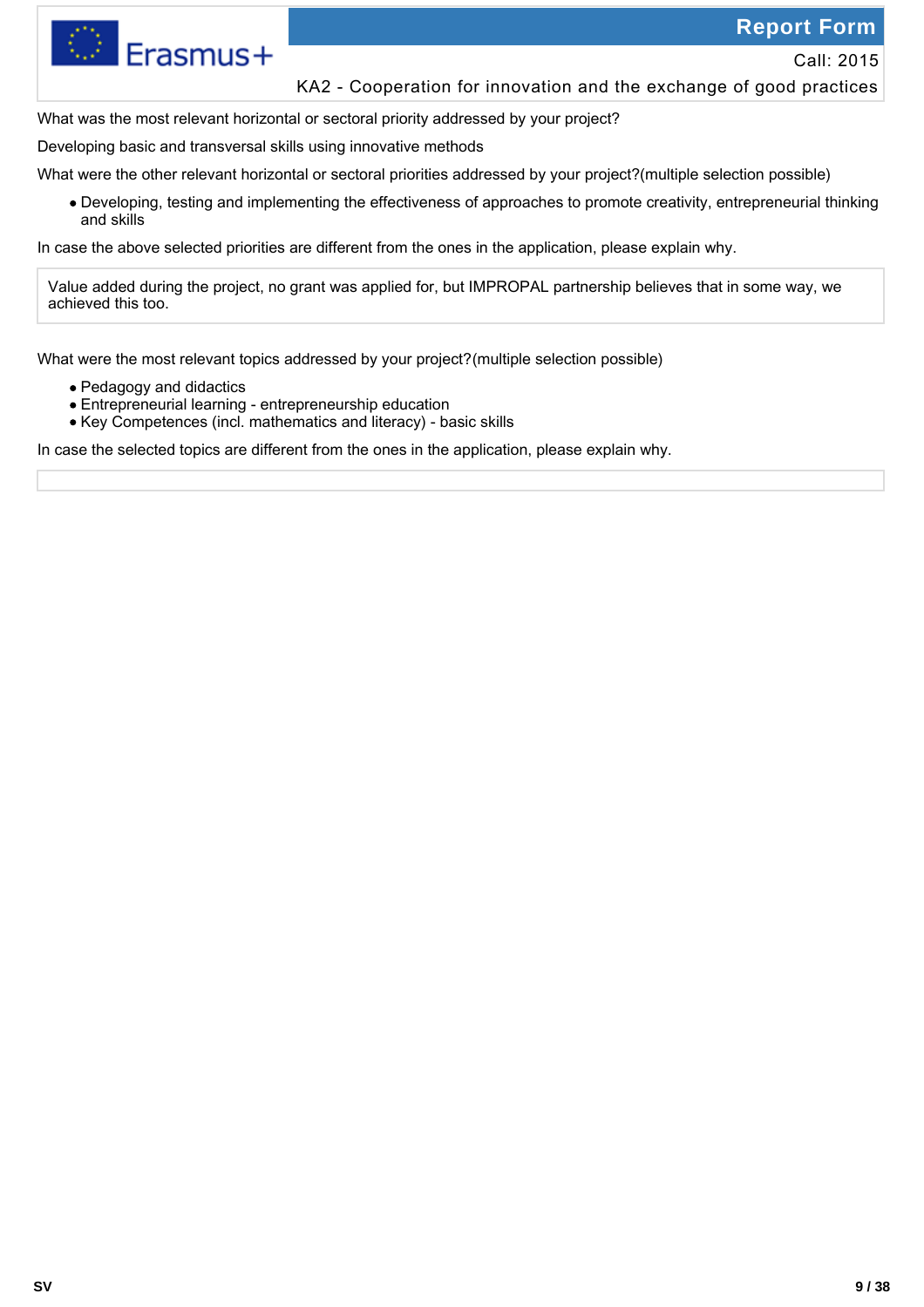What was the most relevant horizontal or sectoral priority addressed by your project?

Developing basic and transversal skills using innovative methods

What were the other relevant horizontal or sectoral priorities addressed by your project?(multiple selection possible)

- Developing, testing and implementing the effectiveness of approaches to promote creativity, entrepreneurial thinking and skills

In case the above selected priorities are different from the ones in the application, please explain why.

> Value added during the project, no grant was applied for, but IMPROPAL partnership believes that in some way, we achieved this too.

What were the most relevant topics addressed by your project?(multiple selection possible)

- Pedagogy and didactics
- Entrepreneurial learning - entrepreneurship education
- Key Competences (incl. mathematics and literacy) - basic skills

In case the selected topics are different from the ones in the application, please explain why.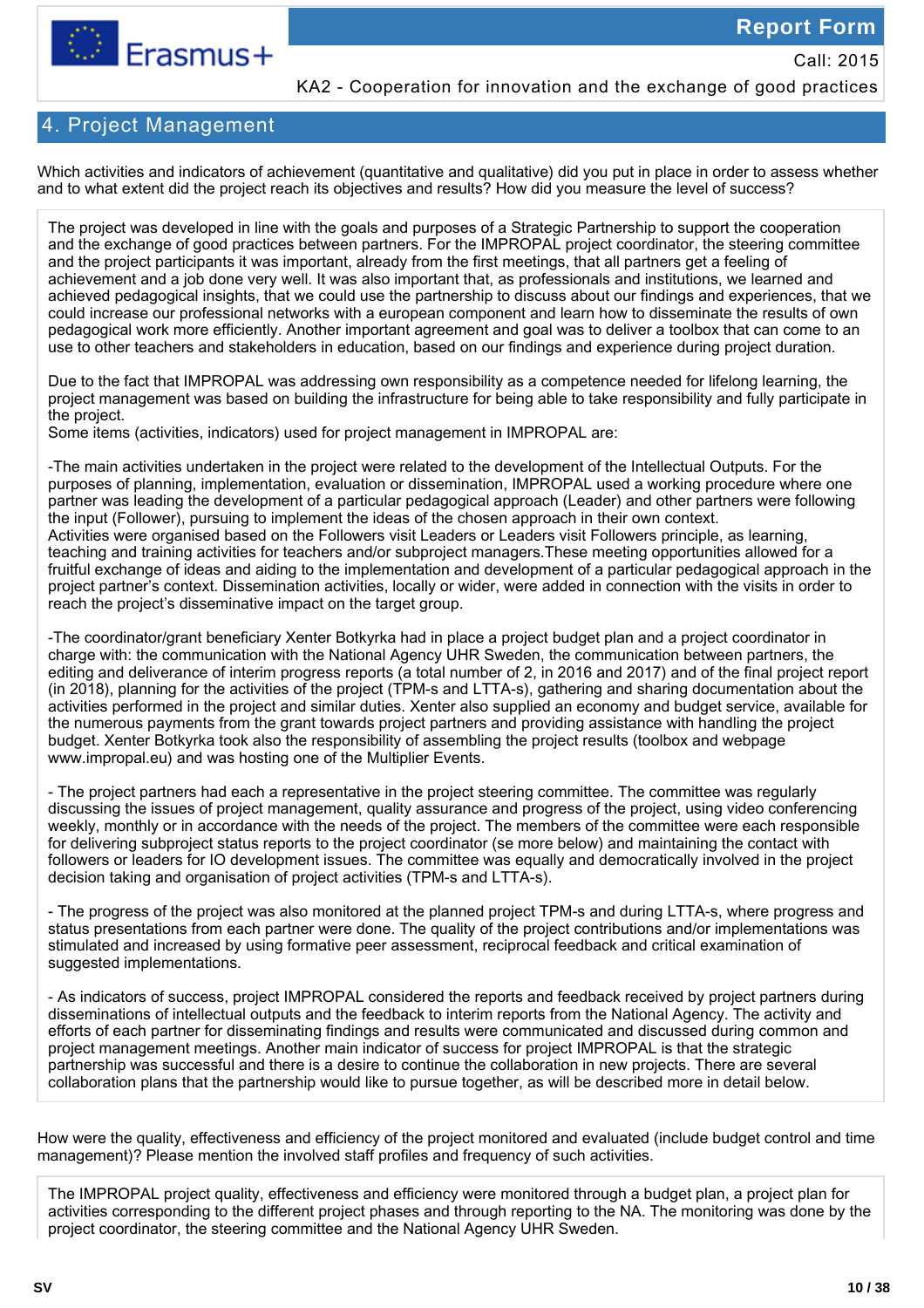## 4. Project Management

Which activities and indicators of achievement (quantitative and qualitative) did you put in place in order to assess whether and to what extent did the project reach its objectives and results? How did you measure the level of success?

The project was developed in line with the goals and purposes of a Strategic Partnership to support the cooperation and the exchange of good practices between partners. For the IMPROPAL project coordinator, the steering committee and the project participants it was important, already from the first meetings, that all partners get a feeling of achievement and a job done very well. It was also important that, as professionals and institutions, we learned and achieved pedagogical insights, that we could use the partnership to discuss about our findings and experiences, that we could increase our professional networks with a european component and learn how to disseminate the results of own pedagogical work more efficiently. Another important agreement and goal was to deliver a toolbox that can come to an use to other teachers and stakeholders in education, based on our findings and experience during project duration.

Due to the fact that IMPROPAL was addressing own responsibility as a competence needed for lifelong learning, the project management was based on building the infrastructure for being able to take responsibility and fully participate in the project.
Some items (activities, indicators) used for project management in IMPROPAL are:

-The main activities undertaken in the project were related to the development of the Intellectual Outputs. For the purposes of planning, implementation, evaluation or dissemination, IMPROPAL used a working procedure where one partner was leading the development of a particular pedagogical approach (Leader) and other partners were following the input (Follower), pursuing to implement the ideas of the chosen approach in their own context.
Activities were organised based on the Followers visit Leaders or Leaders visit Followers principle, as learning, teaching and training activities for teachers and/or subproject managers.These meeting opportunities allowed for a fruitful exchange of ideas and aiding to the implementation and development of a particular pedagogical approach in the project partner's context. Dissemination activities, locally or wider, were added in connection with the visits in order to reach the project's disseminative impact on the target group.

-The coordinator/grant beneficiary Xenter Botkyrka had in place a project budget plan and a project coordinator in charge with: the communication with the National Agency UHR Sweden, the communication between partners, the editing and deliverance of interim progress reports (a total number of 2, in 2016 and 2017) and of the final project report (in 2018), planning for the activities of the project (TPM-s and LTTA-s), gathering and sharing documentation about the activities performed in the project and similar duties. Xenter also supplied an economy and budget service, available for the numerous payments from the grant towards project partners and providing assistance with handling the project budget. Xenter Botkyrka took also the responsibility of assembling the project results (toolbox and webpage www.impropal.eu) and was hosting one of the Multiplier Events.

- The project partners had each a representative in the project steering committee. The committee was regularly discussing the issues of project management, quality assurance and progress of the project, using video conferencing weekly, monthly or in accordance with the needs of the project. The members of the committee were each responsible for delivering subproject status reports to the project coordinator (se more below) and maintaining the contact with followers or leaders for IO development issues. The committee was equally and democratically involved in the project decision taking and organisation of project activities (TPM-s and LTTA-s).

- The progress of the project was also monitored at the planned project TPM-s and during LTTA-s, where progress and status presentations from each partner were done. The quality of the project contributions and/or implementations was stimulated and increased by using formative peer assessment, reciprocal feedback and critical examination of suggested implementations.

- As indicators of success, project IMPROPAL considered the reports and feedback received by project partners during disseminations of intellectual outputs and the feedback to interim reports from the National Agency. The activity and efforts of each partner for disseminating findings and results were communicated and discussed during common and project management meetings. Another main indicator of success for project IMPROPAL is that the strategic partnership was successful and there is a desire to continue the collaboration in new projects. There are several collaboration plans that the partnership would like to pursue together, as will be described more in detail below.

How were the quality, effectiveness and efficiency of the project monitored and evaluated (include budget control and time management)? Please mention the involved staff profiles and frequency of such activities.

The IMPROPAL project quality, effectiveness and efficiency were monitored through a budget plan, a project plan for activities corresponding to the different project phases and through reporting to the NA. The monitoring was done by the project coordinator, the steering committee and the National Agency UHR Sweden.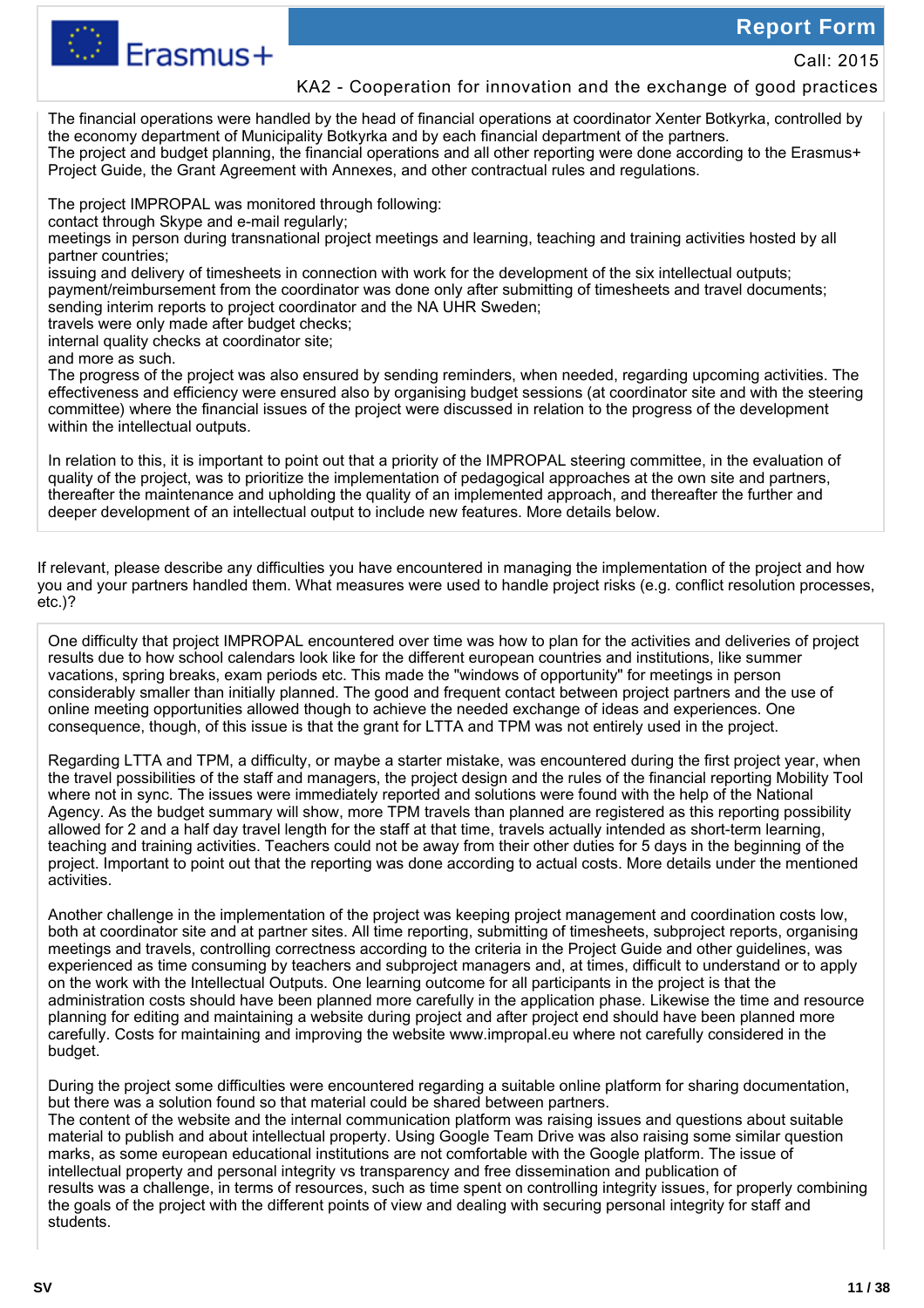The financial operations were handled by the head of financial operations at coordinator Xenter Botkyrka, controlled by the economy department of Municipality Botkyrka and by each financial department of the partners.
The project and budget planning, the financial operations and all other reporting were done according to the Erasmus+ Project Guide, the Grant Agreement with Annexes, and other contractual rules and regulations.

The project IMPROPAL was monitored through following:
contact through Skype and e-mail regularly;
meetings in person during transnational project meetings and learning, teaching and training activities hosted by all partner countries;
issuing and delivery of timesheets in connection with work for the development of the six intellectual outputs;
payment/reimbursement from the coordinator was done only after submitting of timesheets and travel documents;
sending interim reports to project coordinator and the NA UHR Sweden;
travels were only made after budget checks;
internal quality checks at coordinator site;
and more as such.
The progress of the project was also ensured by sending reminders, when needed, regarding upcoming activities. The effectiveness and efficiency were ensured also by organising budget sessions (at coordinator site and with the steering committee) where the financial issues of the project were discussed in relation to the progress of the development within the intellectual outputs.

In relation to this, it is important to point out that a priority of the IMPROPAL steering committee, in the evaluation of quality of the project, was to prioritize the implementation of pedagogical approaches at the own site and partners, thereafter the maintenance and upholding the quality of an implemented approach, and thereafter the further and deeper development of an intellectual output to include new features. More details below.

If relevant, please describe any difficulties you have encountered in managing the implementation of the project and how you and your partners handled them. What measures were used to handle project risks (e.g. conflict resolution processes, etc.)?

One difficulty that project IMPROPAL encountered over time was how to plan for the activities and deliveries of project results due to how school calendars look like for the different european countries and institutions, like summer vacations, spring breaks, exam periods etc. This made the "windows of opportunity" for meetings in person considerably smaller than initially planned. The good and frequent contact between project partners and the use of online meeting opportunities allowed though to achieve the needed exchange of ideas and experiences. One consequence, though, of this issue is that the grant for LTTA and TPM was not entirely used in the project.

Regarding LTTA and TPM, a difficulty, or maybe a starter mistake, was encountered during the first project year, when the travel possibilities of the staff and managers, the project design and the rules of the financial reporting Mobility Tool where not in sync. The issues were immediately reported and solutions were found with the help of the National Agency. As the budget summary will show, more TPM travels than planned are registered as this reporting possibility allowed for 2 and a half day travel length for the staff at that time, travels actually intended as short-term learning, teaching and training activities. Teachers could not be away from their other duties for 5 days in the beginning of the project. Important to point out that the reporting was done according to actual costs. More details under the mentioned activities.

Another challenge in the implementation of the project was keeping project management and coordination costs low, both at coordinator site and at partner sites. All time reporting, submitting of timesheets, subproject reports, organising meetings and travels, controlling correctness according to the criteria in the Project Guide and other guidelines, was experienced as time consuming by teachers and subproject managers and, at times, difficult to understand or to apply on the work with the Intellectual Outputs. One learning outcome for all participants in the project is that the administration costs should have been planned more carefully in the application phase. Likewise the time and resource planning for editing and maintaining a website during project and after project end should have been planned more carefully. Costs for maintaining and improving the website www.impropal.eu where not carefully considered in the budget.

During the project some difficulties were encountered regarding a suitable online platform for sharing documentation, but there was a solution found so that material could be shared between partners.
The content of the website and the internal communication platform was raising issues and questions about suitable material to publish and about intellectual property. Using Google Team Drive was also raising some similar question marks, as some european educational institutions are not comfortable with the Google platform. The issue of intellectual property and personal integrity vs transparency and free dissemination and publication of results was a challenge, in terms of resources, such as time spent on controlling integrity issues, for properly combining the goals of the project with the different points of view and dealing with securing personal integrity for staff and students.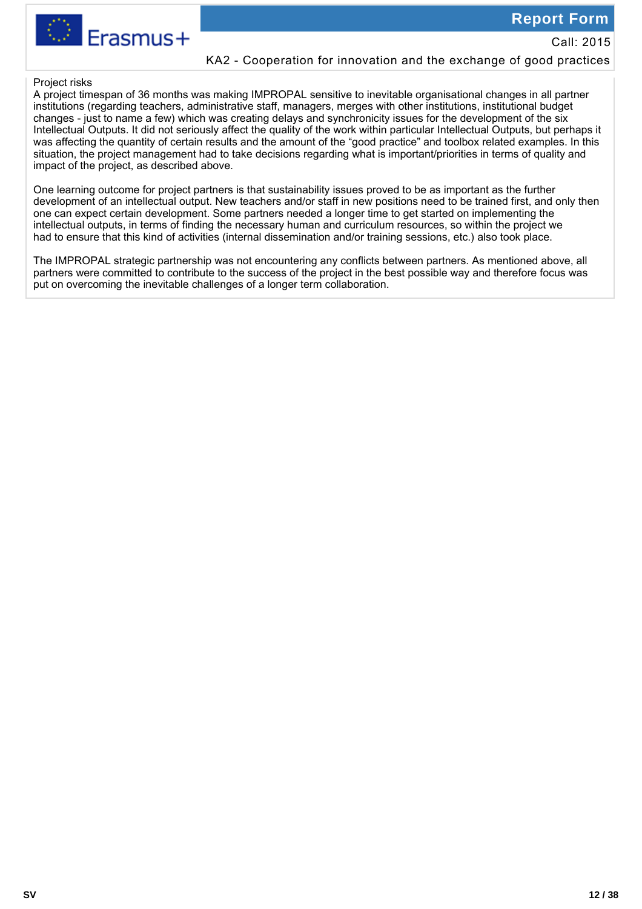Project risks

A project timespan of 36 months was making IMPROPAL sensitive to inevitable organisational changes in all partner institutions (regarding teachers, administrative staff, managers, merges with other institutions, institutional budget changes - just to name a few) which was creating delays and synchronicity issues for the development of the six Intellectual Outputs. It did not seriously affect the quality of the work within particular Intellectual Outputs, but perhaps it was affecting the quantity of certain results and the amount of the “good practice” and toolbox related examples. In this situation, the project management had to take decisions regarding what is important/priorities in terms of quality and impact of the project, as described above.

One learning outcome for project partners is that sustainability issues proved to be as important as the further development of an intellectual output. New teachers and/or staff in new positions need to be trained first, and only then one can expect certain development. Some partners needed a longer time to get started on implementing the intellectual outputs, in terms of finding the necessary human and curriculum resources, so within the project we had to ensure that this kind of activities (internal dissemination and/or training sessions, etc.) also took place.

The IMPROPAL strategic partnership was not encountering any conflicts between partners. As mentioned above, all partners were committed to contribute to the success of the project in the best possible way and therefore focus was put on overcoming the inevitable challenges of a longer term collaboration.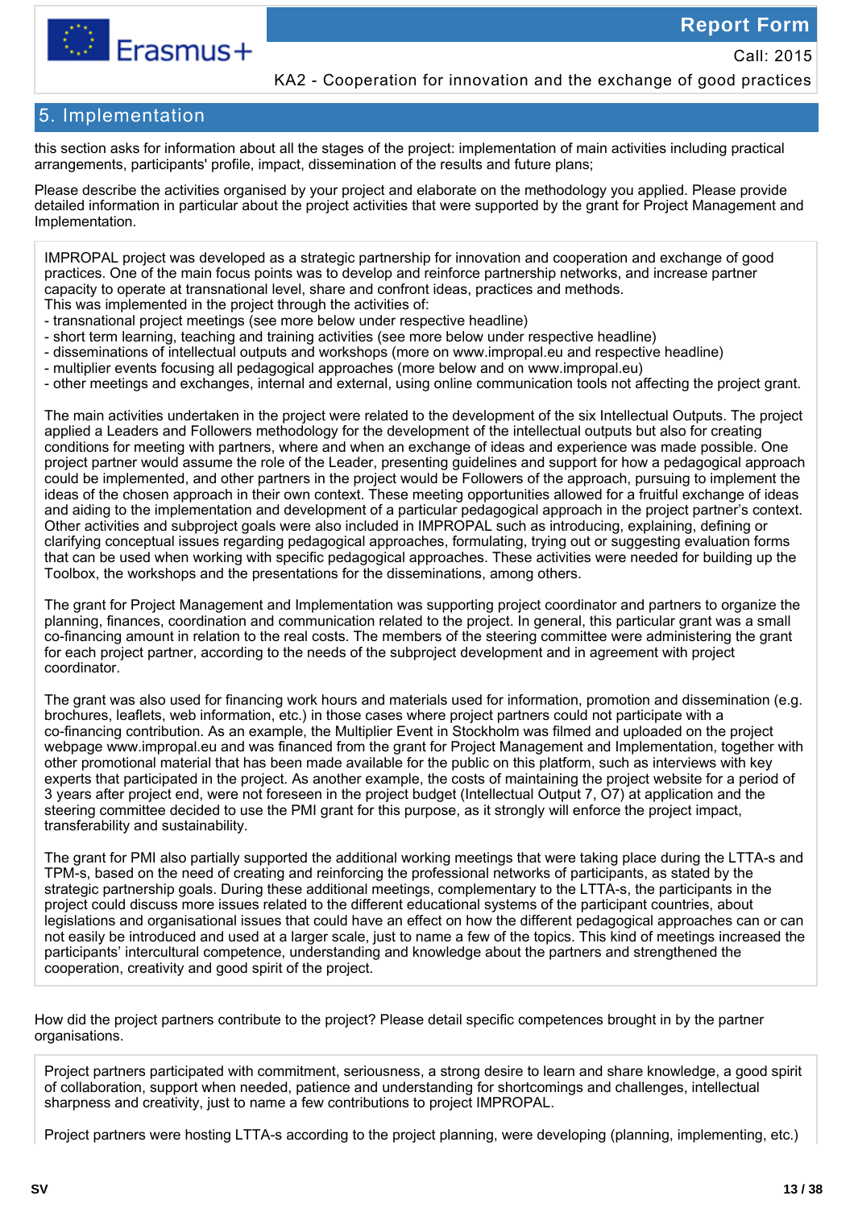## 5. Implementation

this section asks for information about all the stages of the project: implementation of main activities including practical arrangements, participants' profile, impact, dissemination of the results and future plans;

Please describe the activities organised by your project and elaborate on the methodology you applied. Please provide detailed information in particular about the project activities that were supported by the grant for Project Management and Implementation.

IMPROPAL project was developed as a strategic partnership for innovation and cooperation and exchange of good practices. One of the main focus points was to develop and reinforce partnership networks, and increase partner capacity to operate at transnational level, share and confront ideas, practices and methods.
This was implemented in the project through the activities of:
- transnational project meetings (see more below under respective headline)
- short term learning, teaching and training activities (see more below under respective headline)
- disseminations of intellectual outputs and workshops (more on www.impropal.eu and respective headline)
- multiplier events focusing all pedagogical approaches (more below and on www.impropal.eu)
- other meetings and exchanges, internal and external, using online communication tools not affecting the project grant.

The main activities undertaken in the project were related to the development of the six Intellectual Outputs. The project applied a Leaders and Followers methodology for the development of the intellectual outputs but also for creating conditions for meeting with partners, where and when an exchange of ideas and experience was made possible. One project partner would assume the role of the Leader, presenting guidelines and support for how a pedagogical approach could be implemented, and other partners in the project would be Followers of the approach, pursuing to implement the ideas of the chosen approach in their own context. These meeting opportunities allowed for a fruitful exchange of ideas and aiding to the implementation and development of a particular pedagogical approach in the project partner's context. Other activities and subproject goals were also included in IMPROPAL such as introducing, explaining, defining or clarifying conceptual issues regarding pedagogical approaches, formulating, trying out or suggesting evaluation forms that can be used when working with specific pedagogical approaches. These activities were needed for building up the Toolbox, the workshops and the presentations for the disseminations, among others.

The grant for Project Management and Implementation was supporting project coordinator and partners to organize the planning, finances, coordination and communication related to the project. In general, this particular grant was a small co-financing amount in relation to the real costs. The members of the steering committee were administering the grant for each project partner, according to the needs of the subproject development and in agreement with project coordinator.

The grant was also used for financing work hours and materials used for information, promotion and dissemination (e.g. brochures, leaflets, web information, etc.) in those cases where project partners could not participate with a co-financing contribution. As an example, the Multiplier Event in Stockholm was filmed and uploaded on the project webpage www.impropal.eu and was financed from the grant for Project Management and Implementation, together with other promotional material that has been made available for the public on this platform, such as interviews with key experts that participated in the project. As another example, the costs of maintaining the project website for a period of 3 years after project end, were not foreseen in the project budget (Intellectual Output 7, O7) at application and the steering committee decided to use the PMI grant for this purpose, as it strongly will enforce the project impact, transferability and sustainability.

The grant for PMI also partially supported the additional working meetings that were taking place during the LTTA-s and TPM-s, based on the need of creating and reinforcing the professional networks of participants, as stated by the strategic partnership goals. During these additional meetings, complementary to the LTTA-s, the participants in the project could discuss more issues related to the different educational systems of the participant countries, about legislations and organisational issues that could have an effect on how the different pedagogical approaches can or can not easily be introduced and used at a larger scale, just to name a few of the topics. This kind of meetings increased the participants' intercultural competence, understanding and knowledge about the partners and strengthened the cooperation, creativity and good spirit of the project.

How did the project partners contribute to the project? Please detail specific competences brought in by the partner organisations.

Project partners participated with commitment, seriousness, a strong desire to learn and share knowledge, a good spirit of collaboration, support when needed, patience and understanding for shortcomings and challenges, intellectual sharpness and creativity, just to name a few contributions to project IMPROPAL.

Project partners were hosting LTTA-s according to the project planning, were developing (planning, implementing, etc.)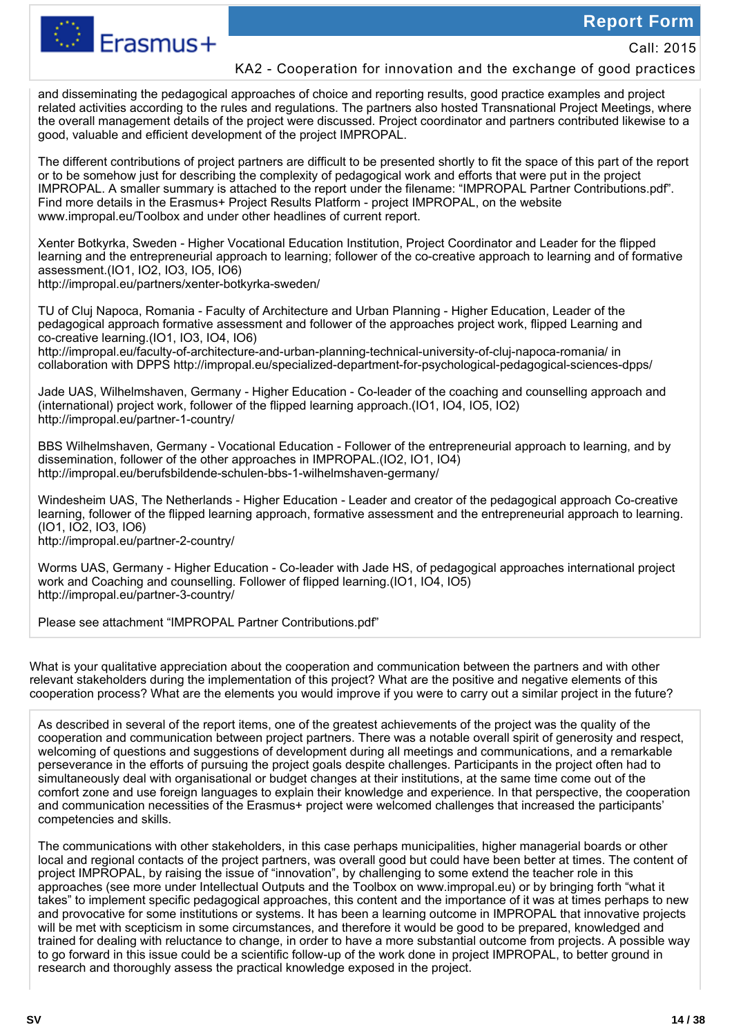and disseminating the pedagogical approaches of choice and reporting results, good practice examples and project related activities according to the rules and regulations. The partners also hosted Transnational Project Meetings, where the overall management details of the project were discussed. Project coordinator and partners contributed likewise to a good, valuable and efficient development of the project IMPROPAL.

The different contributions of project partners are difficult to be presented shortly to fit the space of this part of the report or to be somehow just for describing the complexity of pedagogical work and efforts that were put in the project IMPROPAL. A smaller summary is attached to the report under the filename: "IMPROPAL Partner Contributions.pdf". Find more details in the Erasmus+ Project Results Platform - project IMPROPAL, on the website www.impropal.eu/Toolbox and under other headlines of current report.

Xenter Botkyrka, Sweden - Higher Vocational Education Institution, Project Coordinator and Leader for the flipped learning and the entrepreneurial approach to learning; follower of the co-creative approach to learning and of formative assessment.(IO1, IO2, IO3, IO5, IO6)
http://impropal.eu/partners/xenter-botkyrka-sweden/

TU of Cluj Napoca, Romania - Faculty of Architecture and Urban Planning - Higher Education, Leader of the pedagogical approach formative assessment and follower of the approaches project work, flipped Learning and co-creative learning.(IO1, IO3, IO4, IO6)
http://impropal.eu/faculty-of-architecture-and-urban-planning-technical-university-of-cluj-napoca-romania/ in collaboration with DPPS http://impropal.eu/specialized-department-for-psychological-pedagogical-sciences-dpps/

Jade UAS, Wilhelmshaven, Germany - Higher Education - Co-leader of the coaching and counselling approach and (international) project work, follower of the flipped learning approach.(IO1, IO4, IO5, IO2)
http://impropal.eu/partner-1-country/

BBS Wilhelmshaven, Germany - Vocational Education - Follower of the entrepreneurial approach to learning, and by dissemination, follower of the other approaches in IMPROPAL.(IO2, IO1, IO4)
http://impropal.eu/berufsbildende-schulen-bbs-1-wilhelmshaven-germany/

Windesheim UAS, The Netherlands - Higher Education - Leader and creator of the pedagogical approach Co-creative learning, follower of the flipped learning approach, formative assessment and the entrepreneurial approach to learning. (IO1, IO2, IO3, IO6)
http://impropal.eu/partner-2-country/

Worms UAS, Germany - Higher Education - Co-leader with Jade HS, of pedagogical approaches international project work and Coaching and counselling. Follower of flipped learning.(IO1, IO4, IO5)
http://impropal.eu/partner-3-country/

Please see attachment "IMPROPAL Partner Contributions.pdf"

What is your qualitative appreciation about the cooperation and communication between the partners and with other relevant stakeholders during the implementation of this project? What are the positive and negative elements of this cooperation process? What are the elements you would improve if you were to carry out a similar project in the future?

As described in several of the report items, one of the greatest achievements of the project was the quality of the cooperation and communication between project partners. There was a notable overall spirit of generosity and respect, welcoming of questions and suggestions of development during all meetings and communications, and a remarkable perseverance in the efforts of pursuing the project goals despite challenges. Participants in the project often had to simultaneously deal with organisational or budget changes at their institutions, at the same time come out of the comfort zone and use foreign languages to explain their knowledge and experience. In that perspective, the cooperation and communication necessities of the Erasmus+ project were welcomed challenges that increased the participants' competencies and skills.

The communications with other stakeholders, in this case perhaps municipalities, higher managerial boards or other local and regional contacts of the project partners, was overall good but could have been better at times. The content of project IMPROPAL, by raising the issue of "innovation", by challenging to some extend the teacher role in this approaches (see more under Intellectual Outputs and the Toolbox on www.impropal.eu) or by bringing forth "what it takes" to implement specific pedagogical approaches, this content and the importance of it was at times perhaps to new and provocative for some institutions or systems. It has been a learning outcome in IMPROPAL that innovative projects will be met with scepticism in some circumstances, and therefore it would be good to be prepared, knowledged and trained for dealing with reluctance to change, in order to have a more substantial outcome from projects. A possible way to go forward in this issue could be a scientific follow-up of the work done in project IMPROPAL, to better ground in research and thoroughly assess the practical knowledge exposed in the project.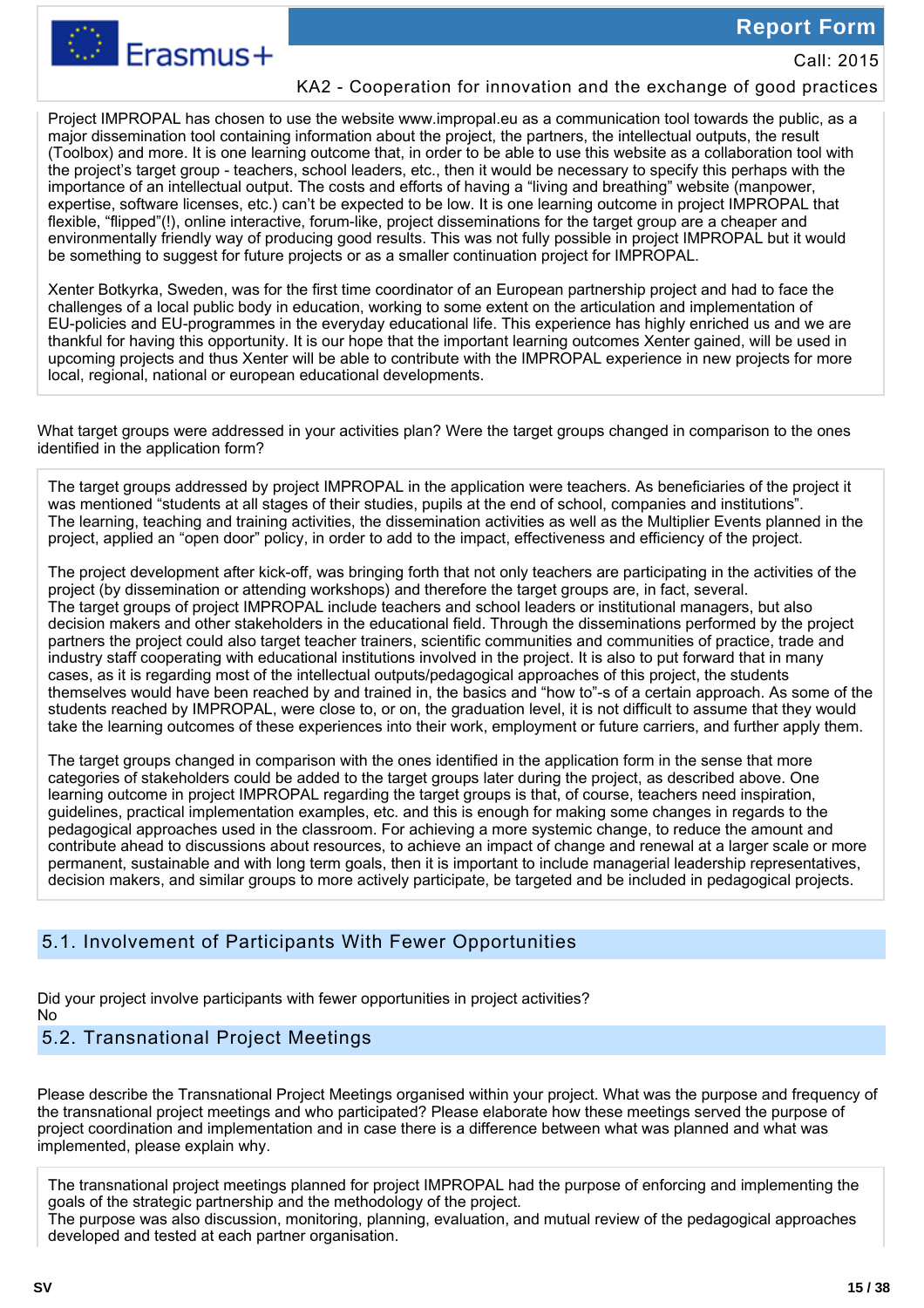Project IMPROPAL has chosen to use the website www.impropal.eu as a communication tool towards the public, as a major dissemination tool containing information about the project, the partners, the intellectual outputs, the result (Toolbox) and more. It is one learning outcome that, in order to be able to use this website as a collaboration tool with the project's target group - teachers, school leaders, etc., then it would be necessary to specify this perhaps with the importance of an intellectual output. The costs and efforts of having a "living and breathing" website (manpower, expertise, software licenses, etc.) can't be expected to be low. It is one learning outcome in project IMPROPAL that flexible, "flipped"(!), online interactive, forum-like, project disseminations for the target group are a cheaper and environmentally friendly way of producing good results. This was not fully possible in project IMPROPAL but it would be something to suggest for future projects or as a smaller continuation project for IMPROPAL.

Xenter Botkyrka, Sweden, was for the first time coordinator of an European partnership project and had to face the challenges of a local public body in education, working to some extent on the articulation and implementation of EU-policies and EU-programmes in the everyday educational life. This experience has highly enriched us and we are thankful for having this opportunity. It is our hope that the important learning outcomes Xenter gained, will be used in upcoming projects and thus Xenter will be able to contribute with the IMPROPAL experience in new projects for more local, regional, national or european educational developments.

What target groups were addressed in your activities plan? Were the target groups changed in comparison to the ones identified in the application form?

The target groups addressed by project IMPROPAL in the application were teachers. As beneficiaries of the project it was mentioned "students at all stages of their studies, pupils at the end of school, companies and institutions". The learning, teaching and training activities, the dissemination activities as well as the Multiplier Events planned in the project, applied an "open door" policy, in order to add to the impact, effectiveness and efficiency of the project.

The project development after kick-off, was bringing forth that not only teachers are participating in the activities of the project (by dissemination or attending workshops) and therefore the target groups are, in fact, several. The target groups of project IMPROPAL include teachers and school leaders or institutional managers, but also decision makers and other stakeholders in the educational field. Through the disseminations performed by the project partners the project could also target teacher trainers, scientific communities and communities of practice, trade and industry staff cooperating with educational institutions involved in the project. It is also to put forward that in many cases, as it is regarding most of the intellectual outputs/pedagogical approaches of this project, the students themselves would have been reached by and trained in, the basics and "how to"-s of a certain approach. As some of the students reached by IMPROPAL, were close to, or on, the graduation level, it is not difficult to assume that they would take the learning outcomes of these experiences into their work, employment or future carriers, and further apply them.

The target groups changed in comparison with the ones identified in the application form in the sense that more categories of stakeholders could be added to the target groups later during the project, as described above. One learning outcome in project IMPROPAL regarding the target groups is that, of course, teachers need inspiration, guidelines, practical implementation examples, etc. and this is enough for making some changes in regards to the pedagogical approaches used in the classroom. For achieving a more systemic change, to reduce the amount and contribute ahead to discussions about resources, to achieve an impact of change and renewal at a larger scale or more permanent, sustainable and with long term goals, then it is important to include managerial leadership representatives, decision makers, and similar groups to more actively participate, be targeted and be included in pedagogical projects.

## 5.1. Involvement of Participants With Fewer Opportunities

Did your project involve participants with fewer opportunities in project activities?
No

## 5.2. Transnational Project Meetings

Please describe the Transnational Project Meetings organised within your project. What was the purpose and frequency of the transnational project meetings and who participated? Please elaborate how these meetings served the purpose of project coordination and implementation and in case there is a difference between what was planned and what was implemented, please explain why.

The transnational project meetings planned for project IMPROPAL had the purpose of enforcing and implementing the goals of the strategic partnership and the methodology of the project.
The purpose was also discussion, monitoring, planning, evaluation, and mutual review of the pedagogical approaches developed and tested at each partner organisation.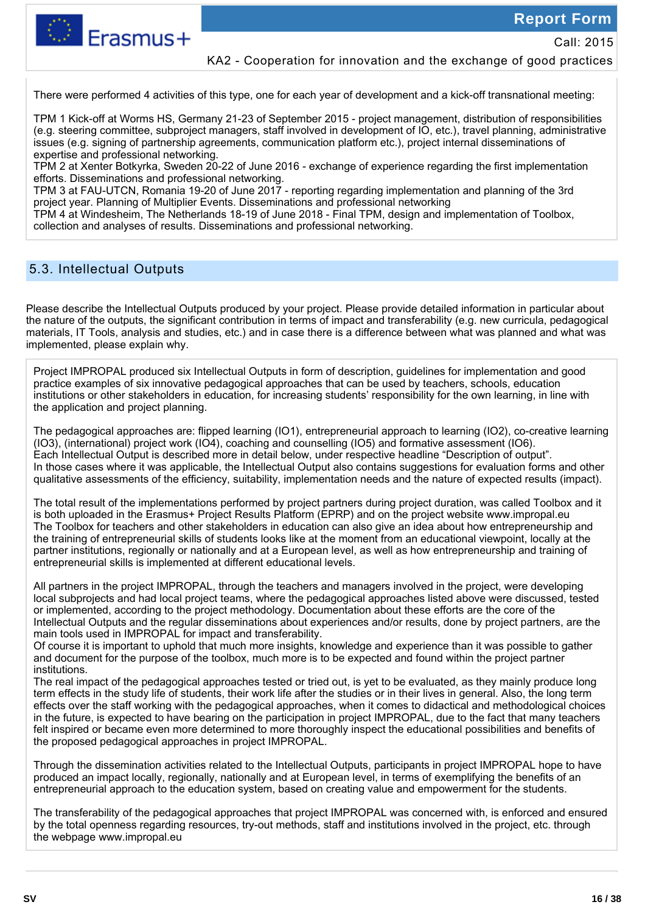There were performed 4 activities of this type, one for each year of development and a kick-off transnational meeting:

TPM 1 Kick-off at Worms HS, Germany 21-23 of September 2015 - project management, distribution of responsibilities (e.g. steering committee, subproject managers, staff involved in development of IO, etc.), travel planning, administrative issues (e.g. signing of partnership agreements, communication platform etc.), project internal disseminations of expertise and professional networking.
TPM 2 at Xenter Botkyrka, Sweden 20-22 of June 2016 - exchange of experience regarding the first implementation efforts. Disseminations and professional networking.
TPM 3 at FAU-UTCN, Romania 19-20 of June 2017 - reporting regarding implementation and planning of the 3rd project year. Planning of Multiplier Events. Disseminations and professional networking
TPM 4 at Windesheim, The Netherlands 18-19 of June 2018 - Final TPM, design and implementation of Toolbox, collection and analyses of results. Disseminations and professional networking.

## 5.3. Intellectual Outputs

Please describe the Intellectual Outputs produced by your project. Please provide detailed information in particular about the nature of the outputs, the significant contribution in terms of impact and transferability (e.g. new curricula, pedagogical materials, IT Tools, analysis and studies, etc.) and in case there is a difference between what was planned and what was implemented, please explain why.

Project IMPROPAL produced six Intellectual Outputs in form of description, guidelines for implementation and good practice examples of six innovative pedagogical approaches that can be used by teachers, schools, education institutions or other stakeholders in education, for increasing students' responsibility for the own learning, in line with the application and project planning.

The pedagogical approaches are: flipped learning (IO1), entrepreneurial approach to learning (IO2), co-creative learning (IO3), (international) project work (IO4), coaching and counselling (IO5) and formative assessment (IO6).
Each Intellectual Output is described more in detail below, under respective headline "Description of output".
In those cases where it was applicable, the Intellectual Output also contains suggestions for evaluation forms and other qualitative assessments of the efficiency, suitability, implementation needs and the nature of expected results (impact).

The total result of the implementations performed by project partners during project duration, was called Toolbox and it is both uploaded in the Erasmus+ Project Results Platform (EPRP) and on the project website www.impropal.eu
The Toolbox for teachers and other stakeholders in education can also give an idea about how entrepreneurship and the training of entrepreneurial skills of students looks like at the moment from an educational viewpoint, locally at the partner institutions, regionally or nationally and at a European level, as well as how entrepreneurship and training of entrepreneurial skills is implemented at different educational levels.

All partners in the project IMPROPAL, through the teachers and managers involved in the project, were developing local subprojects and had local project teams, where the pedagogical approaches listed above were discussed, tested or implemented, according to the project methodology. Documentation about these efforts are the core of the Intellectual Outputs and the regular disseminations about experiences and/or results, done by project partners, are the main tools used in IMPROPAL for impact and transferability.
Of course it is important to uphold that much more insights, knowledge and experience than it was possible to gather and document for the purpose of the toolbox, much more is to be expected and found within the project partner institutions.
The real impact of the pedagogical approaches tested or tried out, is yet to be evaluated, as they mainly produce long term effects in the study life of students, their work life after the studies or in their lives in general. Also, the long term effects over the staff working with the pedagogical approaches, when it comes to didactical and methodological choices in the future, is expected to have bearing on the participation in project IMPROPAL, due to the fact that many teachers felt inspired or became even more determined to more thoroughly inspect the educational possibilities and benefits of the proposed pedagogical approaches in project IMPROPAL.

Through the dissemination activities related to the Intellectual Outputs, participants in project IMPROPAL hope to have produced an impact locally, regionally, nationally and at European level, in terms of exemplifying the benefits of an entrepreneurial approach to the education system, based on creating value and empowerment for the students.

The transferability of the pedagogical approaches that project IMPROPAL was concerned with, is enforced and ensured by the total openness regarding resources, try-out methods, staff and institutions involved in the project, etc. through the webpage www.impropal.eu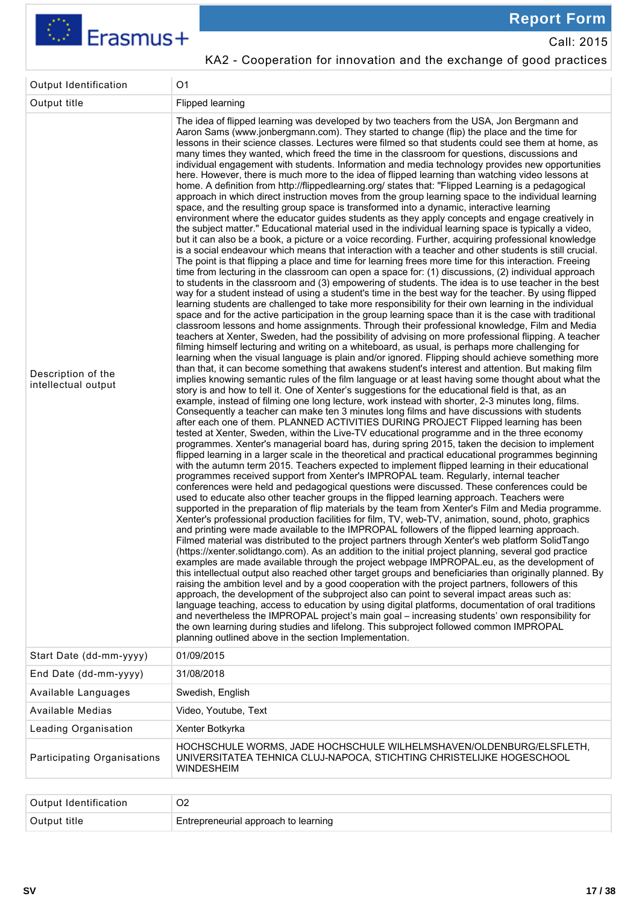| Output Identification | O1 |
| --- | --- |
| Output title | Flipped learning |
| Description of the intellectual output | The idea of flipped learning was developed by two teachers from the USA, Jon Bergmann and Aaron Sams (www.jonbergmann.com). They started to change (flip) the place and the time for lessons in their science classes. Lectures were filmed so that students could see them at home, as many times they wanted, which freed the time in the classroom for questions, discussions and individual engagement with students. Information and media technology provides new opportunities here. However, there is much more to the idea of flipped learning than watching video lessons at home. A definition from http://flippedlearning.org/ states that: "Flipped Learning is a pedagogical approach in which direct instruction moves from the group learning space to the individual learning space, and the resulting group space is transformed into a dynamic, interactive learning environment where the educator guides students as they apply concepts and engage creatively in the subject matter." Educational material used in the individual learning space is typically a video, but it can also be a book, a picture or a voice recording. Further, acquiring professional knowledge is a social endeavour which means that interaction with a teacher and other students is still crucial. The point is that flipping a place and time for learning frees more time for this interaction. Freeing time from lecturing in the classroom can open a space for: (1) discussions, (2) individual approach to students in the classroom and (3) empowering of students. The idea is to use teacher in the best way for a student instead of using a student's time in the best way for the teacher. By using flipped learning students are challenged to take more responsibility for their own learning in the individual space and for the active participation in the group learning space than it is the case with traditional classroom lessons and home assignments. Through their professional knowledge, Film and Media teachers at Xenter, Sweden, had the possibility of advising on more professional flipping. A teacher filming himself lecturing and writing on a whiteboard, as usual, is perhaps more challenging for learning when the visual language is plain and/or ignored. Flipping should achieve something more than that, it can become something that awakens student's interest and attention. But making film implies knowing semantic rules of the film language or at least having some thought about what the story is and how to tell it. One of Xenter's suggestions for the educational field is that, as an example, instead of filming one long lecture, work instead with shorter, 2-3 minutes long, films. Consequently a teacher can make ten 3 minutes long films and have discussions with students after each one of them. PLANNED ACTIVITIES DURING PROJECT Flipped learning has been tested at Xenter, Sweden, within the Live-TV educational programme and in the three economy programmes. Xenter's managerial board has, during spring 2015, taken the decision to implement flipped learning in a larger scale in the theoretical and practical educational programmes beginning with the autumn term 2015. Teachers expected to implement flipped learning in their educational programmes received support from Xenter's IMPROPAL team. Regularly, internal teacher conferences were held and pedagogical questions were discussed. These conferences could be used to educate also other teacher groups in the flipped learning approach. Teachers were supported in the preparation of flip materials by the team from Xenter's Film and Media programme. Xenter's professional production facilities for film, TV, web-TV, animation, sound, photo, graphics and printing were made available to the IMPROPAL followers of the flipped learning approach. Filmed material was distributed to the project partners through Xenter's web platform SolidTango (https://xenter.solidtango.com). As an addition to the initial project planning, several god practice examples are made available through the project webpage IMPROPAL.eu, as the development of this intellectual output also reached other target groups and beneficiaries than originally planned. By raising the ambition level and by a good cooperation with the project partners, followers of this approach, the development of the subproject also can point to several impact areas such as: language teaching, access to education by using digital platforms, documentation of oral traditions and nevertheless the IMPROPAL project's main goal – increasing students' own responsibility for the own learning during studies and lifelong. This subproject followed common IMPROPAL planning outlined above in the section Implementation. |
| Start Date (dd-mm-yyyy) | 01/09/2015 |
| End Date (dd-mm-yyyy) | 31/08/2018 |
| Available Languages | Swedish, English |
| Available Medias | Video, Youtube, Text |
| Leading Organisation | Xenter Botkyrka |
| Participating Organisations | HOCHSCHULE WORMS, JADE HOCHSCHULE WILHELMSHAVEN/OLDENBURG/ELSFLETH, UNIVERSITATEA TEHNICA CLUJ-NAPOCA, STICHTING CHRISTELIJKE HOGESCHOOL WINDESHEIM |

| Output Identification | O2 |
| --- | --- |
| Output title | Entrepreneurial approach to learning |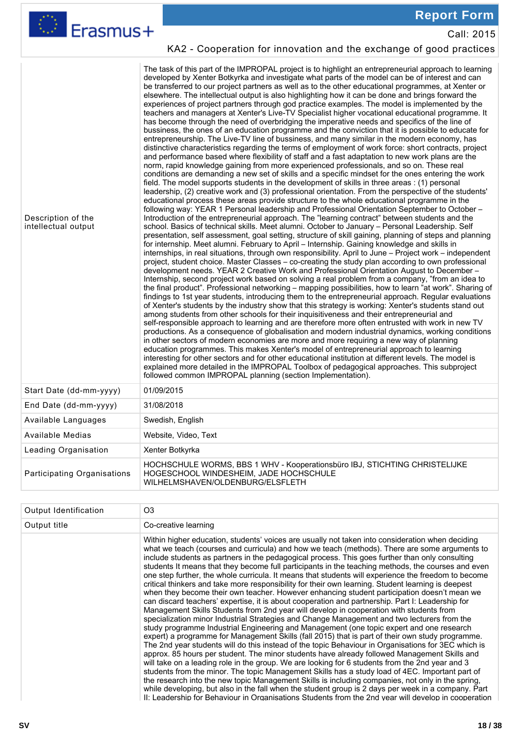| | |
|---|---|
| Description of the intellectual output | The task of this part of the IMPROPAL project is to highlight an entrepreneurial approach to learning developed by Xenter Botkyrka and investigate what parts of the model can be of interest and can be transferred to our project partners as well as to the other educational programmes, at Xenter or elsewhere. The intellectual output is also highlighting how it can be done and brings forward the experiences of project partners through god practice examples. The model is implemented by the teachers and managers at Xenter's Live-TV Specialist higher vocational educational programme. It has become through the need of overbridging the imperative needs and specifics of the line of bussiness, the ones of an education programme and the conviction that it is possible to educate for entrepreneurship. The Live-TV line of bussiness, and many similar in the modern economy, has distinctive characteristics regarding the terms of employment of work force: short contracts, project and performance based where flexibility of staff and a fast adaptation to new work plans are the norm, rapid knowledge gaining from more experienced professionals, and so on. These real conditions are demanding a new set of skills and a specific mindset for the ones entering the work field. The model supports students in the development of skills in three areas : (1) personal leadership, (2) creative work and (3) professional orientation. From the perspective of the students' educational process these areas provide structure to the whole educational programme in the following way: YEAR 1 Personal leadership and Professional Orientation September to October – Introduction of the entrepreneurial approach. The "learning contract" between students and the school. Basics of technical skills. Meet alumni. October to January – Personal Leadership. Self presentation, self assessment, goal setting, structure of skill gaining, planning of steps and planning for internship. Meet alumni. February to April – Internship. Gaining knowledge and skills in internships, in real situations, through own responsibility. April to June – Project work – independent project, student choice. Master Classes – co-creating the study plan according to own professional development needs. YEAR 2 Creative Work and Professional Orientation August to December – Internship, second project work based on solving a real problem from a company, "from an idea to the final product". Professional networking – mapping possibilities, how to learn "at work". Sharing of findings to 1st year students, introducing them to the entrepreneurial approach. Regular evaluations of Xenter's students by the industry show that this strategy is working: Xenter's students stand out among students from other schools for their inquisitiveness and their entrepreneurial and self-responsible approach to learning and are therefore more often entrusted with work in new TV productions. As a consequence of globalisation and modern industrial dynamics, working conditions in other sectors of modern economies are more and more requiring a new way of planning education programmes. This makes Xenter's model of entrepreneurial approach to learning interesting for other sectors and for other educational institution at different levels. The model is explained more detailed in the IMPROPAL Toolbox of pedagogical approaches. This subproject followed common IMPROPAL planning (section Implementation). |
| Start Date (dd-mm-yyyy) | 01/09/2015 |
| End Date (dd-mm-yyyy) | 31/08/2018 |
| Available Languages | Swedish, English |
| Available Medias | Website, Video, Text |
| Leading Organisation | Xenter Botkyrka |
| Participating Organisations | HOCHSCHULE WORMS, BBS 1 WHV - Kooperationsbüro IBJ, STICHTING CHRISTELIJKE HOGESCHOOL WINDESHEIM, JADE HOCHSCHULE WILHELMSHAVEN/OLDENBURG/ELSFLETH |

| | |
|---|---|
| Output Identification | O3 |
| Output title | Co-creative learning |
| | Within higher education, students' voices are usually not taken into consideration when deciding what we teach (courses and curricula) and how we teach (methods). There are some arguments to include students as partners in the pedagogical process. This goes further than only consulting students It means that they become full participants in the teaching methods, the courses and even one step further, the whole curricula. It means that students will experience the freedom to become critical thinkers and take more responsibility for their own learning. Student learning is deepest when they become their own teacher. However enhancing student participation doesn't mean we can discard teachers' expertise, it is about cooperation and partnership. Part I: Leadership for Management Skills Students from 2nd year will develop in cooperation with students from specialization minor Industrial Strategies and Change Management and two lecturers from the study programme Industrial Engineering and Management (one topic expert and one research expert) a programme for Management Skills (fall 2015) that is part of their own study programme. The 2nd year students will do this instead of the topic Behaviour in Organisations for 3EC which is approx. 85 hours per student. The minor students have already followed Management Skills and will take on a leading role in the group. We are looking for 6 students from the 2nd year and 3 students from the minor. The topic Management Skills has a study load of 4EC. Important part of the research into the new topic Management Skills is including companies, not only in the spring, while developing, but also in the fall when the student group is 2 days per week in a company. Part II: Leadership for Behaviour in Organisations Students from the 2nd year will develop in cooperation |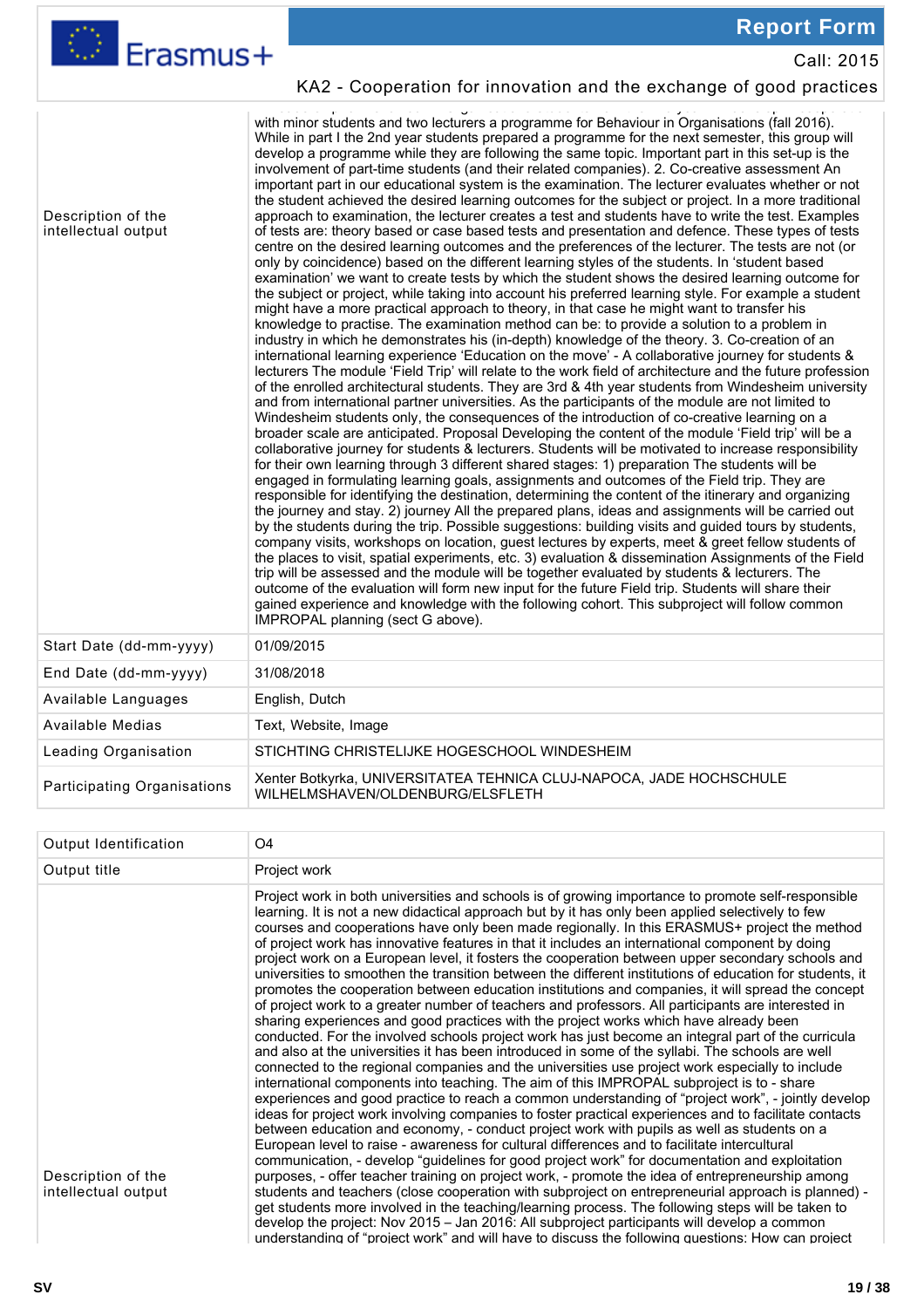| | |
|---|---|
| Description of the intellectual output | with minor students and two lecturers a programme for Behaviour in Organisations (fall 2016). While in part I the 2nd year students prepared a programme for the next semester, this group will develop a programme while they are following the same topic. Important part in this set-up is the involvement of part-time students (and their related companies). 2. Co-creative assessment An important part in our educational system is the examination. The lecturer evaluates whether or not the student achieved the desired learning outcomes for the subject or project. In a more traditional approach to examination, the lecturer creates a test and students have to write the test. Examples of tests are: theory based or case based tests and presentation and defence. These types of tests centre on the desired learning outcomes and the preferences of the lecturer. The tests are not (or only by coincidence) based on the different learning styles of the students. In 'student based examination' we want to create tests by which the student shows the desired learning outcome for the subject or project, while taking into account his preferred learning style. For example a student might have a more practical approach to theory, in that case he might want to transfer his knowledge to practise. The examination method can be: to provide a solution to a problem in industry in which he demonstrates his (in-depth) knowledge of the theory. 3. Co-creation of an international learning experience 'Education on the move' - A collaborative journey for students & lecturers The module 'Field Trip' will relate to the work field of architecture and the future profession of the enrolled architectural students. They are 3rd & 4th year students from Windesheim university and from international partner universities. As the participants of the module are not limited to Windesheim students only, the consequences of the introduction of co-creative learning on a broader scale are anticipated. Proposal Developing the content of the module 'Field trip' will be a collaborative journey for students & lecturers. Students will be motivated to increase responsibility for their own learning through 3 different shared stages: 1) preparation The students will be engaged in formulating learning goals, assignments and outcomes of the Field trip. They are responsible for identifying the destination, determining the content of the itinerary and organizing the journey and stay. 2) journey All the prepared plans, ideas and assignments will be carried out by the students during the trip. Possible suggestions: building visits and guided tours by students, company visits, workshops on location, guest lectures by experts, meet & greet fellow students of the places to visit, spatial experiments, etc. 3) evaluation & dissemination Assignments of the Field trip will be assessed and the module will be together evaluated by students & lecturers. The outcome of the evaluation will form new input for the future Field trip. Students will share their gained experience and knowledge with the following cohort. This subproject will follow common IMPROPAL planning (sect G above). |
| Start Date (dd-mm-yyyy) | 01/09/2015 |
| End Date (dd-mm-yyyy) | 31/08/2018 |
| Available Languages | English, Dutch |
| Available Medias | Text, Website, Image |
| Leading Organisation | STICHTING CHRISTELIJKE HOGESCHOOL WINDESHEIM |
| Participating Organisations | Xenter Botkyrka, UNIVERSITATEA TEHNICA CLUJ-NAPOCA, JADE HOCHSCHULE WILHELMSHAVEN/OLDENBURG/ELSFLETH |

| | |
|---|---|
| Output Identification | O4 |
| Output title | Project work |
| Description of the intellectual output | Project work in both universities and schools is of growing importance to promote self-responsible learning. It is not a new didactical approach but by it has only been applied selectively to few courses and cooperations have only been made regionally. In this ERASMUS+ project the method of project work has innovative features in that it includes an international component by doing project work on a European level, it fosters the cooperation between upper secondary schools and universities to smoothen the transition between the different institutions of education for students, it promotes the cooperation between education institutions and companies, it will spread the concept of project work to a greater number of teachers and professors. All participants are interested in sharing experiences and good practices with the project works which have already been conducted. For the involved schools project work has just become an integral part of the curricula and also at the universities it has been introduced in some of the syllabi. The schools are well connected to the regional companies and the universities use project work especially to include international components into teaching. The aim of this IMPROPAL subproject is to - share experiences and good practice to reach a common understanding of "project work", - jointly develop ideas for project work involving companies to foster practical experiences and to facilitate contacts between education and economy, - conduct project work with pupils as well as students on a European level to raise - awareness for cultural differences and to facilitate intercultural communication, - develop "guidelines for good project work" for documentation and exploitation purposes, - offer teacher training on project work, - promote the idea of entrepreneurship among students and teachers (close cooperation with subproject on entrepreneurial approach is planned) - get students more involved in the teaching/learning process. The following steps will be taken to develop the project: Nov 2015 – Jan 2016: All subproject participants will develop a common understanding of "project work" and will have to discuss the following questions: How can project |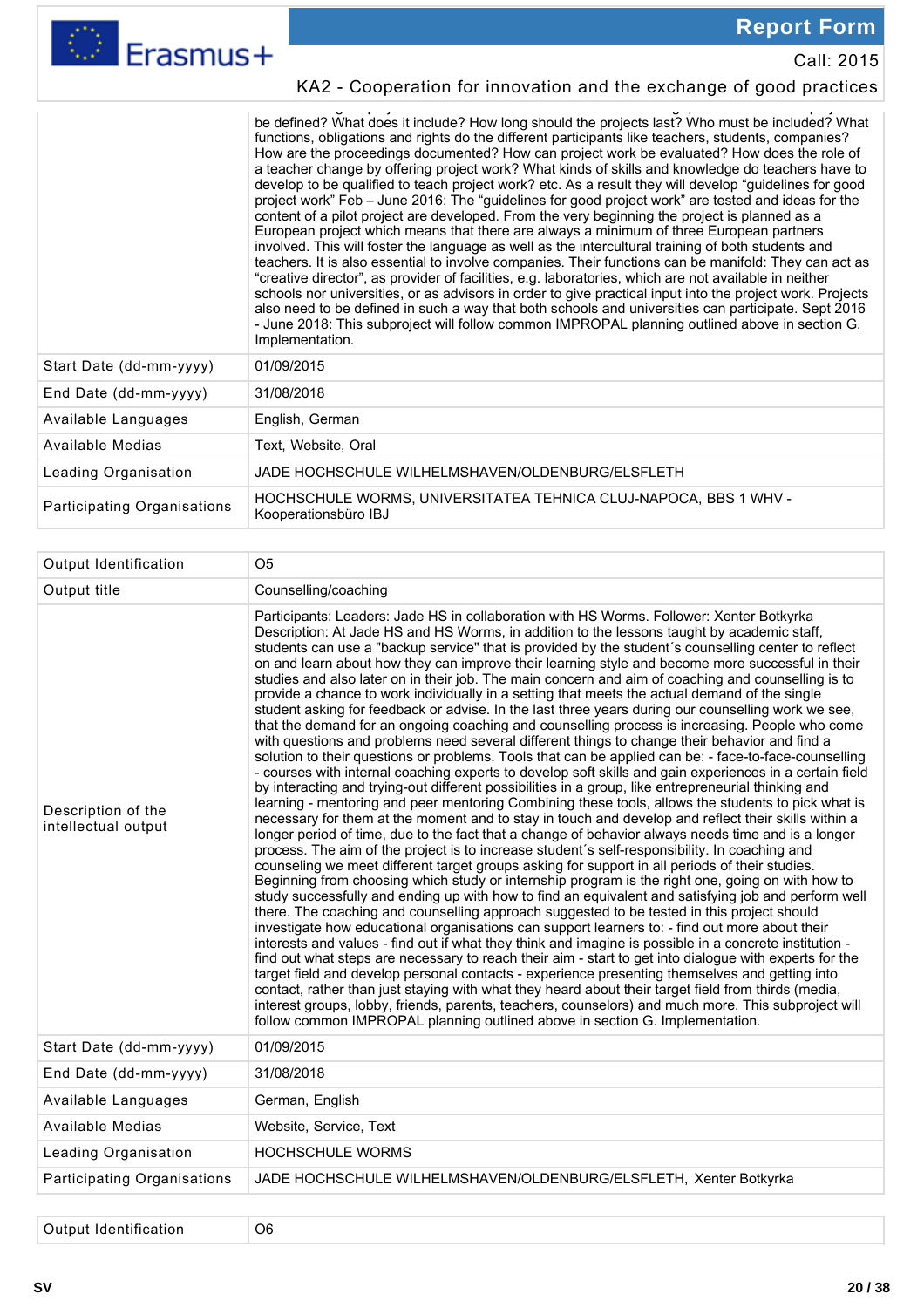| | |
|---|---|
| | be defined? What does it include? How long should the projects last? Who must be included? What functions, obligations and rights do the different participants like teachers, students, companies? How are the proceedings documented? How can project work be evaluated? How does the role of a teacher change by offering project work? What kinds of skills and knowledge do teachers have to develop to be qualified to teach project work? etc. As a result they will develop "guidelines for good project work" Feb – June 2016: The "guidelines for good project work" are tested and ideas for the content of a pilot project are developed. From the very beginning the project is planned as a European project which means that there are always a minimum of three European partners involved. This will foster the language as well as the intercultural training of both students and teachers. It is also essential to involve companies. Their functions can be manifold: They can act as "creative director", as provider of facilities, e.g. laboratories, which are not available in neither schools nor universities, or as advisors in order to give practical input into the project work. Projects also need to be defined in such a way that both schools and universities can participate. Sept 2016 - June 2018: This subproject will follow common IMPROPAL planning outlined above in section G. Implementation. |
| Start Date (dd-mm-yyyy) | 01/09/2015 |
| End Date (dd-mm-yyyy) | 31/08/2018 |
| Available Languages | English, German |
| Available Medias | Text, Website, Oral |
| Leading Organisation | JADE HOCHSCHULE WILHELMSHAVEN/OLDENBURG/ELSFLETH |
| Participating Organisations | HOCHSCHULE WORMS, UNIVERSITATEA TEHNICA CLUJ-NAPOCA, BBS 1 WHV - Kooperationsbüro IBJ |

| | |
|---|---|
| Output Identification | O5 |
| Output title | Counselling/coaching |
| Description of the intellectual output | Participants: Leaders: Jade HS in collaboration with HS Worms. Follower: Xenter Botkyrka Description: At Jade HS and HS Worms, in addition to the lessons taught by academic staff, students can use a "backup service" that is provided by the student´s counselling center to reflect on and learn about how they can improve their learning style and become more successful in their studies and also later on in their job. The main concern and aim of coaching and counselling is to provide a chance to work individually in a setting that meets the actual demand of the single student asking for feedback or advise. In the last three years during our counselling work we see, that the demand for an ongoing coaching and counselling process is increasing. People who come with questions and problems need several different things to change their behavior and find a solution to their questions or problems. Tools that can be applied can be: - face-to-face-counselling - courses with internal coaching experts to develop soft skills and gain experiences in a certain field by interacting and trying-out different possibilities in a group, like entrepreneurial thinking and learning - mentoring and peer mentoring Combining these tools, allows the students to pick what is necessary for them at the moment and to stay in touch and develop and reflect their skills within a longer period of time, due to the fact that a change of behavior always needs time and is a longer process. The aim of the project is to increase student´s self-responsibility. In coaching and counseling we meet different target groups asking for support in all periods of their studies. Beginning from choosing which study or internship program is the right one, going on with how to study successfully and ending up with how to find an equivalent and satisfying job and perform well there. The coaching and counselling approach suggested to be tested in this project should investigate how educational organisations can support learners to: - find out more about their interests and values - find out if what they think and imagine is possible in a concrete institution - find out what steps are necessary to reach their aim - start to get into dialogue with experts for the target field and develop personal contacts - experience presenting themselves and getting into contact, rather than just staying with what they heard about their target field from thirds (media, interest groups, lobby, friends, parents, teachers, counselors) and much more. This subproject will follow common IMPROPAL planning outlined above in section G. Implementation. |
| Start Date (dd-mm-yyyy) | 01/09/2015 |
| End Date (dd-mm-yyyy) | 31/08/2018 |
| Available Languages | German, English |
| Available Medias | Website, Service, Text |
| Leading Organisation | HOCHSCHULE WORMS |
| Participating Organisations | JADE HOCHSCHULE WILHELMSHAVEN/OLDENBURG/ELSFLETH, Xenter Botkyrka |

| | |
|---|---|
| Output Identification | O6 |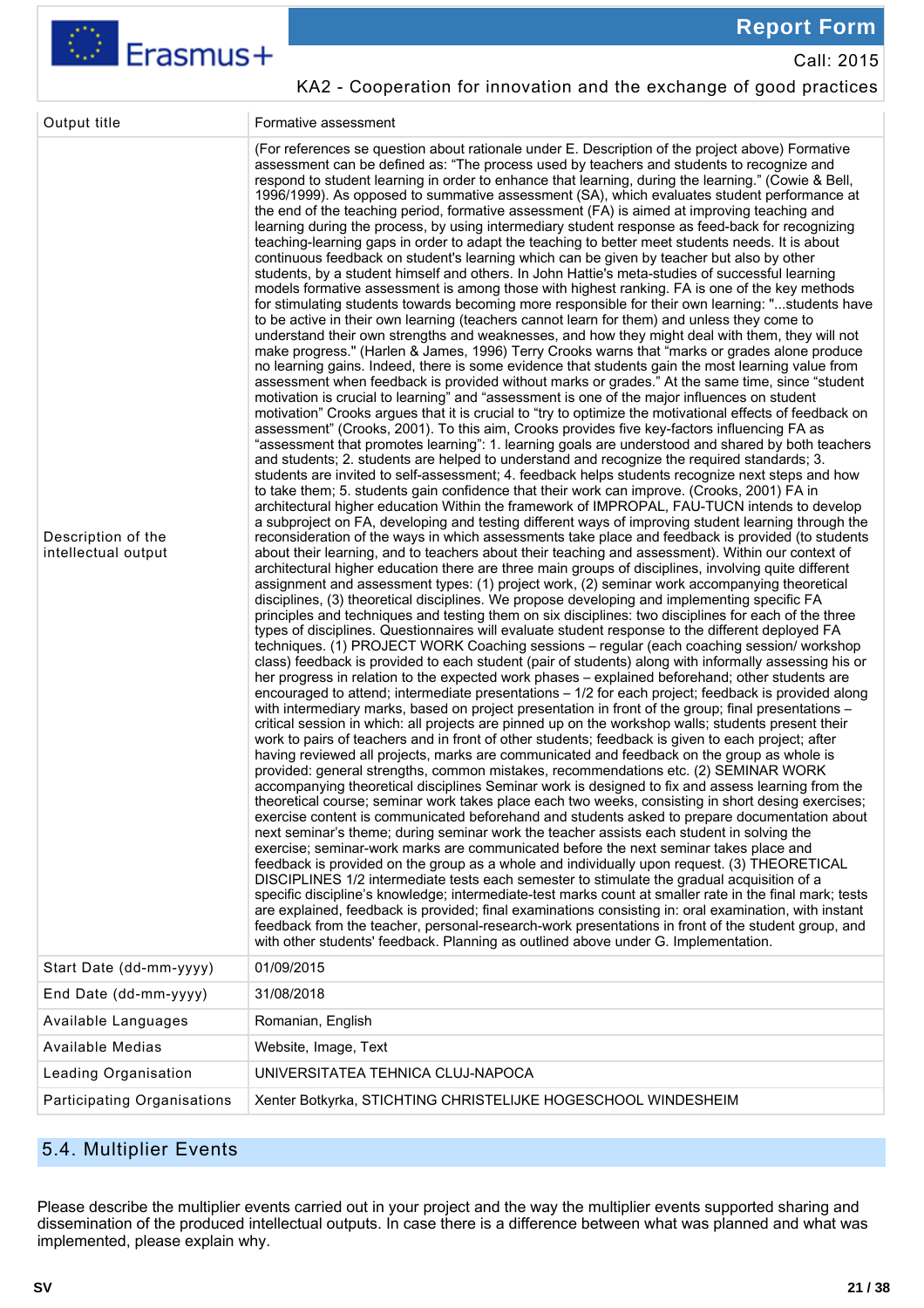| Output title | Formative assessment |
|---|---|
| Description of the intellectual output | (For references se question about rationale under E. Description of the project above) Formative assessment can be defined as: "The process used by teachers and students to recognize and respond to student learning in order to enhance that learning, during the learning." (Cowie & Bell, 1996/1999). As opposed to summative assessment (SA), which evaluates student performance at the end of the teaching period, formative assessment (FA) is aimed at improving teaching and learning during the process, by using intermediary student response as feed-back for recognizing teaching-learning gaps in order to adapt the teaching to better meet students needs. It is about continuous feedback on student's learning which can be given by teacher but also by other students, by a student himself and others. In John Hattie's meta-studies of successful learning models formative assessment is among those with highest ranking. FA is one of the key methods for stimulating students towards becoming more responsible for their own learning: "...students have to be active in their own learning (teachers cannot learn for them) and unless they come to understand their own strengths and weaknesses, and how they might deal with them, they will not make progress." (Harlen & James, 1996) Terry Crooks warns that "marks or grades alone produce no learning gains. Indeed, there is some evidence that students gain the most learning value from assessment when feedback is provided without marks or grades." At the same time, since "student motivation is crucial to learning" and "assessment is one of the major influences on student motivation" Crooks argues that it is crucial to "try to optimize the motivational effects of feedback on assessment" (Crooks, 2001). To this aim, Crooks provides five key-factors influencing FA as "assessment that promotes learning": 1. learning goals are understood and shared by both teachers and students; 2. students are helped to understand and recognize the required standards; 3. students are invited to self-assessment; 4. feedback helps students recognize next steps and how to take them; 5. students gain confidence that their work can improve. (Crooks, 2001) FA in architectural higher education Within the framework of IMPROPAL, FAU-TUCN intends to develop a subproject on FA, developing and testing different ways of improving student learning through the reconsideration of the ways in which assessments take place and feedback is provided (to students about their learning, and to teachers about their teaching and assessment). Within our context of architectural higher education there are three main groups of disciplines, involving quite different assignment and assessment types: (1) project work, (2) seminar work accompanying theoretical disciplines, (3) theoretical disciplines. We propose developing and implementing specific FA principles and techniques and testing them on six disciplines: two disciplines for each of the three types of disciplines. Questionnaires will evaluate student response to the different deployed FA techniques. (1) PROJECT WORK Coaching sessions – regular (each coaching session/ workshop class) feedback is provided to each student (pair of students) along with informally assessing his or her progress in relation to the expected work phases – explained beforehand; other students are encouraged to attend; intermediate presentations – 1/2 for each project; feedback is provided along with intermediary marks, based on project presentation in front of the group; final presentations – critical session in which: all projects are pinned up on the workshop walls; students present their work to pairs of teachers and in front of other students; feedback is given to each project; after having reviewed all projects, marks are communicated and feedback on the group as whole is provided: general strengths, common mistakes, recommendations etc. (2) SEMINAR WORK accompanying theoretical disciplines Seminar work is designed to fix and assess learning from the theoretical course; seminar work takes place each two weeks, consisting in short desing exercises; exercise content is communicated beforehand and students asked to prepare documentation about next seminar's theme; during seminar work the teacher assists each student in solving the exercise; seminar-work marks are communicated before the next seminar takes place and feedback is provided on the group as a whole and individually upon request. (3) THEORETICAL DISCIPLINES 1/2 intermediate tests each semester to stimulate the gradual acquisition of a specific discipline's knowledge; intermediate-test marks count at smaller rate in the final mark; tests are explained, feedback is provided; final examinations consisting in: oral examination, with instant feedback from the teacher, personal-research-work presentations in front of the student group, and with other students' feedback. Planning as outlined above under G. Implementation. |
| Start Date (dd-mm-yyyy) | 01/09/2015 |
| End Date (dd-mm-yyyy) | 31/08/2018 |
| Available Languages | Romanian, English |
| Available Medias | Website, Image, Text |
| Leading Organisation | UNIVERSITATEA TEHNICA CLUJ-NAPOCA |
| Participating Organisations | Xenter Botkyrka, STICHTING CHRISTELIJKE HOGESCHOOL WINDESHEIM |

## 5.4. Multiplier Events

Please describe the multiplier events carried out in your project and the way the multiplier events supported sharing and dissemination of the produced intellectual outputs. In case there is a difference between what was planned and what was implemented, please explain why.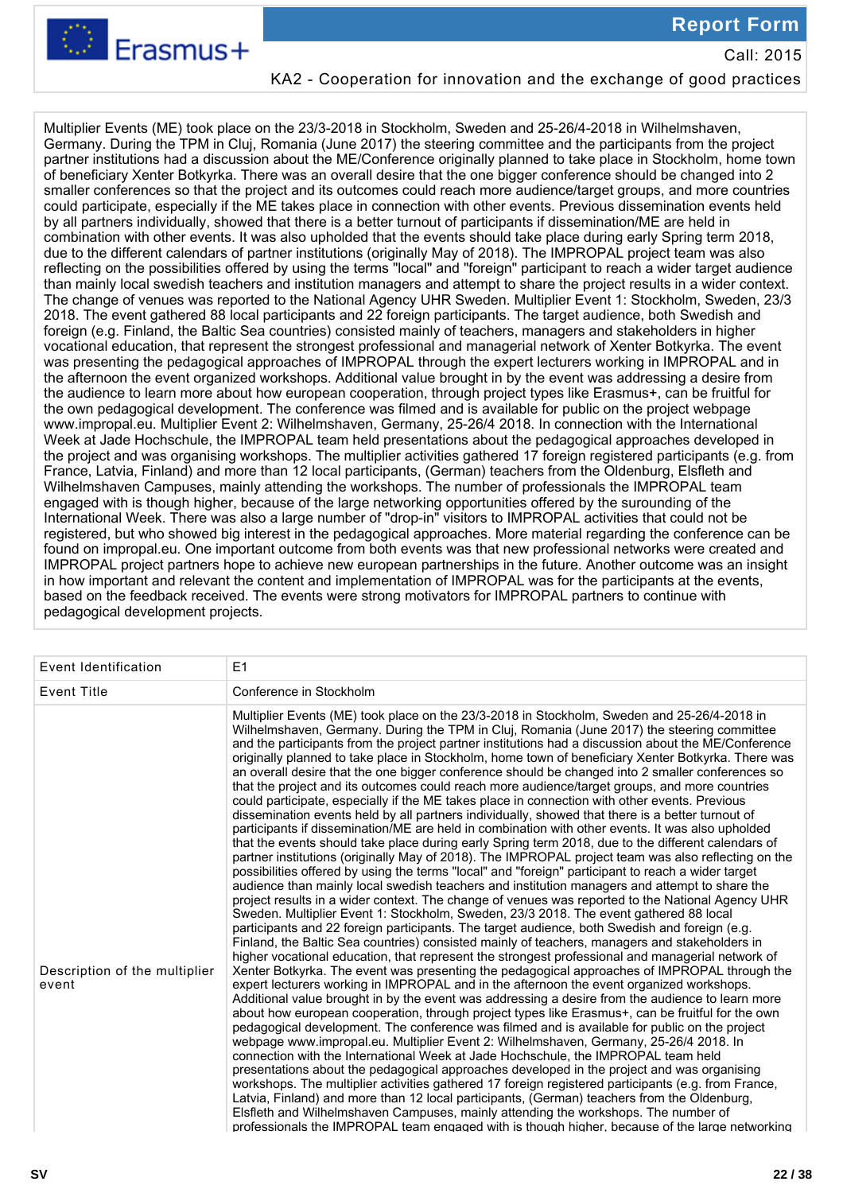Multiplier Events (ME) took place on the 23/3-2018 in Stockholm, Sweden and 25-26/4-2018 in Wilhelmshaven, Germany. During the TPM in Cluj, Romania (June 2017) the steering committee and the participants from the project partner institutions had a discussion about the ME/Conference originally planned to take place in Stockholm, home town of beneficiary Xenter Botkyrka. There was an overall desire that the one bigger conference should be changed into 2 smaller conferences so that the project and its outcomes could reach more audience/target groups, and more countries could participate, especially if the ME takes place in connection with other events. Previous dissemination events held by all partners individually, showed that there is a better turnout of participants if dissemination/ME are held in combination with other events. It was also upholded that the events should take place during early Spring term 2018, due to the different calendars of partner institutions (originally May of 2018). The IMPROPAL project team was also reflecting on the possibilities offered by using the terms "local" and "foreign" participant to reach a wider target audience than mainly local swedish teachers and institution managers and attempt to share the project results in a wider context. The change of venues was reported to the National Agency UHR Sweden. Multiplier Event 1: Stockholm, Sweden, 23/3 2018. The event gathered 88 local participants and 22 foreign participants. The target audience, both Swedish and foreign (e.g. Finland, the Baltic Sea countries) consisted mainly of teachers, managers and stakeholders in higher vocational education, that represent the strongest professional and managerial network of Xenter Botkyrka. The event was presenting the pedagogical approaches of IMPROPAL through the expert lecturers working in IMPROPAL and in the afternoon the event organized workshops. Additional value brought in by the event was addressing a desire from the audience to learn more about how european cooperation, through project types like Erasmus+, can be fruitful for the own pedagogical development. The conference was filmed and is available for public on the project webpage www.impropal.eu. Multiplier Event 2: Wilhelmshaven, Germany, 25-26/4 2018. In connection with the International Week at Jade Hochschule, the IMPROPAL team held presentations about the pedagogical approaches developed in the project and was organising workshops. The multiplier activities gathered 17 foreign registered participants (e.g. from France, Latvia, Finland) and more than 12 local participants, (German) teachers from the Oldenburg, Elsfleth and Wilhelmshaven Campuses, mainly attending the workshops. The number of professionals the IMPROPAL team engaged with is though higher, because of the large networking opportunities offered by the surounding of the International Week. There was also a large number of "drop-in" visitors to IMPROPAL activities that could not be registered, but who showed big interest in the pedagogical approaches. More material regarding the conference can be found on impropal.eu. One important outcome from both events was that new professional networks were created and IMPROPAL project partners hope to achieve new european partnerships in the future. Another outcome was an insight in how important and relevant the content and implementation of IMPROPAL was for the participants at the events, based on the feedback received. The events were strong motivators for IMPROPAL partners to continue with pedagogical development projects.

| Event Identification | E1 |
|---|---|
| Event Title | Conference in Stockholm |
| Description of the multiplier event | Multiplier Events (ME) took place on the 23/3-2018 in Stockholm, Sweden and 25-26/4-2018 in Wilhelmshaven, Germany. During the TPM in Cluj, Romania (June 2017) the steering committee and the participants from the project partner institutions had a discussion about the ME/Conference originally planned to take place in Stockholm, home town of beneficiary Xenter Botkyrka. There was an overall desire that the one bigger conference should be changed into 2 smaller conferences so that the project and its outcomes could reach more audience/target groups, and more countries could participate, especially if the ME takes place in connection with other events. Previous dissemination events held by all partners individually, showed that there is a better turnout of participants if dissemination/ME are held in combination with other events. It was also upholded that the events should take place during early Spring term 2018, due to the different calendars of partner institutions (originally May of 2018). The IMPROPAL project team was also reflecting on the possibilities offered by using the terms "local" and "foreign" participant to reach a wider target audience than mainly local swedish teachers and institution managers and attempt to share the project results in a wider context. The change of venues was reported to the National Agency UHR Sweden. Multiplier Event 1: Stockholm, Sweden, 23/3 2018. The event gathered 88 local participants and 22 foreign participants. The target audience, both Swedish and foreign (e.g. Finland, the Baltic Sea countries) consisted mainly of teachers, managers and stakeholders in higher vocational education, that represent the strongest professional and managerial network of Xenter Botkyrka. The event was presenting the pedagogical approaches of IMPROPAL through the expert lecturers working in IMPROPAL and in the afternoon the event organized workshops. Additional value brought in by the event was addressing a desire from the audience to learn more about how european cooperation, through project types like Erasmus+, can be fruitful for the own pedagogical development. The conference was filmed and is available for public on the project webpage www.impropal.eu. Multiplier Event 2: Wilhelmshaven, Germany, 25-26/4 2018. In connection with the International Week at Jade Hochschule, the IMPROPAL team held presentations about the pedagogical approaches developed in the project and was organising workshops. The multiplier activities gathered 17 foreign registered participants (e.g. from France, Latvia, Finland) and more than 12 local participants, (German) teachers from the Oldenburg, Elsfleth and Wilhelmshaven Campuses, mainly attending the workshops. The number of professionals the IMPROPAL team engaged with is though higher, because of the large networking |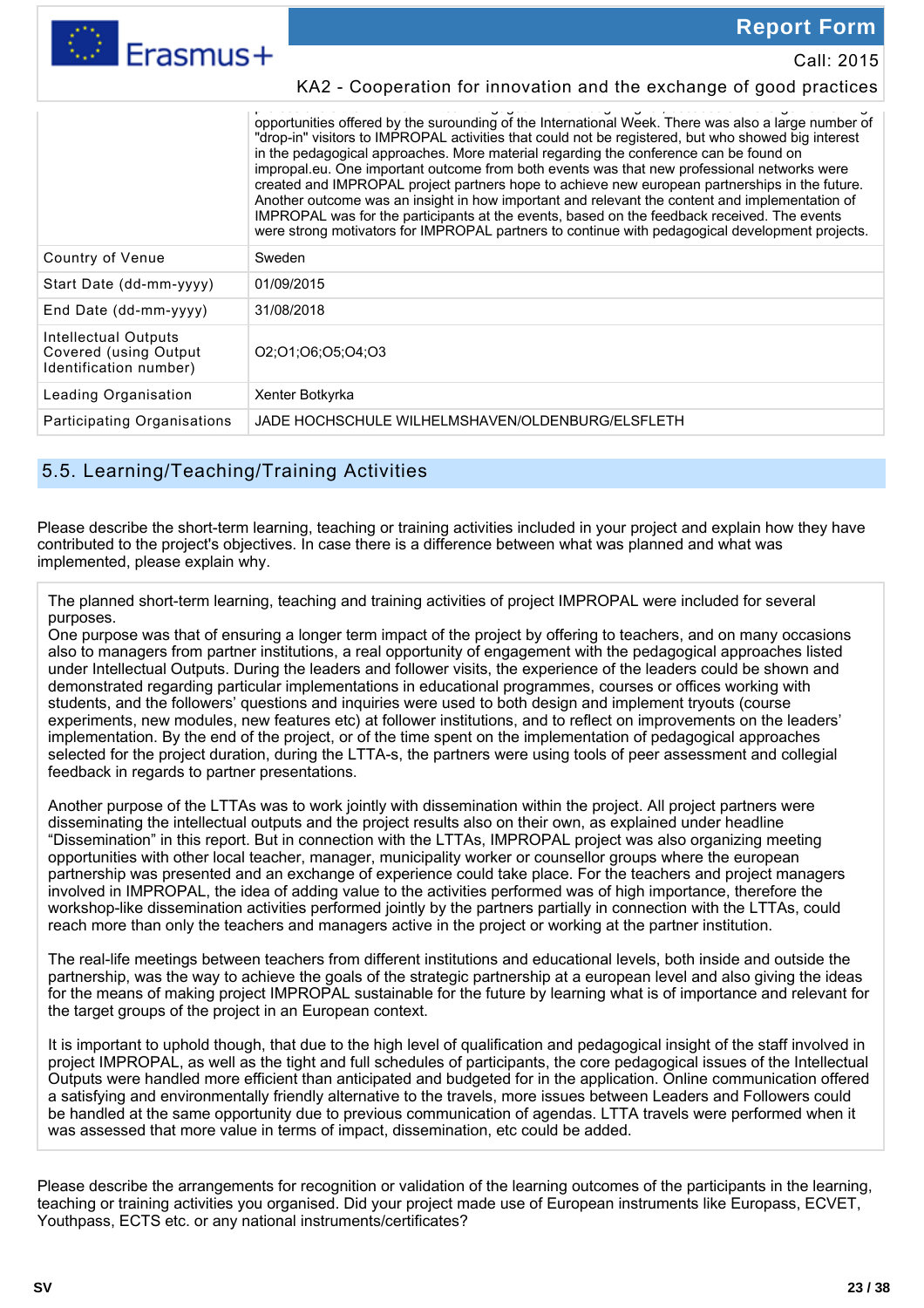| | |
|---|---|
| | opportunities offered by the surounding of the International Week. There was also a large number of "drop-in" visitors to IMPROPAL activities that could not be registered, but who showed big interest in the pedagogical approaches. More material regarding the conference can be found on impropal.eu. One important outcome from both events was that new professional networks were created and IMPROPAL project partners hope to achieve new european partnerships in the future. Another outcome was an insight in how important and relevant the content and implementation of IMPROPAL was for the participants at the events, based on the feedback received. The events were strong motivators for IMPROPAL partners to continue with pedagogical development projects. |
| Country of Venue | Sweden |
| Start Date (dd-mm-yyyy) | 01/09/2015 |
| End Date (dd-mm-yyyy) | 31/08/2018 |
| Intellectual Outputs Covered (using Output Identification number) | O2;O1;O6;O5;O4;O3 |
| Leading Organisation | Xenter Botkyrka |
| Participating Organisations | JADE HOCHSCHULE WILHELMSHAVEN/OLDENBURG/ELSFLETH |

## 5.5. Learning/Teaching/Training Activities

Please describe the short-term learning, teaching or training activities included in your project and explain how they have contributed to the project's objectives. In case there is a difference between what was planned and what was implemented, please explain why.

The planned short-term learning, teaching and training activities of project IMPROPAL were included for several purposes.
One purpose was that of ensuring a longer term impact of the project by offering to teachers, and on many occasions also to managers from partner institutions, a real opportunity of engagement with the pedagogical approaches listed under Intellectual Outputs. During the leaders and follower visits, the experience of the leaders could be shown and demonstrated regarding particular implementations in educational programmes, courses or offices working with students, and the followers' questions and inquiries were used to both design and implement tryouts (course experiments, new modules, new features etc) at follower institutions, and to reflect on improvements on the leaders' implementation. By the end of the project, or of the time spent on the implementation of pedagogical approaches selected for the project duration, during the LTTA-s, the partners were using tools of peer assessment and collegial feedback in regards to partner presentations.

Another purpose of the LTTAs was to work jointly with dissemination within the project. All project partners were disseminating the intellectual outputs and the project results also on their own, as explained under headline "Dissemination" in this report. But in connection with the LTTAs, IMPROPAL project was also organizing meeting opportunities with other local teacher, manager, municipality worker or counsellor groups where the european partnership was presented and an exchange of experience could take place. For the teachers and project managers involved in IMPROPAL, the idea of adding value to the activities performed was of high importance, therefore the workshop-like dissemination activities performed jointly by the partners partially in connection with the LTTAs, could reach more than only the teachers and managers active in the project or working at the partner institution.

The real-life meetings between teachers from different institutions and educational levels, both inside and outside the partnership, was the way to achieve the goals of the strategic partnership at a european level and also giving the ideas for the means of making project IMPROPAL sustainable for the future by learning what is of importance and relevant for the target groups of the project in an European context.

It is important to uphold though, that due to the high level of qualification and pedagogical insight of the staff involved in project IMPROPAL, as well as the tight and full schedules of participants, the core pedagogical issues of the Intellectual Outputs were handled more efficient than anticipated and budgeted for in the application. Online communication offered a satisfying and environmentally friendly alternative to the travels, more issues between Leaders and Followers could be handled at the same opportunity due to previous communication of agendas. LTTA travels were performed when it was assessed that more value in terms of impact, dissemination, etc could be added.

Please describe the arrangements for recognition or validation of the learning outcomes of the participants in the learning, teaching or training activities you organised. Did your project made use of European instruments like Europass, ECVET, Youthpass, ECTS etc. or any national instruments/certificates?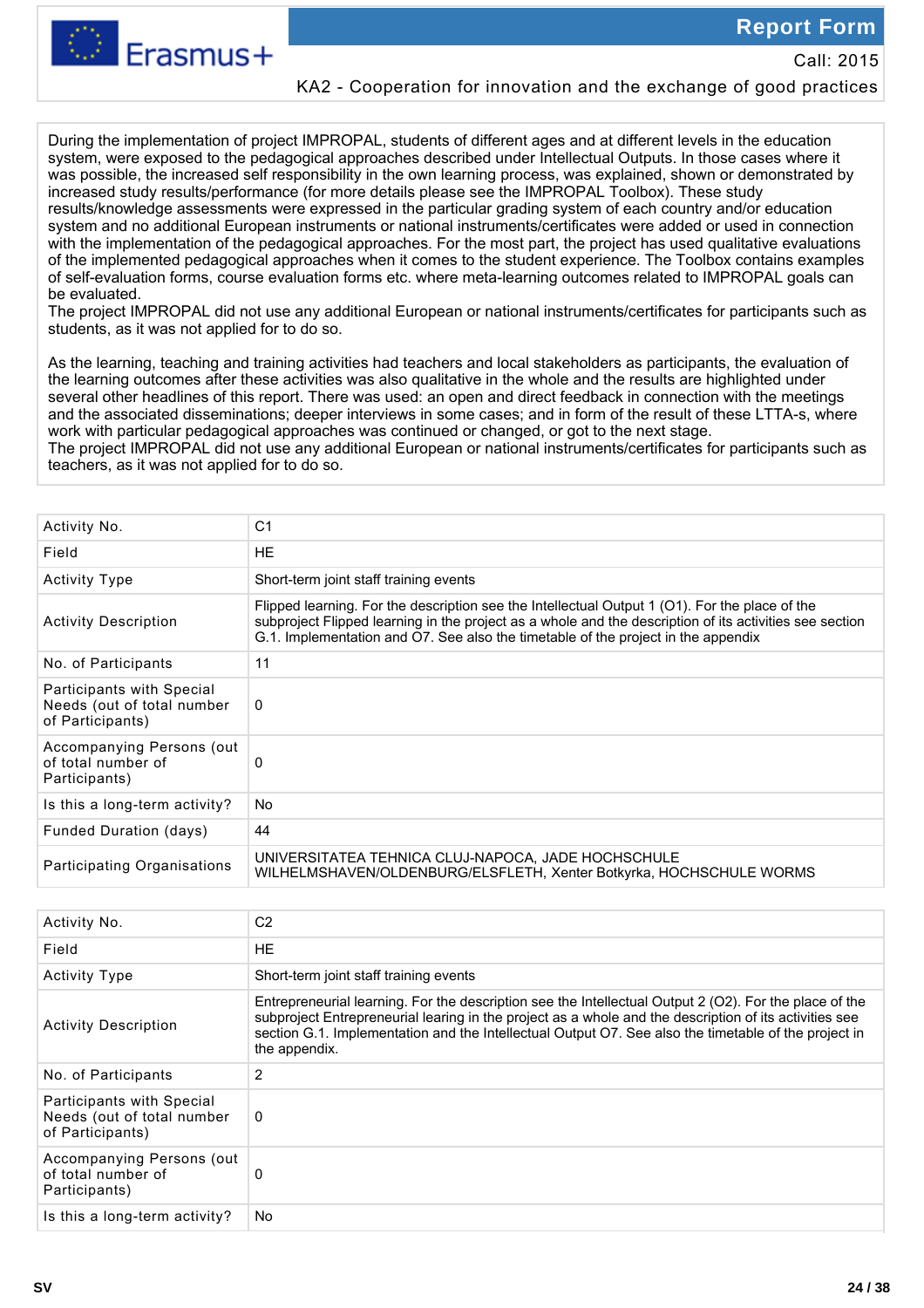During the implementation of project IMPROPAL, students of different ages and at different levels in the education system, were exposed to the pedagogical approaches described under Intellectual Outputs. In those cases where it was possible, the increased self responsibility in the own learning process, was explained, shown or demonstrated by increased study results/performance (for more details please see the IMPROPAL Toolbox). These study results/knowledge assessments were expressed in the particular grading system of each country and/or education system and no additional European instruments or national instruments/certificates were added or used in connection with the implementation of the pedagogical approaches. For the most part, the project has used qualitative evaluations of the implemented pedagogical approaches when it comes to the student experience. The Toolbox contains examples of self-evaluation forms, course evaluation forms etc. where meta-learning outcomes related to IMPROPAL goals can be evaluated.
The project IMPROPAL did not use any additional European or national instruments/certificates for participants such as students, as it was not applied for to do so.

As the learning, teaching and training activities had teachers and local stakeholders as participants, the evaluation of the learning outcomes after these activities was also qualitative in the whole and the results are highlighted under several other headlines of this report. There was used: an open and direct feedback in connection with the meetings and the associated disseminations; deeper interviews in some cases; and in form of the result of these LTTA-s, where work with particular pedagogical approaches was continued or changed, or got to the next stage.
The project IMPROPAL did not use any additional European or national instruments/certificates for participants such as teachers, as it was not applied for to do so.

| Activity No. | C1 |
|---|---|
| Field | HE |
| Activity Type | Short-term joint staff training events |
| Activity Description | Flipped learning. For the description see the Intellectual Output 1 (O1). For the place of the subproject Flipped learning in the project as a whole and the description of its activities see section G.1. Implementation and O7. See also the timetable of the project in the appendix |
| No. of Participants | 11 |
| Participants with Special Needs (out of total number of Participants) | 0 |
| Accompanying Persons (out of total number of Participants) | 0 |
| Is this a long-term activity? | No |
| Funded Duration (days) | 44 |
| Participating Organisations | UNIVERSITATEA TEHNICA CLUJ-NAPOCA, JADE HOCHSCHULE WILHELMSHAVEN/OLDENBURG/ELSFLETH, Xenter Botkyrka, HOCHSCHULE WORMS |

| Activity No. | C2 |
|---|---|
| Field | HE |
| Activity Type | Short-term joint staff training events |
| Activity Description | Entrepreneurial learning. For the description see the Intellectual Output 2 (O2). For the place of the subproject Entrepreneurial learing in the project as a whole and the description of its activities see section G.1. Implementation and the Intellectual Output O7. See also the timetable of the project in the appendix. |
| No. of Participants | 2 |
| Participants with Special Needs (out of total number of Participants) | 0 |
| Accompanying Persons (out of total number of Participants) | 0 |
| Is this a long-term activity? | No |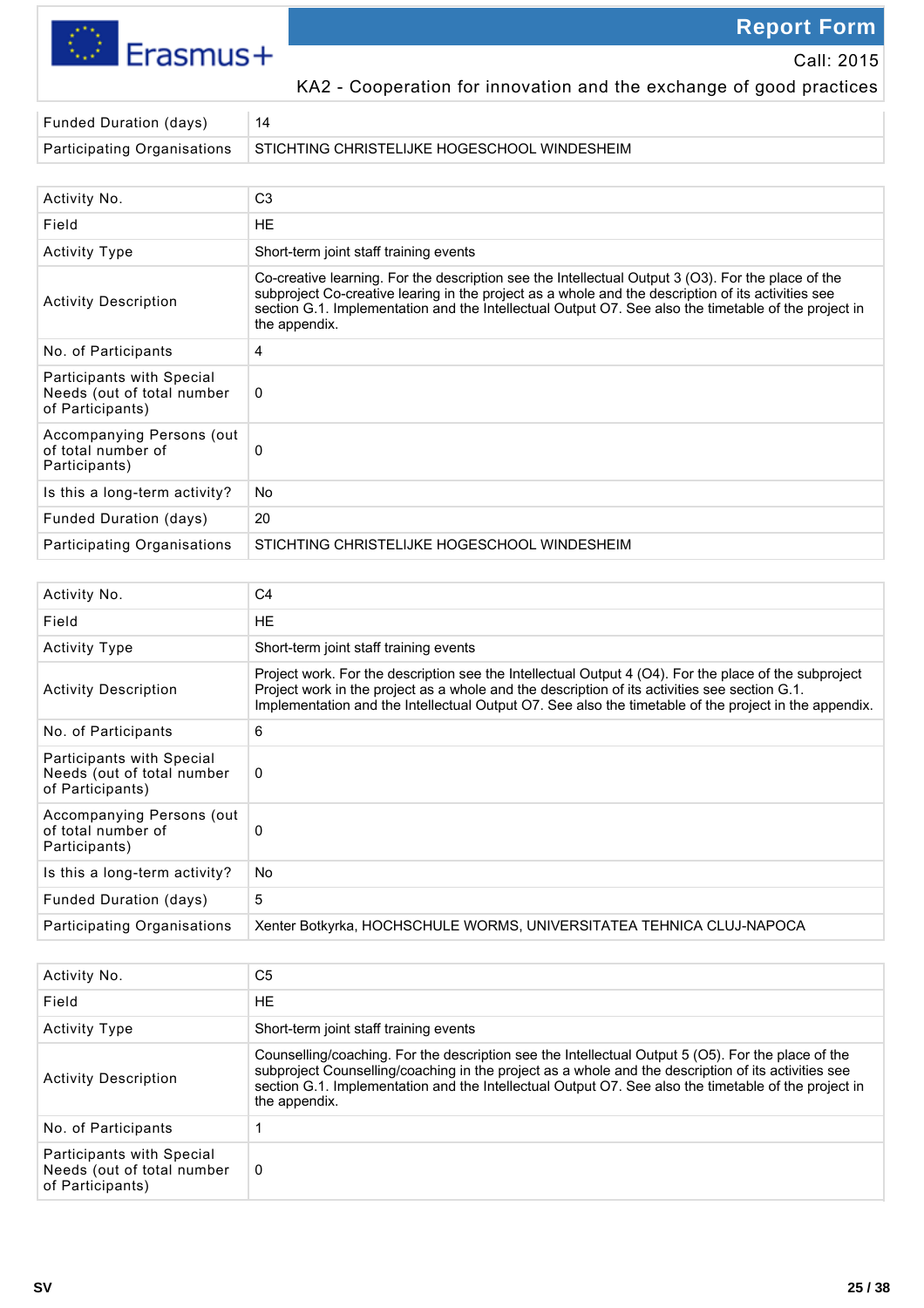| | |
|---|---|
| Funded Duration (days) | 14 |
| Participating Organisations | STICHTING CHRISTELIJKE HOGESCHOOL WINDESHEIM |

| | |
|---|---|
| Activity No. | C3 |
| Field | HE |
| Activity Type | Short-term joint staff training events |
| Activity Description | Co-creative learning. For the description see the Intellectual Output 3 (O3). For the place of the subproject Co-creative learing in the project as a whole and the description of its activities see section G.1. Implementation and the Intellectual Output O7. See also the timetable of the project in the appendix. |
| No. of Participants | 4 |
| Participants with Special Needs (out of total number of Participants) | 0 |
| Accompanying Persons (out of total number of Participants) | 0 |
| Is this a long-term activity? | No |
| Funded Duration (days) | 20 |
| Participating Organisations | STICHTING CHRISTELIJKE HOGESCHOOL WINDESHEIM |

| | |
|---|---|
| Activity No. | C4 |
| Field | HE |
| Activity Type | Short-term joint staff training events |
| Activity Description | Project work. For the description see the Intellectual Output 4 (O4). For the place of the subproject Project work in the project as a whole and the description of its activities see section G.1. Implementation and the Intellectual Output O7. See also the timetable of the project in the appendix. |
| No. of Participants | 6 |
| Participants with Special Needs (out of total number of Participants) | 0 |
| Accompanying Persons (out of total number of Participants) | 0 |
| Is this a long-term activity? | No |
| Funded Duration (days) | 5 |
| Participating Organisations | Xenter Botkyrka, HOCHSCHULE WORMS, UNIVERSITATEA TEHNICA CLUJ-NAPOCA |

| | |
|---|---|
| Activity No. | C5 |
| Field | HE |
| Activity Type | Short-term joint staff training events |
| Activity Description | Counselling/coaching. For the description see the Intellectual Output 5 (O5). For the place of the subproject Counselling/coaching in the project as a whole and the description of its activities see section G.1. Implementation and the Intellectual Output O7. See also the timetable of the project in the appendix. |
| No. of Participants | 1 |
| Participants with Special Needs (out of total number of Participants) | 0 |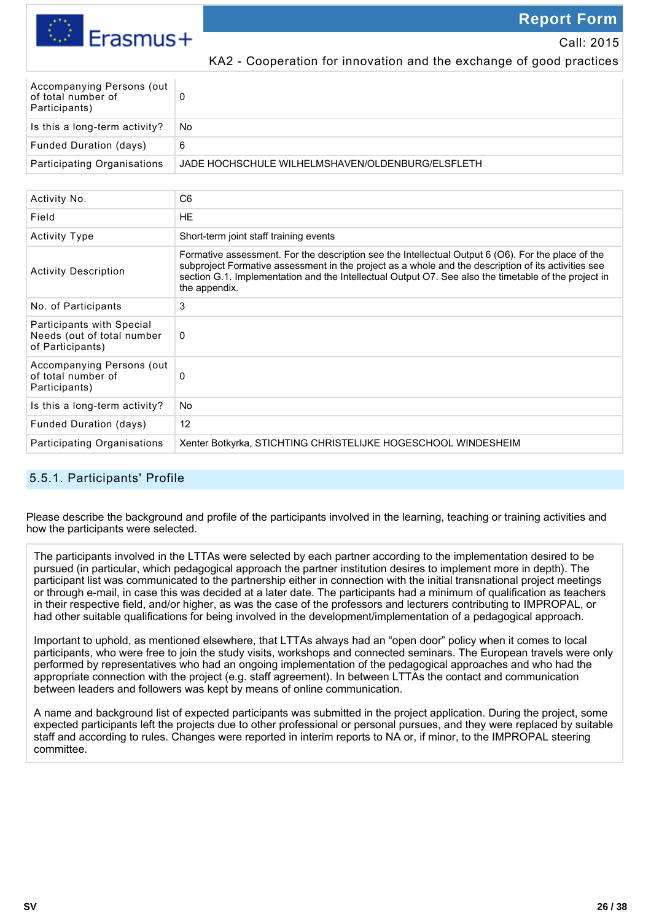| | |
|---|---|
| Accompanying Persons (out of total number of Participants) | 0 |
| Is this a long-term activity? | No |
| Funded Duration (days) | 6 |
| Participating Organisations | JADE HOCHSCHULE WILHELMSHAVEN/OLDENBURG/ELSFLETH |

| | |
|---|---|
| Activity No. | C6 |
| Field | HE |
| Activity Type | Short-term joint staff training events |
| Activity Description | Formative assessment. For the description see the Intellectual Output 6 (O6). For the place of the subproject Formative assessment in the project as a whole and the description of its activities see section G.1. Implementation and the Intellectual Output O7. See also the timetable of the project in the appendix. |
| No. of Participants | 3 |
| Participants with Special Needs (out of total number of Participants) | 0 |
| Accompanying Persons (out of total number of Participants) | 0 |
| Is this a long-term activity? | No |
| Funded Duration (days) | 12 |
| Participating Organisations | Xenter Botkyrka, STICHTING CHRISTELIJKE HOGESCHOOL WINDESHEIM |

## 5.5.1. Participants' Profile

Please describe the background and profile of the participants involved in the learning, teaching or training activities and how the participants were selected.

The participants involved in the LTTAs were selected by each partner according to the implementation desired to be pursued (in particular, which pedagogical approach the partner institution desires to implement more in depth). The participant list was communicated to the partnership either in connection with the initial transnational project meetings or through e-mail, in case this was decided at a later date. The participants had a minimum of qualification as teachers in their respective field, and/or higher, as was the case of the professors and lecturers contributing to IMPROPAL, or had other suitable qualifications for being involved in the development/implementation of a pedagogical approach.

Important to uphold, as mentioned elsewhere, that LTTAs always had an “open door” policy when it comes to local participants, who were free to join the study visits, workshops and connected seminars. The European travels were only performed by representatives who had an ongoing implementation of the pedagogical approaches and who had the appropriate connection with the project (e.g. staff agreement). In between LTTAs the contact and communication between leaders and followers was kept by means of online communication.

A name and background list of expected participants was submitted in the project application. During the project, some expected participants left the projects due to other professional or personal pursues, and they were replaced by suitable staff and according to rules. Changes were reported in interim reports to NA or, if minor, to the IMPROPAL steering committee.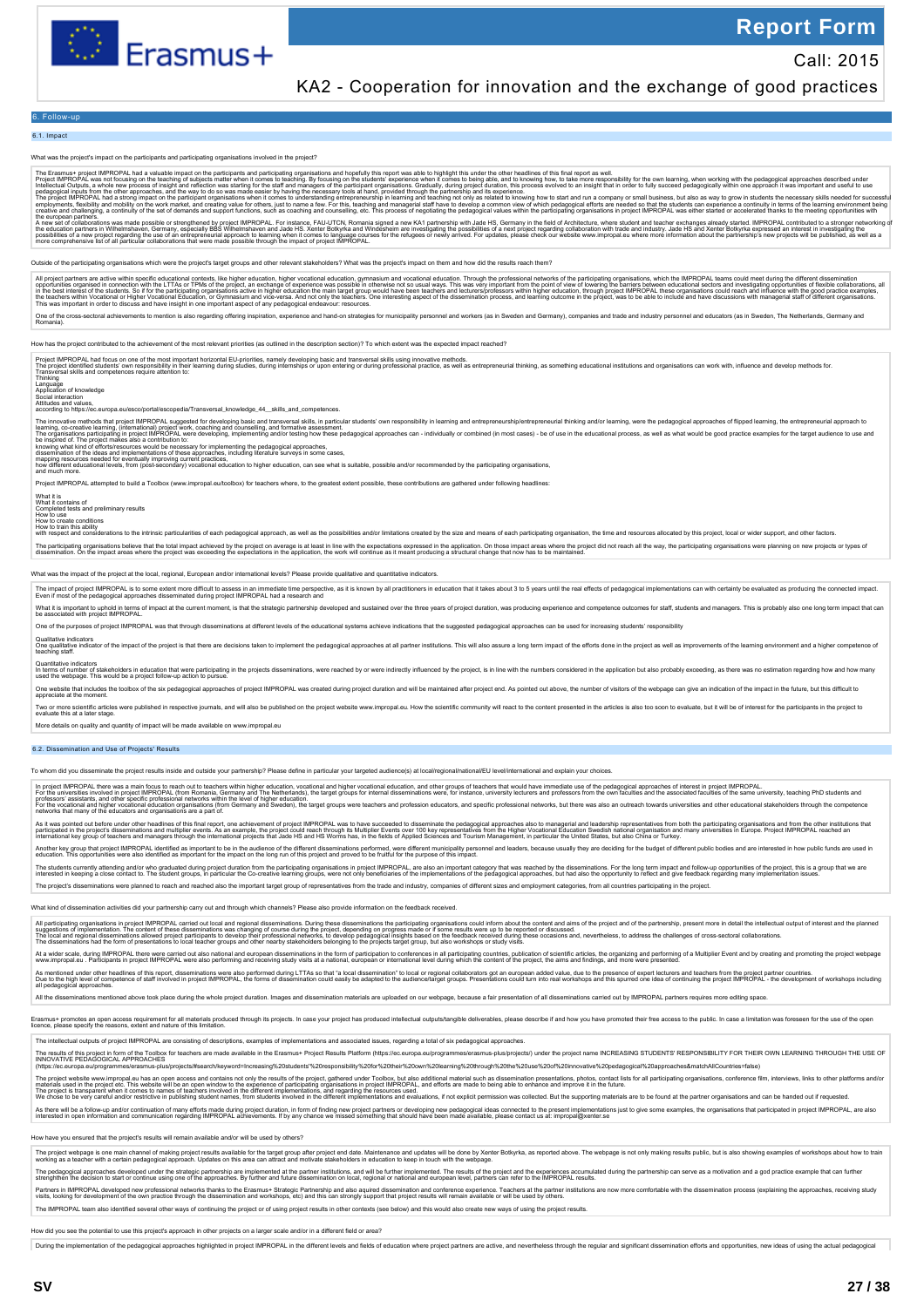## 6. Follow-up

### 6.1. Impact

What was the project's impact on the participants and participating organisations involved in the project?

The Erasmus+ project IMPROPAL had a valuable impact on the participants and participating organisations and hopefully this report was able to highlight this under the other headlines of this final report as well.
Project IMPROPAL was not focusing on the teaching of subjects matter when it comes to teaching. By focusing on the students' experience when it comes to being able, and to knowing how, to take more responsibility for the own learning, when working with the pedagogical approaches described under Intellectual Outputs, a whole new process of insight and reflection was starting for the staff and managers of the participant organisations. Gradually, during project duration, this process evolved to an insight that in order to fully succeed pedagogically within one approach it was important and useful to use pedagogical inputs from the other approaches, and the way to do so was made easier by having the necessary tools at hand, provided through the partnership and its experience.
The project IMPROPAL had a strong impact on the participant organisations when it comes to understanding entrepreneurship in learning and teaching not only as related to knowing how to start and run a company or small business, but also as way to grow in students the necessary skills needed for successful employments, flexibility and mobility on the work market, and creating value for others, just to name a few. For this, teaching and managerial staff have to develop a common view of which pedagogical efforts are needed so that the students can experience a continuity in terms of the learning environment being creative and challenging, a continuity if the set of demands and support functions, such as coaching and counselling, etc. This process of negotiating the pedagogical values within the participating organisations in project IMPROPAL was either started or accelerated thanks to the meeting opportunities with the european partners.
A new set of collaborations was made possible or strengthened by project IMPROPAL. For instance, FAU-UTCN, Romania signed a new KA1 partnership with Jade HS, Germany in the field of Architecture, where student and teacher exchanges already started. IMPROPAL contributed to a stronger networking of the education partners in Wilhelmshaven, Germany, especially BBS Wilhelmshaven and Jade HS. Xenter Botkyrka and Windesheim are investigating the possibilities of a next project regarding collaboration with trade and industry. Jade HS and Xenter Botkyrka expressed an interest in investigating the possibilities of a new project regarding the use of an entrepreneurial approach to learning when it comes to language courses for the refugees or newly arrived. For updates, please check our website www.impropal.eu where more information about the partnership's new projects will be published, as well as a more comprehensive list of all particular collaborations that were made possible through the impact of project IMPROPAL.

Outside of the participating organisations which were the project's target groups and other relevant stakeholders? What was the project's impact on them and how did the results reach them?

All project partners are active within specific educational contexts, like higher education, higher vocational education, gymnasium and vocational education. Through the professional networks of the participating organisations, which the IMPROPAL teams could meet during the different dissemination opportunities organised in connection with the LTTAs or TPMs of the project, an exchange of experience was possible in otherwise not so usual ways. This was very important from the point of view of lowering the barriers between educational sectors and investigating opportunities of flexible collaborations, all in the best interest of the students. So if for the participating organisations active in higher education the main target group would have been teachers and lecturers/professors within higher education, through project IMPROPAL these organisations could reach and influence with the good practice examples, the teachers within Vocational or Higher Vocational Education, or Gymnasium and vice-versa. And not only the teachers. One interesting aspect of the dissemination process, and learning outcome in the project, was to be able to include and have discussions with managerial staff of different organisations. This was important in order to discuss and have insight in one important aspect of any pedagogical endeavour: resources.

One of the cross-sectoral achievements to mention is also regarding offering inspiration, experience and hand-on strategies for municipality personnel and workers (as in Sweden and Germany), companies and trade and industry personnel and educators (as in Sweden, The Netherlands, Germany and Romania).

How has the project contributed to the achievement of the most relevant priorities (as outlined in the description section)? To which extent was the expected impact reached?

Project IMPROPAL had focus on one of the most important horizontal EU-priorities, namely developing basic and transversal skills using innovative methods.
The project identified students' own responsibility in their learning during studies, during internships or upon entering or during professional practice, as well as entrepreneurial thinking, as something educational institutions and organisations can work with, influence and develop methods for.
Transversal skills and competences require attention to:
Thinking
Language
Application of knowledge
Social interaction
Attitudes and values,
according to https://ec.europa.eu/esco/portal/escopedia/Transversal_knowledge_44__skills_and_competences.

The innovative methods that project IMPROPAL suggested for developing basic and transversal skills, in particular students' own responsibility in learning and entrepreneurship/entrepreneurial thinking and/or learning, were the pedagogical approaches of flipped learning, the entrepreneurial approach to learning, co-creative learning, (international) project work, coaching and counselling, and formative assessment.
The organisations participating in project IMPROPAL were developing, implementing and/or testing how these pedagogical approaches can - individually or combined (in most cases) - be of use in the educational process, as well as what would be good practice examples for the target audience to use and be inspired of. The project makes also a contribution to:
knowing what kind of efforts/resources would be necessary for implementing the pedagogical approaches,
dissemination of the ideas and implementations of these approaches, including literature surveys in some cases,
mapping resources needed for eventually improving current practices,
how different educational levels, from (post-secondary) vocational education to higher education, can see what is suitable, possible and/or recommended by the participating organisations,
and much more.

Project IMPROPAL attempted to build a Toolbox (www.impropal.eu/toolbox) for teachers where, to the greatest extent possible, these contributions are gathered under following headlines:

What it is
What it contains of
Completed tests and preliminary results
How to use
How to create conditions
How to train this ability
with respect and considerations to the intrinsic particularities of each pedagogical approach, as well as the possibilities and/or limitations created by the size and means of each participating organisation, the time and resources allocated by this project, local or wider support, and other factors.

The participating organisations believe that the total impact achieved by the project on average is at least in line with the expectations expressed in the application. On those impact areas where the project did not reach all the way, the participating organisations were planning on new projects or types of dissemination. On the impact areas where the project was exceeding the expectations in the application, the work will continue as it meant producing a structural change that now has to be maintained.

What was the impact of the project at the local, regional, European and/or international levels? Please provide qualitative and quantitative indicators.

The impact of project IMPROPAL is to some extent more difficult to assess in an immediate time perspective, as it is known by all practitioners in education that it takes about 3 to 5 years until the real effects of pedagogical implementations can with certainty be evaluated as producing the connected impact. Even if most of the pedagogical approaches disseminated during project IMPROPAL had a research and

What it is important to uphold in terms of impact at the current moment, is that the strategic partnership developed and sustained over the three years of project duration, was producing experience and competence outcomes for staff, students and managers. This is probably also one long term impact that can be associated with project IMPROPAL.

One of the purposes of project IMPROPAL was that through disseminations at different levels of the educational systems achieve indications that the suggested pedagogical approaches can be used for increasing students' responsibility

Qualitative indicators
One qualitative indicator of the impact of the project is that there are decisions taken to implement the pedagogical approaches at all partner institutions. This will also assure a long term impact of the efforts done in the project as well as improvements of the learning environment and a higher competence of teaching staff.

Quantitative indicators
In terms of number of stakeholders in education that were participating in the projects disseminations, were reached by or were indirectly influenced by the project, is in line with the numbers considered in the application but also probably exceeding, as there was no estimation regarding how and how many used the webpage. This would be a project follow-up action to pursue.

One website that includes the toolbox of the six pedagogical approaches of project IMPROPAL was created during project duration and will be maintained after project end. As pointed out above, the number of visitors of the webpage can give an indication of the impact in the future, but this difficult to appreciate at the moment.

Two or more scientific articles were published in respective journals, and will also be published on the project website www.impropal.eu. How the scientific community will react to the content presented in the articles is also too soon to evaluate, but it will be of interest for the participants in the project to evaluate this at a later stage.

More details on quality and quantity of impact will be made available on www.impropal.eu

### 6.2. Dissemination and Use of Projects' Results

To whom did you disseminate the project results inside and outside your partnership? Please define in particular your targeted audience(s) at local/regional/national/EU level/international and explain your choices.

In project IMPROPAL there was a main focus to reach out to teachers within higher education, vocational and higher vocational education, and other groups of teachers that would have immediate use of the pedagogical approaches of interest in project IMPROPAL.
For the universities involved in project IMPROPAL (from Romania, Germany and The Netherlands), the target groups for internal disseminations were, for instance, university lecturers and professors from the own faculties and the associated faculties of the same university, teaching PhD students and professors' assistants, and other specific professional networks within the level of higher education.
For the vocational and higher vocational education organisations (from Germany and Sweden), the target groups were teachers and profession educators, and specific professional networks, but there was also an outreach towards universities and other educational stakeholders through the competence networks that many of the educators and organisations are a part of.

As it was pointed out before under other headlines of this final report, one achievement of project IMPROPAL was to have succeeded to disseminate the pedagogical approaches also to managerial and leadership representatives from both the participating organisations and from the other institutions that participated in the project's disseminations and multiplier events. As an example, the project could reach through its Multiplier Events over 100 key representatives from the Higher Vocational Education Swedish national organisation and many universities in Europe. Project IMPROPAL reached an international key group of teachers and managers through the international projects that Jade HS and HS Worms has, in the fields of Applied Sciences and Tourism Management, in particular the United States, but also China or Turkey.

Another key group that project IMPROPAL identified as important to be in the audience of the different disseminations performed, were different municipality personnel and leaders, because usually they are deciding for the budget of different public bodies and are interested in how public funds are used in education. This opportunities were also identified as important for the impact on the long run of this project and proved to be fruitful for the purpose of this impact.

The students currently attending and/or who graduated during project duration from the participating organisations in project IMPROPAL, are also an important category that was reached by the disseminations. For the long term impact and follow-up opportunities of the project, this is a group that we are interested in keeping a close contact to. The student groups, in particular the Co-creative learning groups, were not only beneficiaries of the implementations of the pedagogical approaches, but had also the opportunity to reflect and give feedback regarding many implementation issues.

The project's disseminations were planned to reach and reached also the important target group of representatives from the trade and industry, companies of different sizes and employment categories, from all countries participating in the project.

What kind of dissemination activities did your partnership carry out and through which channels? Please also provide information on the feedback received.

All participating organisations in project IMPROPAL carried out local and regional disseminations. During these disseminations the participating organisations could inform about the content and aims of the project and of the partnership, present more in detail the intellectual output of interest and the planned suggestions of implementation. The content of these disseminations was changing of course during the project, depending on progress made or if some results were up to be reported or discussed.
The local and regional disseminations allowed project participants to develop their professional networks, to develop pedagogical insights based on the feedback received during these occasions and, nevertheless, to address the challenges of cross-sectoral collaborations.
The disseminations had the form of presentations to local teacher groups and other nearby stakeholders belonging to the projects target group, but also workshops or study visits.

At a wider scale, during IMPROPAL there were carried out also national and european disseminations in the form of participation to conferences in all participating countries, publication of scientific articles, the organizing and performing of a Multiplier Event and by creating and promoting the project webpage www.impropal.eu . Participants in project IMPROPAL were also performing and receiving study visits at a national, european or international level during which the content of the project, the aims and findings, and more were presented.

As mentioned under other headlines of this report, disseminations were also performed during LTTAs so that "a local dissemination" to local or regional collaborators got an european added value, due to the presence of expert lecturers and teachers from the project partner countries.
Due to the high level of competence of staff involved in project IMPROPAL, the forms of dissemination could easily be adapted to the audience/target groups. Presentations could turn into real workshops and this spurred one idea of continuing the project IMPROPAL - the development of workshops including all pedagogical approaches.

All the disseminations mentioned above took place during the whole project duration. Images and dissemination materials are uploaded on our webpage, because a fair presentation of all disseminations carried out by IMPROPAL partners requires more editing space.

Erasmus+ promotes an open access requirement for all materials produced through its projects. In case your project has produced intellectual outputs/tangible deliverables, please describe if and how you have promoted their free access to the public. In case a limitation was foreseen for the use of the open licence, please specify the reasons, extent and nature of this limitation.

The intellectual outputs of project IMPROPAL are consisting of descriptions, examples of implementations and associated issues, regarding a total of six pedagogical approaches.

The results of this project in form of the Toolbox for teachers are made available in the Erasmus+ Project Results Platform (https://ec.europa.eu/programmes/erasmus-plus/projects/) under the project name INCREASING STUDENTS' RESPONSIBILITY FOR THEIR OWN LEARNING THROUGH THE USE OF INNOVATIVE PEDAGOGICAL APPROACHES
(https://ec.europa.eu/programmes/erasmus-plus/projects/#search/keyword=Increasing%20students'%20responsibility%20for%20their%20own%20learning%20through%20the%20use%20of%20innovative%20pedagogical%20approaches&matchAllCountries=false)

The project website www.impropal.eu has an open access and contains not only the results of the project, gathered under Toolbox, but also additional material such as dissemination presentations, photos, contact lists for all participating organisations, conference film, interviews, links to other platforms and/or materials used in the project etc. This website will be an open window to the experience of participating organisations in project IMPROPAL, and efforts are made to being able to enhance and improve it in the future.
The project is transparent when it comes to names of teachers involved in the different implementations, and regarding the resources used.
We chose to be very careful and/or restrictive in publishing student names, from students involved in the different implementations and evaluations, if not explicit permission was collected. But the supporting materials are to be found at the partner organisations and can be handed out if requested.

As there will be a follow-up and/or continuation of many efforts made during project duration, in form of finding new project partners or developing new pedagogical ideas connected to the present implementations just to give some examples, the organisations that participated in project IMPROPAL are also interested in open information and communication regarding IMPROPAL achievements. If by any chance we missed something that should have been made available, please contact us at: impropal@xenter.se

How have you ensured that the project's results will remain available and/or will be used by others?

The project webpage is one main channel of making project results available for the target group after project end date. Maintenance and updates will be done by Xenter Botkyrka, as reported above. The webpage is not only making results public, but is also showing examples of workshops about how to train working as a teacher with a certain pedagogical approach. Updates on this area can attract and motivate stakeholders in education to keep in touch with the webpage.

The pedagogical approaches developed under the strategic partnership are implemented at the partner institutions, and will be further implemented. The results of the project and the experiences accumulated during the partnership can serve as a motivation and a god practice example that can further strengthen the decision to start or continue using one of the approaches. By further and future dissemination on local, regional or national and european level, partners can refer to the IMPROPAL results.

Partners in IMPROPAL developed new professional networks thanks to the Erasmus+ Strategic Partnership and also aquired dissemination and conference experience. Teachers at the partner institutions are now more comfortable with the dissemination process (explaining the approaches, receiving study visits, looking for development of the own practice through the dissemination and workshops, etc) and this can strongly support that project results will remain available or will be used by others.

The IMPROPAL team also identified several other ways of continuing the project or of using project results in other contexts (see below) and this would also create new ways of using the project results.

How did you see the potential to use this project's approach in other projects on a larger scale and/or in a different field or area?

During the implementation of the pedagogical approaches highlighted in project IMPROPAL in the different levels and fields of education where project partners are active, and nevertheless through the regular and significant dissemination efforts and opportunities, new ideas of using the actual pedagogical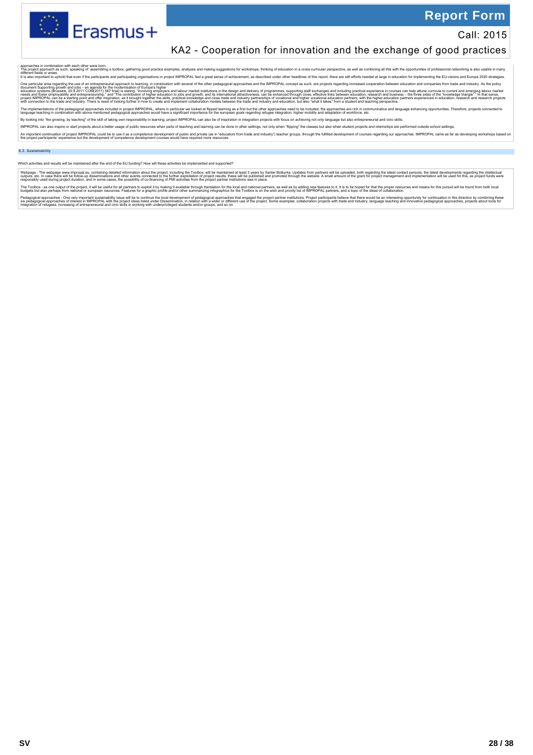approaches in combination with each other were born.
The project approach as such, speaking of: assembling a toolbox, gathering good practice examples, analyses and making suggestions for workshops, thinking of education in a cross-curricular perspective, as well as combining all this with the opportunities of professional networking is also usable in many different fields or areas.
It is also important to uphold that even if the participants and participating organisations in project IMPROPAL feel a great sense of achievement, as described under other headlines of this report, there are still efforts needed at large in education for implementing the EU-visions and Europe 2020 strategies.

One particular area regarding the use of an entrepreneurial approach to learning, in combination with several of the other pedagogical approaches and the IMPROPAL concept as such, are projects regarding increased cooperation between education and companies from trade and industry. As the policy document Supporting growth and jobs – an agenda for the modernisation of Europe's higher education systems (Brussels, 20.9.2011 COM(2011) 567 final) is stating: "Involving employers and labour market institutions in the design and delivery of programmes, supporting staff exchanges and including practical experience in courses can help attune curricula to current and emerging labour market needs and foster employability and entrepreneurship." and "The contribution of higher education to jobs and growth, and its international attractiveness, can be enhanced through close, effective links between education, research and business – the three sides of the "knowledge triangle"". In that sense, project IMPROPAL can be a starting point and offer inspiration, as it brought together the skills, practical knowledge and close trade and industry partnerships of vocational and higher vocational education partners, with the higher education partners experienced in education, research and research projects with connection to the trade and industry. There is need of looking further in how to create and implement collaboration models between the trade and industry and education, but also "what it takes" from a student and teaching perspective.

The implementations of the pedagogical approaches included in project IMPROPAL, where in particular we looked at flipped learning as a first but the other approaches need to be included, the approaches are rich in communicative and language enhancing opportunities. Therefore, projects connected to language teaching in combination with above mentioned pedagogical approaches would have a significant importance for the european goals regarding refugee integration, higher mobility and adaptation of workforce, etc.

By looking into "the growing, by teaching" of the skill of taking own responsibility in learning, project IMPROPAL can also be of inspiration in integration projects with focus on achieving not only language but also entrepreneurial and civic skills.

IMPROPAL can also inspire or start projects about a better usage of public resources when parts of teaching and learning can be done in other settings, not only when "flipping" the classes but also when student projects and internships are performed outside school settings.

An important continuation of project IMPROPAL could be to use it as a competence development of public and private (as in "educators from trade and industry") teacher groups, through the fulfilled development of courses regarding our approaches. IMPROPAL came as far as developing workshops based on the project participants' experience but the development of competence development courses would have required more resources.

### 6.3. Sustainability

Which activities and results will be maintained after the end of the EU funding? How will these activities be implemented and supported?

Webpage - The webpage www.impropal.eu, containing detailed information about the project, including the Toolbox, will be maintained at least 3 years by Xenter Botkyrka. Updates from partners will be uploaded, both regarding the latest contact persons, the latest developments regarding the intellectual outputs, etc. In case there will be follow-up disseminations and other events connected to the further exploitation of project results, these will be published and promoted through the website. A small amount of the grant for project management and implementation will be used for this, as project funds were responsibly used during project duration, and in some cases, the possibility of co-financing of PMI activities from the project partner institutions was in place.

The Toolbox - as one output of the project, it will be useful for all partners to exploit it by making it available through translation for the local and national partners, as well as by adding new features to it. It is to be hoped for that the proper resources and means for this pursuit will be found from both local budgets but also perhaps from national or european resources. Features for a graphic profile and/or other summarizing infographics for the Toolbox is on the wish and priority list of IMPROPAL partners, and a topic of the ideas of collaboration.

Pedagogical approaches - One very important sustainability issue will be to continue the local development of pedagogical approaches that engaged the project partner institutions. Project participants believe that there would be an interesting opportunity for continuation in this direction by combining these six pedagogical approaches of interest in IMPROPAL with the project ideas listed under Dissemination, in relation with a wider or different use of the project. Some examples: collaboration projects with trade and industry, language teaching and innovative pedagogical approaches, projects about tools for integration of refugees, increasing of entrepreneurial and civic skills in working with underprivileged students and/or groups, and so on.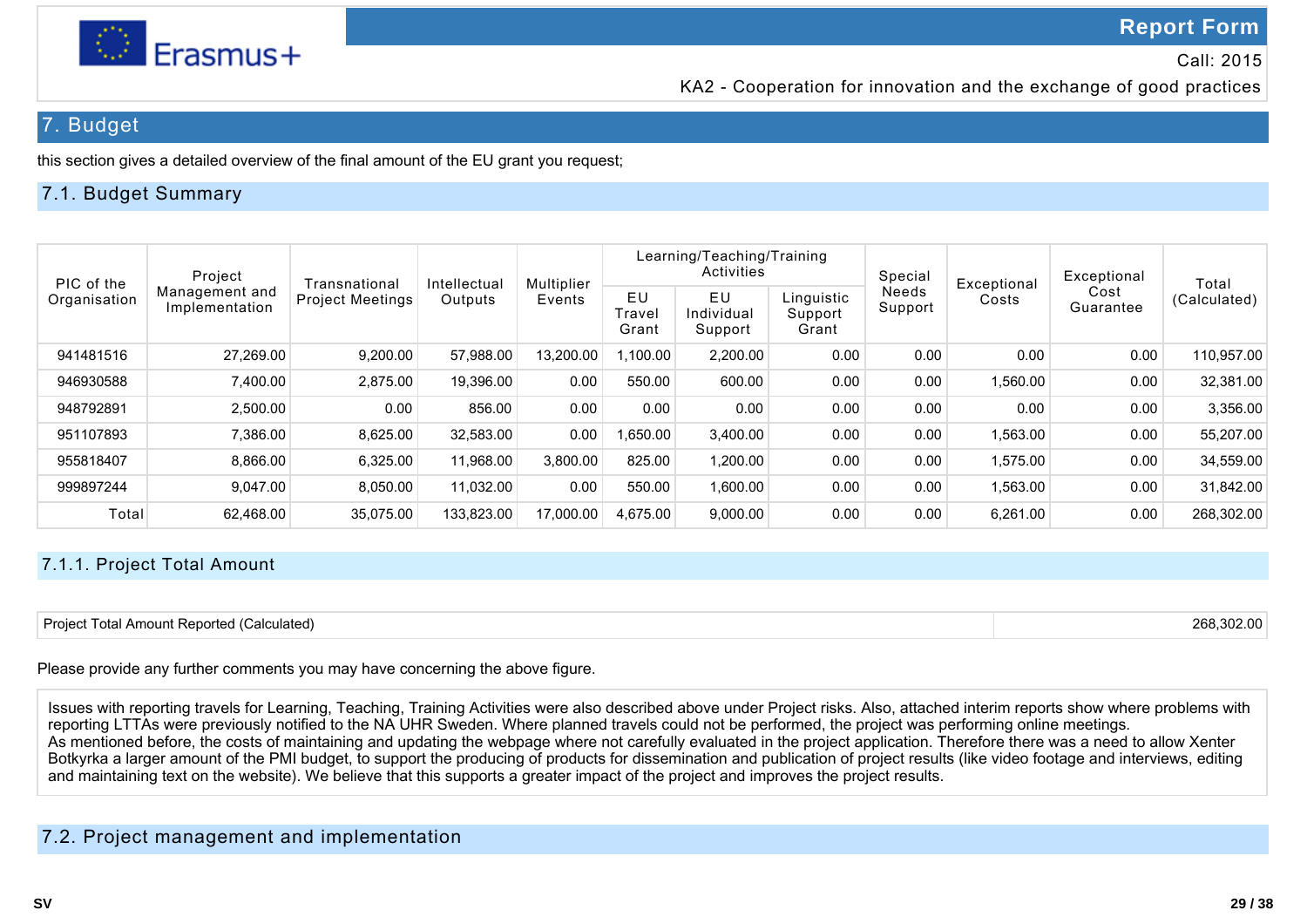# 7. Budget

this section gives a detailed overview of the final amount of the EU grant you request;

## 7.1. Budget Summary

| PIC of the Organisation | Project Management and Implementation | Transnational Project Meetings | Intellectual Outputs | Multiplier Events | Learning/Teaching/Training Activities | | | Special Needs Support | Exceptional Costs | Exceptional Cost Guarantee | Total (Calculated) |
|---|---|---|---|---|---|---|---|---|---|---|---|
| | | | | | EU Travel Grant | EU Individual Support | Linguistic Support Grant | | | | |
| 941481516 | 27,269.00 | 9,200.00 | 57,988.00 | 13,200.00 | 1,100.00 | 2,200.00 | 0.00 | 0.00 | 0.00 | 0.00 | 110,957.00 |
| 946930588 | 7,400.00 | 2,875.00 | 19,396.00 | 0.00 | 550.00 | 600.00 | 0.00 | 0.00 | 1,560.00 | 0.00 | 32,381.00 |
| 948792891 | 2,500.00 | 0.00 | 856.00 | 0.00 | 0.00 | 0.00 | 0.00 | 0.00 | 0.00 | 0.00 | 3,356.00 |
| 951107893 | 7,386.00 | 8,625.00 | 32,583.00 | 0.00 | 1,650.00 | 3,400.00 | 0.00 | 0.00 | 1,563.00 | 0.00 | 55,207.00 |
| 955818407 | 8,866.00 | 6,325.00 | 11,968.00 | 3,800.00 | 825.00 | 1,200.00 | 0.00 | 0.00 | 1,575.00 | 0.00 | 34,559.00 |
| 999897244 | 9,047.00 | 8,050.00 | 11,032.00 | 0.00 | 550.00 | 1,600.00 | 0.00 | 0.00 | 1,563.00 | 0.00 | 31,842.00 |
| Total | 62,468.00 | 35,075.00 | 133,823.00 | 17,000.00 | 4,675.00 | 9,000.00 | 0.00 | 0.00 | 6,261.00 | 0.00 | 268,302.00 |

### 7.1.1. Project Total Amount

| Project Total Amount Reported (Calculated) | 268,302.00 |
|---|---|

Please provide any further comments you may have concerning the above figure.

Issues with reporting travels for Learning, Teaching, Training Activities were also described above under Project risks. Also, attached interim reports show where problems with reporting LTTAs were previously notified to the NA UHR Sweden. Where planned travels could not be performed, the project was performing online meetings.
As mentioned before, the costs of maintaining and updating the webpage where not carefully evaluated in the project application. Therefore there was a need to allow Xenter Botkyrka a larger amount of the PMI budget, to support the producing of products for dissemination and publication of project results (like video footage and interviews, editing and maintaining text on the website). We believe that this supports a greater impact of the project and improves the project results.

## 7.2. Project management and implementation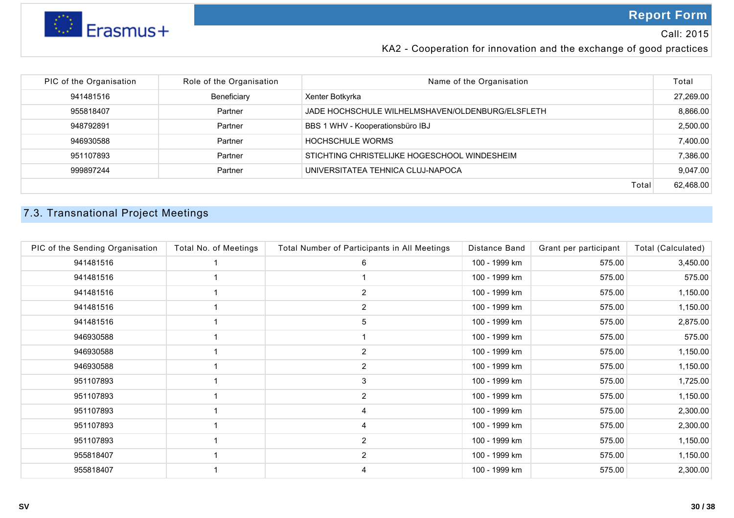| PIC of the Organisation | Role of the Organisation | Name of the Organisation | Total |
|---|---|---|---|
| 941481516 | Beneficiary | Xenter Botkyrka | 27,269.00 |
| 955818407 | Partner | JADE HOCHSCHULE WILHELMSHAVEN/OLDENBURG/ELSFLETH | 8,866.00 |
| 948792891 | Partner | BBS 1 WHV - Kooperationsbüro IBJ | 2,500.00 |
| 946930588 | Partner | HOCHSCHULE WORMS | 7,400.00 |
| 951107893 | Partner | STICHTING CHRISTELIJKE HOGESCHOOL WINDESHEIM | 7,386.00 |
| 999897244 | Partner | UNIVERSITATEA TEHNICA CLUJ-NAPOCA | 9,047.00 |
| | | Total | 62,468.00 |

## 7.3. Transnational Project Meetings

| PIC of the Sending Organisation | Total No. of Meetings | Total Number of Participants in All Meetings | Distance Band | Grant per participant | Total (Calculated) |
|---|---|---|---|---|---|
| 941481516 | 1 | 6 | 100 - 1999 km | 575.00 | 3,450.00 |
| 941481516 | 1 | 1 | 100 - 1999 km | 575.00 | 575.00 |
| 941481516 | 1 | 2 | 100 - 1999 km | 575.00 | 1,150.00 |
| 941481516 | 1 | 2 | 100 - 1999 km | 575.00 | 1,150.00 |
| 941481516 | 1 | 5 | 100 - 1999 km | 575.00 | 2,875.00 |
| 946930588 | 1 | 1 | 100 - 1999 km | 575.00 | 575.00 |
| 946930588 | 1 | 2 | 100 - 1999 km | 575.00 | 1,150.00 |
| 946930588 | 1 | 2 | 100 - 1999 km | 575.00 | 1,150.00 |
| 951107893 | 1 | 3 | 100 - 1999 km | 575.00 | 1,725.00 |
| 951107893 | 1 | 2 | 100 - 1999 km | 575.00 | 1,150.00 |
| 951107893 | 1 | 4 | 100 - 1999 km | 575.00 | 2,300.00 |
| 951107893 | 1 | 4 | 100 - 1999 km | 575.00 | 2,300.00 |
| 951107893 | 1 | 2 | 100 - 1999 km | 575.00 | 1,150.00 |
| 955818407 | 1 | 2 | 100 - 1999 km | 575.00 | 1,150.00 |
| 955818407 | 1 | 4 | 100 - 1999 km | 575.00 | 2,300.00 |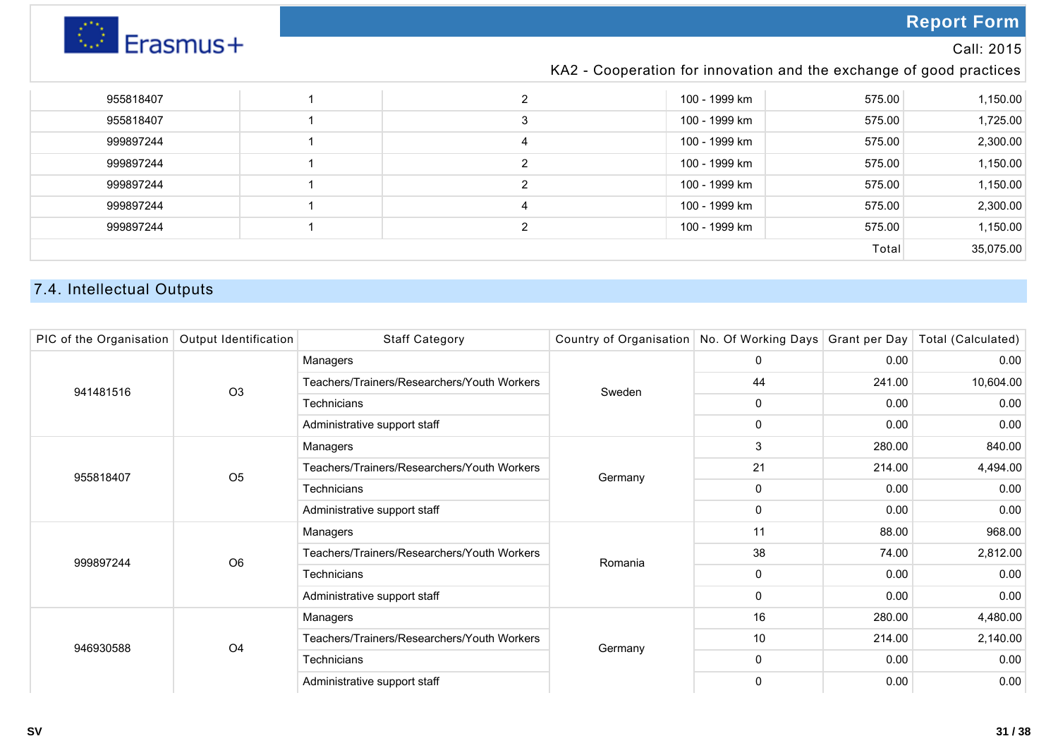| | | | | | |
|---|---|---|---|---|---|
| 955818407 | 1 | 2 | 100 - 1999 km | 575.00 | 1,150.00 |
| 955818407 | 1 | 3 | 100 - 1999 km | 575.00 | 1,725.00 |
| 999897244 | 1 | 4 | 100 - 1999 km | 575.00 | 2,300.00 |
| 999897244 | 1 | 2 | 100 - 1999 km | 575.00 | 1,150.00 |
| 999897244 | 1 | 2 | 100 - 1999 km | 575.00 | 1,150.00 |
| 999897244 | 1 | 4 | 100 - 1999 km | 575.00 | 2,300.00 |
| 999897244 | 1 | 2 | 100 - 1999 km | 575.00 | 1,150.00 |
| | | | | Total | 35,075.00 |

## 7.4. Intellectual Outputs

| PIC of the Organisation | Output Identification | Staff Category | Country of Organisation | No. Of Working Days | Grant per Day | Total (Calculated) |
|---|---|---|---|---|---|---|
| 941481516 | O3 | Managers | Sweden | 0 | 0.00 | 0.00 |
| | | Teachers/Trainers/Researchers/Youth Workers | | 44 | 241.00 | 10,604.00 |
| | | Technicians | | 0 | 0.00 | 0.00 |
| | | Administrative support staff | | 0 | 0.00 | 0.00 |
| 955818407 | O5 | Managers | Germany | 3 | 280.00 | 840.00 |
| | | Teachers/Trainers/Researchers/Youth Workers | | 21 | 214.00 | 4,494.00 |
| | | Technicians | | 0 | 0.00 | 0.00 |
| | | Administrative support staff | | 0 | 0.00 | 0.00 |
| 999897244 | O6 | Managers | Romania | 11 | 88.00 | 968.00 |
| | | Teachers/Trainers/Researchers/Youth Workers | | 38 | 74.00 | 2,812.00 |
| | | Technicians | | 0 | 0.00 | 0.00 |
| | | Administrative support staff | | 0 | 0.00 | 0.00 |
| 946930588 | O4 | Managers | Germany | 16 | 280.00 | 4,480.00 |
| | | Teachers/Trainers/Researchers/Youth Workers | | 10 | 214.00 | 2,140.00 |
| | | Technicians | | 0 | 0.00 | 0.00 |
| | | Administrative support staff | | 0 | 0.00 | 0.00 |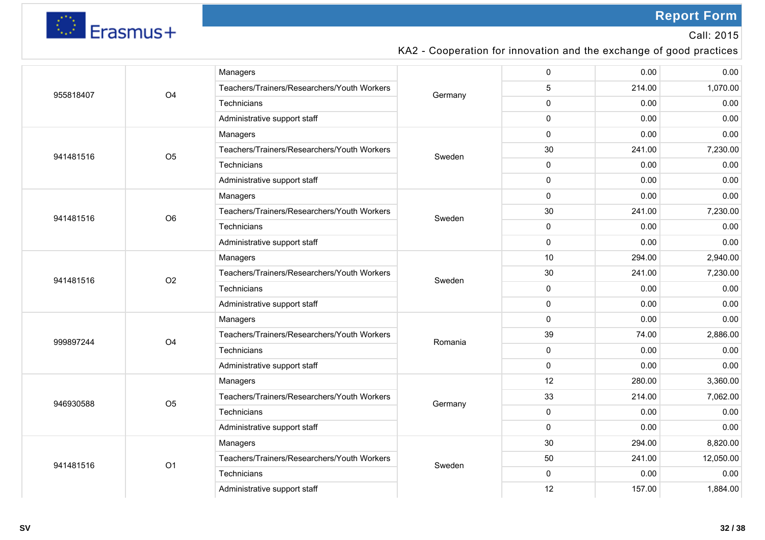| | | | | | | |
|---|---|---|---|---|---|---|
| 955818407 | O4 | Managers | Germany | 0 | 0.00 | 0.00 |
| | | Teachers/Trainers/Researchers/Youth Workers | | 5 | 214.00 | 1,070.00 |
| | | Technicians | | 0 | 0.00 | 0.00 |
| | | Administrative support staff | | 0 | 0.00 | 0.00 |
| 941481516 | O5 | Managers | Sweden | 0 | 0.00 | 0.00 |
| | | Teachers/Trainers/Researchers/Youth Workers | | 30 | 241.00 | 7,230.00 |
| | | Technicians | | 0 | 0.00 | 0.00 |
| | | Administrative support staff | | 0 | 0.00 | 0.00 |
| 941481516 | O6 | Managers | Sweden | 0 | 0.00 | 0.00 |
| | | Teachers/Trainers/Researchers/Youth Workers | | 30 | 241.00 | 7,230.00 |
| | | Technicians | | 0 | 0.00 | 0.00 |
| | | Administrative support staff | | 0 | 0.00 | 0.00 |
| 941481516 | O2 | Managers | Sweden | 10 | 294.00 | 2,940.00 |
| | | Teachers/Trainers/Researchers/Youth Workers | | 30 | 241.00 | 7,230.00 |
| | | Technicians | | 0 | 0.00 | 0.00 |
| | | Administrative support staff | | 0 | 0.00 | 0.00 |
| 999897244 | O4 | Managers | Romania | 0 | 0.00 | 0.00 |
| | | Teachers/Trainers/Researchers/Youth Workers | | 39 | 74.00 | 2,886.00 |
| | | Technicians | | 0 | 0.00 | 0.00 |
| | | Administrative support staff | | 0 | 0.00 | 0.00 |
| 946930588 | O5 | Managers | Germany | 12 | 280.00 | 3,360.00 |
| | | Teachers/Trainers/Researchers/Youth Workers | | 33 | 214.00 | 7,062.00 |
| | | Technicians | | 0 | 0.00 | 0.00 |
| | | Administrative support staff | | 0 | 0.00 | 0.00 |
| 941481516 | O1 | Managers | Sweden | 30 | 294.00 | 8,820.00 |
| | | Teachers/Trainers/Researchers/Youth Workers | | 50 | 241.00 | 12,050.00 |
| | | Technicians | | 0 | 0.00 | 0.00 |
| | | Administrative support staff | | 12 | 157.00 | 1,884.00 |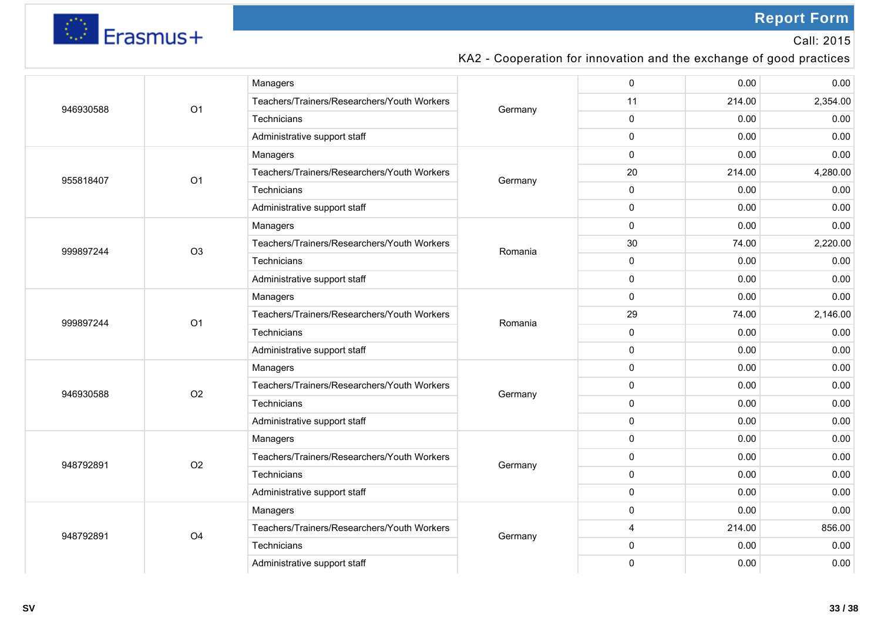| | | | | | | |
|---|---|---|---|---|---|---|
| 946930588 | O1 | Managers | Germany | 0 | 0.00 | 0.00 |
| | | Teachers/Trainers/Researchers/Youth Workers | | 11 | 214.00 | 2,354.00 |
| | | Technicians | | 0 | 0.00 | 0.00 |
| | | Administrative support staff | | 0 | 0.00 | 0.00 |
| 955818407 | O1 | Managers | Germany | 0 | 0.00 | 0.00 |
| | | Teachers/Trainers/Researchers/Youth Workers | | 20 | 214.00 | 4,280.00 |
| | | Technicians | | 0 | 0.00 | 0.00 |
| | | Administrative support staff | | 0 | 0.00 | 0.00 |
| 999897244 | O3 | Managers | Romania | 0 | 0.00 | 0.00 |
| | | Teachers/Trainers/Researchers/Youth Workers | | 30 | 74.00 | 2,220.00 |
| | | Technicians | | 0 | 0.00 | 0.00 |
| | | Administrative support staff | | 0 | 0.00 | 0.00 |
| 999897244 | O1 | Managers | Romania | 0 | 0.00 | 0.00 |
| | | Teachers/Trainers/Researchers/Youth Workers | | 29 | 74.00 | 2,146.00 |
| | | Technicians | | 0 | 0.00 | 0.00 |
| | | Administrative support staff | | 0 | 0.00 | 0.00 |
| 946930588 | O2 | Managers | Germany | 0 | 0.00 | 0.00 |
| | | Teachers/Trainers/Researchers/Youth Workers | | 0 | 0.00 | 0.00 |
| | | Technicians | | 0 | 0.00 | 0.00 |
| | | Administrative support staff | | 0 | 0.00 | 0.00 |
| 948792891 | O2 | Managers | Germany | 0 | 0.00 | 0.00 |
| | | Teachers/Trainers/Researchers/Youth Workers | | 0 | 0.00 | 0.00 |
| | | Technicians | | 0 | 0.00 | 0.00 |
| | | Administrative support staff | | 0 | 0.00 | 0.00 |
| 948792891 | O4 | Managers | Germany | 0 | 0.00 | 0.00 |
| | | Teachers/Trainers/Researchers/Youth Workers | | 4 | 214.00 | 856.00 |
| | | Technicians | | 0 | 0.00 | 0.00 |
| | | Administrative support staff | | 0 | 0.00 | 0.00 |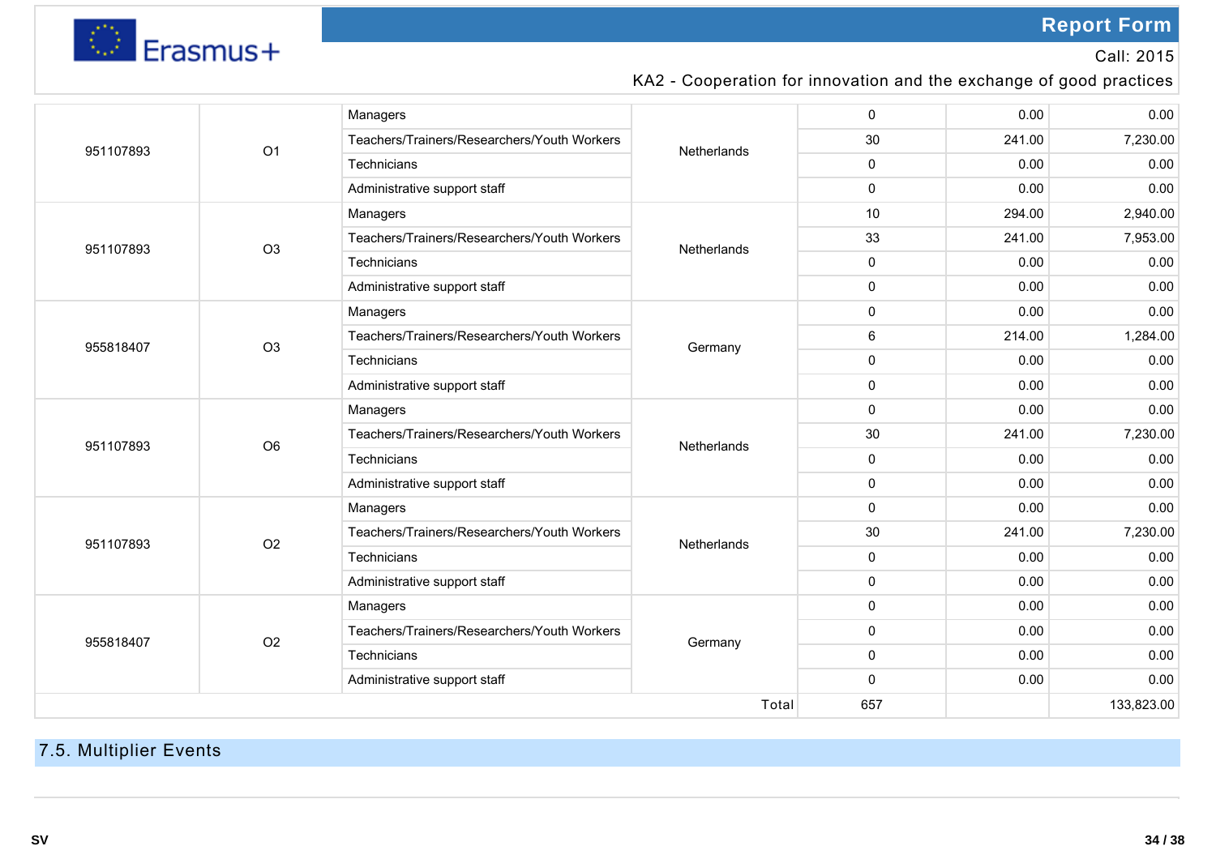| | | | | | | |
|---|---|---|---|---|---|---|
| 951107893 | O1 | Managers | Netherlands | 0 | 0.00 | 0.00 |
| | | Teachers/Trainers/Researchers/Youth Workers | | 30 | 241.00 | 7,230.00 |
| | | Technicians | | 0 | 0.00 | 0.00 |
| | | Administrative support staff | | 0 | 0.00 | 0.00 |
| 951107893 | O3 | Managers | Netherlands | 10 | 294.00 | 2,940.00 |
| | | Teachers/Trainers/Researchers/Youth Workers | | 33 | 241.00 | 7,953.00 |
| | | Technicians | | 0 | 0.00 | 0.00 |
| | | Administrative support staff | | 0 | 0.00 | 0.00 |
| 955818407 | O3 | Managers | Germany | 0 | 0.00 | 0.00 |
| | | Teachers/Trainers/Researchers/Youth Workers | | 6 | 214.00 | 1,284.00 |
| | | Technicians | | 0 | 0.00 | 0.00 |
| | | Administrative support staff | | 0 | 0.00 | 0.00 |
| 951107893 | O6 | Managers | Netherlands | 0 | 0.00 | 0.00 |
| | | Teachers/Trainers/Researchers/Youth Workers | | 30 | 241.00 | 7,230.00 |
| | | Technicians | | 0 | 0.00 | 0.00 |
| | | Administrative support staff | | 0 | 0.00 | 0.00 |
| 951107893 | O2 | Managers | Netherlands | 0 | 0.00 | 0.00 |
| | | Teachers/Trainers/Researchers/Youth Workers | | 30 | 241.00 | 7,230.00 |
| | | Technicians | | 0 | 0.00 | 0.00 |
| | | Administrative support staff | | 0 | 0.00 | 0.00 |
| 955818407 | O2 | Managers | Germany | 0 | 0.00 | 0.00 |
| | | Teachers/Trainers/Researchers/Youth Workers | | 0 | 0.00 | 0.00 |
| | | Technicians | | 0 | 0.00 | 0.00 |
| | | Administrative support staff | | 0 | 0.00 | 0.00 |
| | | | Total | 657 | | 133,823.00 |

## 7.5. Multiplier Events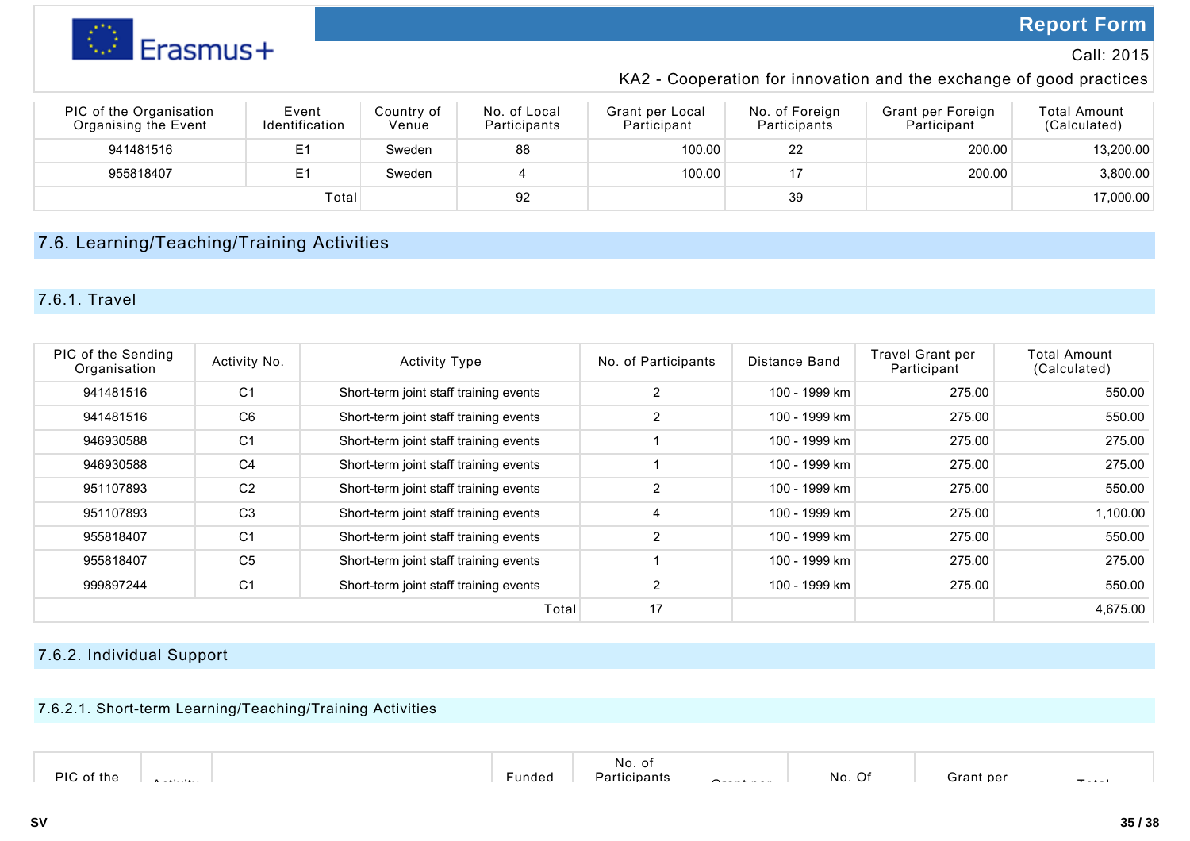| PIC of the Organisation Organising the Event | Event Identification | Country of Venue | No. of Local Participants | Grant per Local Participant | No. of Foreign Participants | Grant per Foreign Participant | Total Amount (Calculated) |
|---|---|---|---|---|---|---|---|
| 941481516 | E1 | Sweden | 88 | 100.00 | 22 | 200.00 | 13,200.00 |
| 955818407 | E1 | Sweden | 4 | 100.00 | 17 | 200.00 | 3,800.00 |
| | | Total | 92 | | 39 | | 17,000.00 |

## 7.6. Learning/Teaching/Training Activities

### 7.6.1. Travel

| PIC of the Sending Organisation | Activity No. | Activity Type | No. of Participants | Distance Band | Travel Grant per Participant | Total Amount (Calculated) |
|---|---|---|---|---|---|---|
| 941481516 | C1 | Short-term joint staff training events | 2 | 100 - 1999 km | 275.00 | 550.00 |
| 941481516 | C6 | Short-term joint staff training events | 2 | 100 - 1999 km | 275.00 | 550.00 |
| 946930588 | C1 | Short-term joint staff training events | 1 | 100 - 1999 km | 275.00 | 275.00 |
| 946930588 | C4 | Short-term joint staff training events | 1 | 100 - 1999 km | 275.00 | 275.00 |
| 951107893 | C2 | Short-term joint staff training events | 2 | 100 - 1999 km | 275.00 | 550.00 |
| 951107893 | C3 | Short-term joint staff training events | 4 | 100 - 1999 km | 275.00 | 1,100.00 |
| 955818407 | C1 | Short-term joint staff training events | 2 | 100 - 1999 km | 275.00 | 550.00 |
| 955818407 | C5 | Short-term joint staff training events | 1 | 100 - 1999 km | 275.00 | 275.00 |
| 999897244 | C1 | Short-term joint staff training events | 2 | 100 - 1999 km | 275.00 | 550.00 |
| | | Total | 17 | | | 4,675.00 |

### 7.6.2. Individual Support

#### 7.6.2.1. Short-term Learning/Teaching/Training Activities

| PIC of the | Activity | | Funded | No. of Participants | Grant per | No. Of | Grant per | Total |
|---|---|---|---|---|---|---|---|---|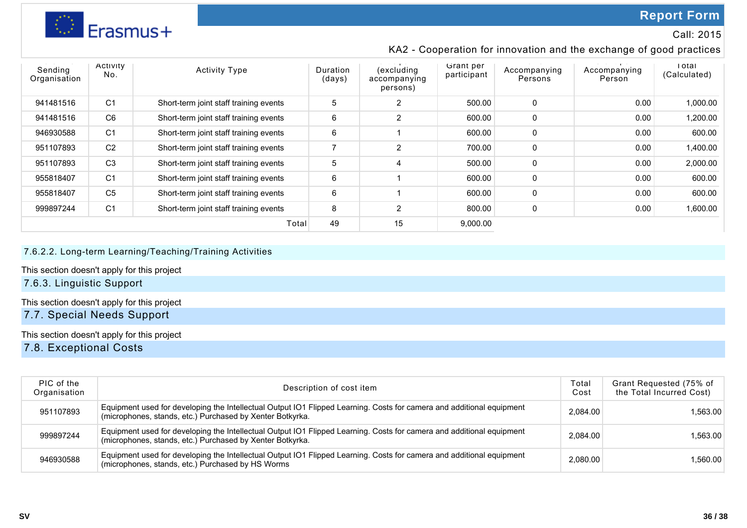| Sending Organisation | Activity No. | Activity Type | Duration (days) | (excluding accompanying persons) | Grant per participant | Accompanying Persons | Accompanying Person | Total (Calculated) |
|---|---|---|---|---|---|---|---|---|
| 941481516 | C1 | Short-term joint staff training events | 5 | 2 | 500.00 | 0 | 0.00 | 1,000.00 |
| 941481516 | C6 | Short-term joint staff training events | 6 | 2 | 600.00 | 0 | 0.00 | 1,200.00 |
| 946930588 | C1 | Short-term joint staff training events | 6 | 1 | 600.00 | 0 | 0.00 | 600.00 |
| 951107893 | C2 | Short-term joint staff training events | 7 | 2 | 700.00 | 0 | 0.00 | 1,400.00 |
| 951107893 | C3 | Short-term joint staff training events | 5 | 4 | 500.00 | 0 | 0.00 | 2,000.00 |
| 955818407 | C1 | Short-term joint staff training events | 6 | 1 | 600.00 | 0 | 0.00 | 600.00 |
| 955818407 | C5 | Short-term joint staff training events | 6 | 1 | 600.00 | 0 | 0.00 | 600.00 |
| 999897244 | C1 | Short-term joint staff training events | 8 | 2 | 800.00 | 0 | 0.00 | 1,600.00 |
| | | Total | 49 | 15 | 9,000.00 | | | |

### 7.6.2.2. Long-term Learning/Teaching/Training Activities

This section doesn't apply for this project

### 7.6.3. Linguistic Support

This section doesn't apply for this project

## 7.7. Special Needs Support

This section doesn't apply for this project

## 7.8. Exceptional Costs

| PIC of the Organisation | Description of cost item | Total Cost | Grant Requested (75% of the Total Incurred Cost) |
|---|---|---|---|
| 951107893 | Equipment used for developing the Intellectual Output IO1 Flipped Learning. Costs for camera and additional equipment (microphones, stands, etc.) Purchased by Xenter Botkyrka. | 2,084.00 | 1,563.00 |
| 999897244 | Equipment used for developing the Intellectual Output IO1 Flipped Learning. Costs for camera and additional equipment (microphones, stands, etc.) Purchased by Xenter Botkyrka. | 2,084.00 | 1,563.00 |
| 946930588 | Equipment used for developing the Intellectual Output IO1 Flipped Learning. Costs for camera and additional equipment (microphones, stands, etc.) Purchased by HS Worms | 2,080.00 | 1,560.00 |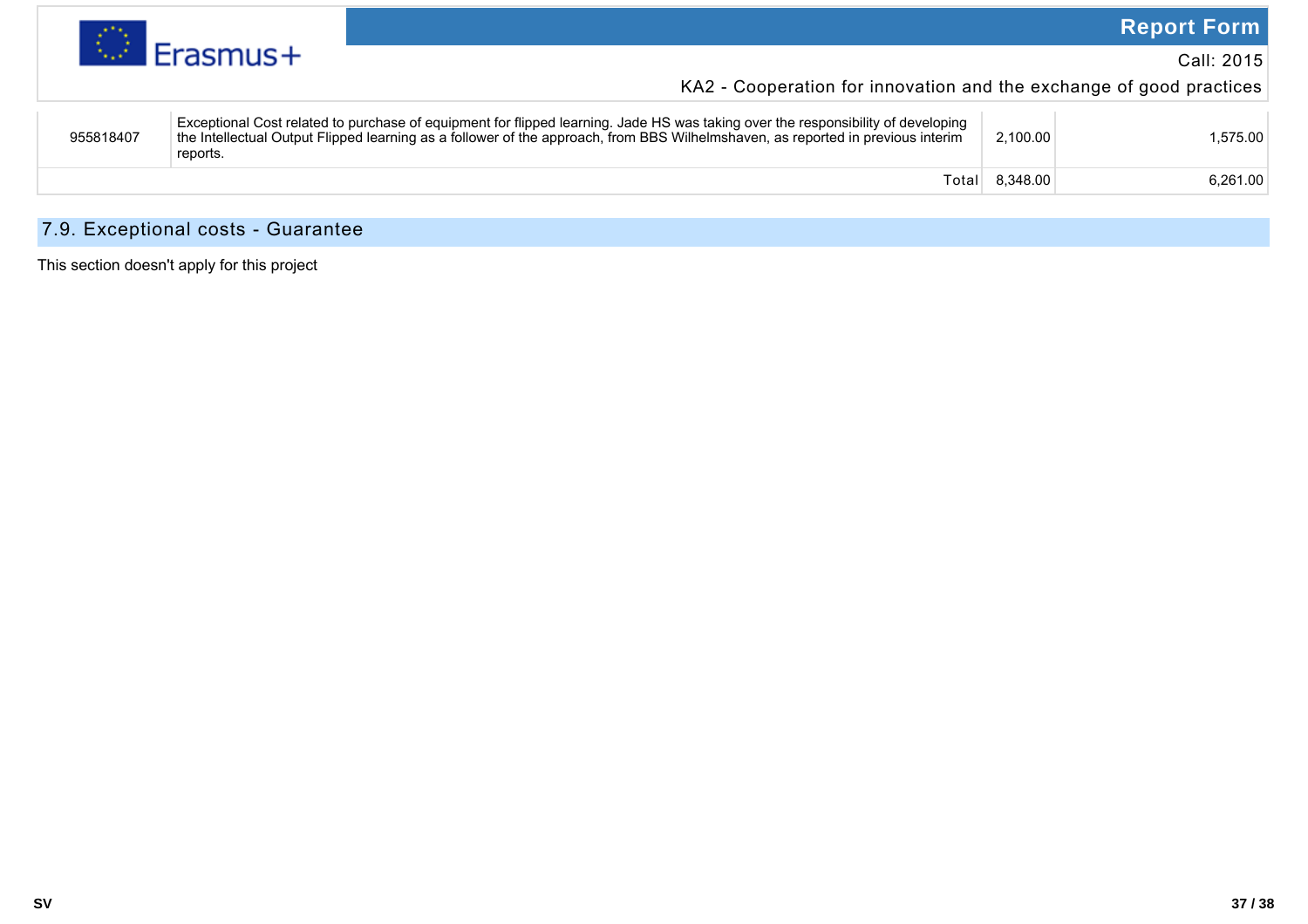| | | | |
|---|---|---|---|
| 955818407 | Exceptional Cost related to purchase of equipment for flipped learning. Jade HS was taking over the responsibility of developing the Intellectual Output Flipped learning as a follower of the approach, from BBS Wilhelmshaven, as reported in previous interim reports. | 2,100.00 | 1,575.00 |
| | Total | 8,348.00 | 6,261.00 |

## 7.9. Exceptional costs - Guarantee

This section doesn't apply for this project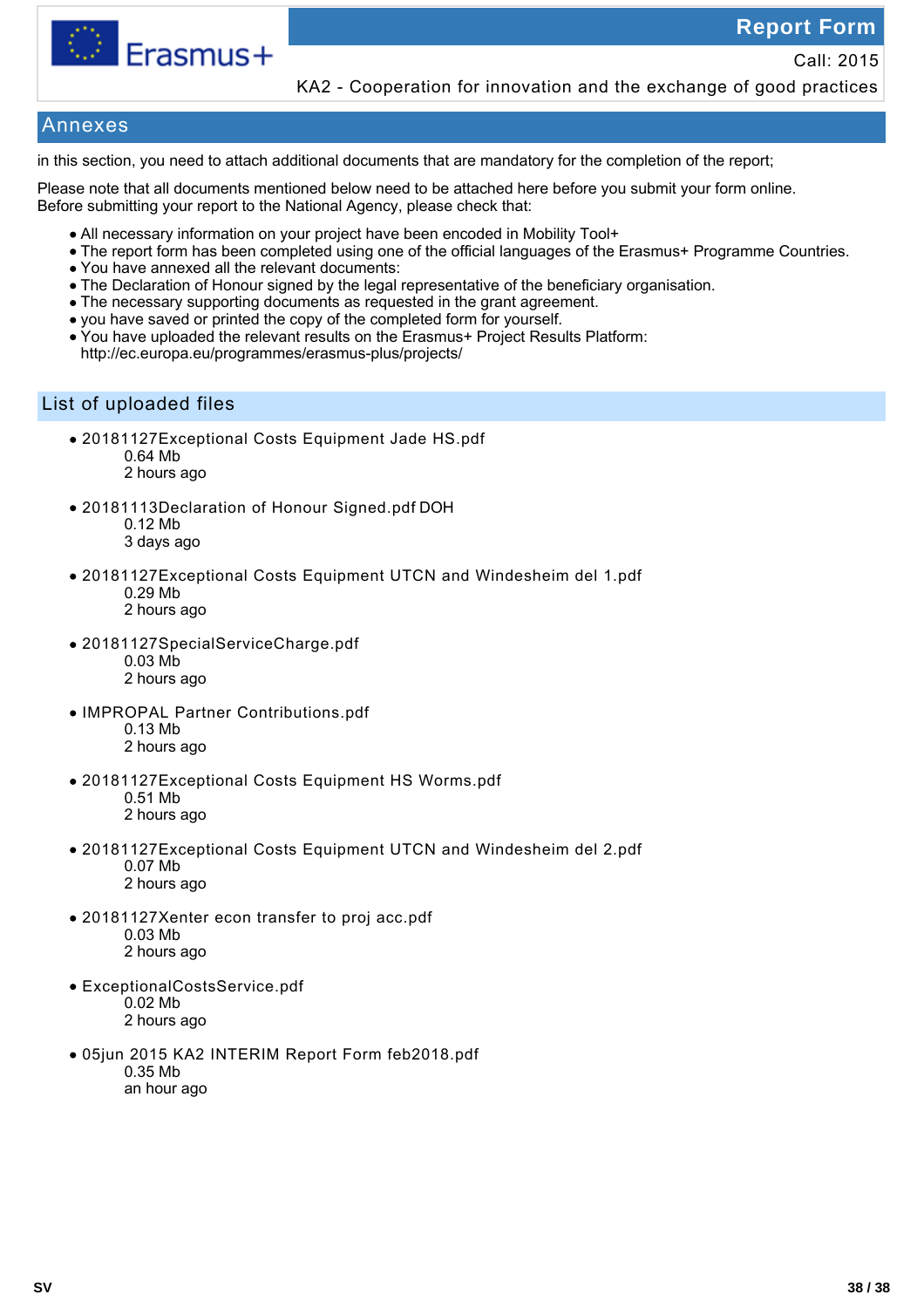## Annexes

in this section, you need to attach additional documents that are mandatory for the completion of the report;

Please note that all documents mentioned below need to be attached here before you submit your form online.
Before submitting your report to the National Agency, please check that:

- All necessary information on your project have been encoded in Mobility Tool+
- The report form has been completed using one of the official languages of the Erasmus+ Programme Countries.
- You have annexed all the relevant documents:
- The Declaration of Honour signed by the legal representative of the beneficiary organisation.
- The necessary supporting documents as requested in the grant agreement.
- you have saved or printed the copy of the completed form for yourself.
- You have uploaded the relevant results on the Erasmus+ Project Results Platform: http://ec.europa.eu/programmes/erasmus-plus/projects/

### List of uploaded files

- 20181127Exceptional Costs Equipment Jade HS.pdf
  0.64 Mb
  2 hours ago
- 20181113Declaration of Honour Signed.pdf DOH
  0.12 Mb
  3 days ago
- 20181127Exceptional Costs Equipment UTCN and Windesheim del 1.pdf
  0.29 Mb
  2 hours ago
- 20181127SpecialServiceCharge.pdf
  0.03 Mb
  2 hours ago
- IMPROPAL Partner Contributions.pdf
  0.13 Mb
  2 hours ago
- 20181127Exceptional Costs Equipment HS Worms.pdf
  0.51 Mb
  2 hours ago
- 20181127Exceptional Costs Equipment UTCN and Windesheim del 2.pdf
  0.07 Mb
  2 hours ago
- 20181127Xenter econ transfer to proj acc.pdf
  0.03 Mb
  2 hours ago
- ExceptionalCostsService.pdf
  0.02 Mb
  2 hours ago
- 05jun 2015 KA2 INTERIM Report Form feb2018.pdf
  0.35 Mb
  an hour ago